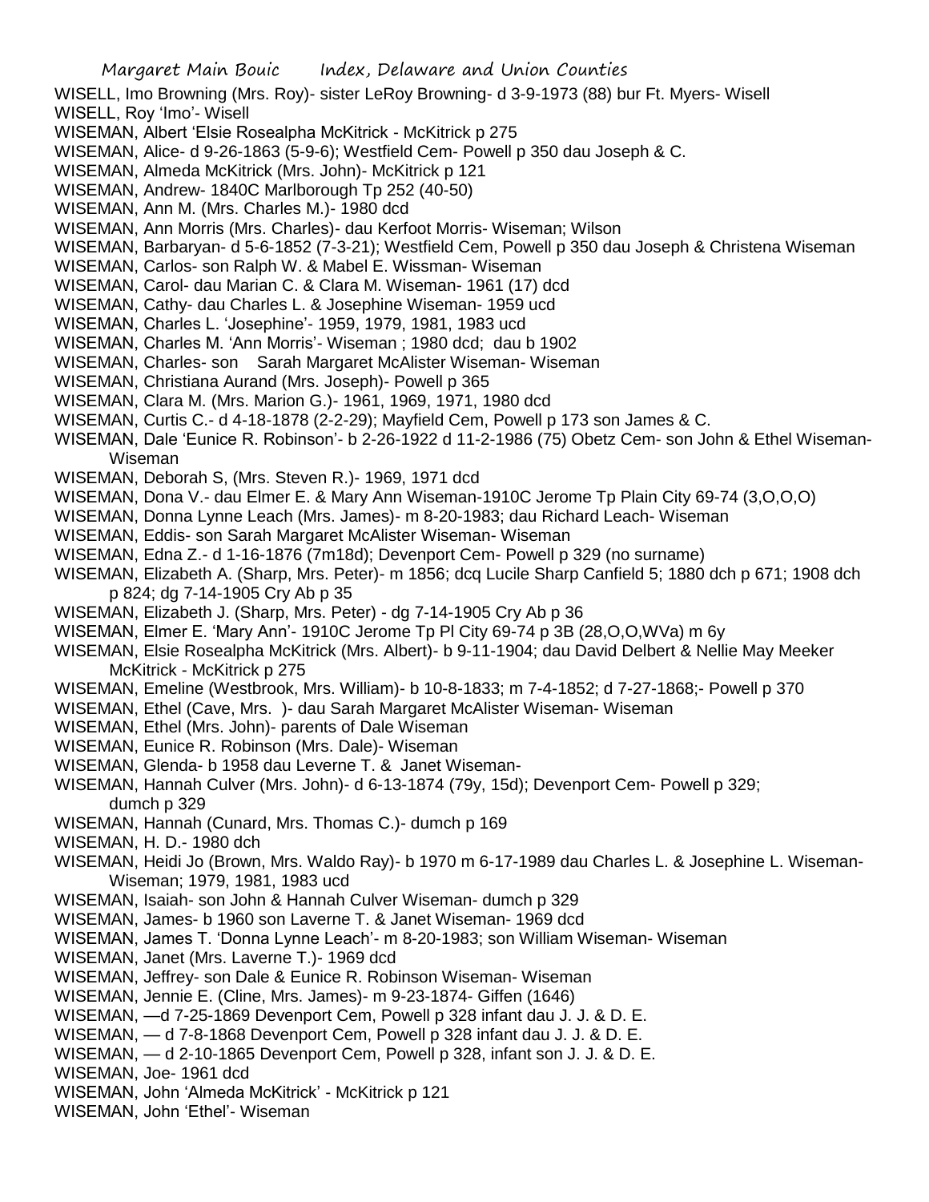WISELL, Imo Browning (Mrs. Roy)- sister LeRoy Browning- d 3-9-1973 (88) bur Ft. Myers- Wisell
WISELL, Roy 'Imo'- Wisell
WISEMAN, Albert 'Elsie Rosealpha McKitrick - McKitrick p 275
WISEMAN, Alice- d 9-26-1863 (5-9-6); Westfield Cem- Powell p 350 dau Joseph & C.
WISEMAN, Almeda McKitrick (Mrs. John)- McKitrick p 121
WISEMAN, Andrew- 1840C Marlborough Tp 252 (40-50)
WISEMAN, Ann M. (Mrs. Charles M.)- 1980 dcd
WISEMAN, Ann Morris (Mrs. Charles)- dau Kerfoot Morris- Wiseman; Wilson
WISEMAN, Barbaryan- d 5-6-1852 (7-3-21); Westfield Cem, Powell p 350 dau Joseph & Christena Wiseman
WISEMAN, Carlos- son Ralph W. & Mabel E. Wissman- Wiseman
WISEMAN, Carol- dau Marian C. & Clara M. Wiseman- 1961 (17) dcd
WISEMAN, Cathy- dau Charles L. & Josephine Wiseman- 1959 ucd
WISEMAN, Charles L. 'Josephine'- 1959, 1979, 1981, 1983 ucd
WISEMAN, Charles M. 'Ann Morris'- Wiseman ; 1980 dcd; dau b 1902
WISEMAN, Charles- son Sarah Margaret McAlister Wiseman- Wiseman
WISEMAN, Christiana Aurand (Mrs. Joseph)- Powell p 365
WISEMAN, Clara M. (Mrs. Marion G.)- 1961, 1969, 1971, 1980 dcd
WISEMAN, Curtis C.- d 4-18-1878 (2-2-29); Mayfield Cem, Powell p 173 son James & C.
WISEMAN, Dale 'Eunice R. Robinson'- b 2-26-1922 d 11-2-1986 (75) Obetz Cem- son John & Ethel Wiseman- Wiseman
WISEMAN, Deborah S, (Mrs. Steven R.)- 1969, 1971 dcd
WISEMAN, Dona V.- dau Elmer E. & Mary Ann Wiseman-1910C Jerome Tp Plain City 69-74 (3,O,O,O)
WISEMAN, Donna Lynne Leach (Mrs. James)- m 8-20-1983; dau Richard Leach- Wiseman
WISEMAN, Eddis- son Sarah Margaret McAlister Wiseman- Wiseman
WISEMAN, Edna Z.- d 1-16-1876 (7m18d); Devenport Cem- Powell p 329 (no surname)
WISEMAN, Elizabeth A. (Sharp, Mrs. Peter)- m 1856; dcq Lucile Sharp Canfield 5; 1880 dch p 671; 1908 dch p 824; dg 7-14-1905 Cry Ab p 35
WISEMAN, Elizabeth J. (Sharp, Mrs. Peter) - dg 7-14-1905 Cry Ab p 36
WISEMAN, Elmer E. 'Mary Ann'- 1910C Jerome Tp Pl City 69-74 p 3B (28,O,O,WVa) m 6y
WISEMAN, Elsie Rosealpha McKitrick (Mrs. Albert)- b 9-11-1904; dau David Delbert & Nellie May Meeker McKitrick - McKitrick p 275
WISEMAN, Emeline (Westbrook, Mrs. William)- b 10-8-1833; m 7-4-1852; d 7-27-1868;- Powell p 370
WISEMAN, Ethel (Cave, Mrs. )- dau Sarah Margaret McAlister Wiseman- Wiseman
WISEMAN, Ethel (Mrs. John)- parents of Dale Wiseman
WISEMAN, Eunice R. Robinson (Mrs. Dale)- Wiseman
WISEMAN, Glenda- b 1958 dau Leverne T. & Janet Wiseman-
WISEMAN, Hannah Culver (Mrs. John)- d 6-13-1874 (79y, 15d); Devenport Cem- Powell p 329; dumch p 329
WISEMAN, Hannah (Cunard, Mrs. Thomas C.)- dumch p 169
WISEMAN, H. D.- 1980 dch
WISEMAN, Heidi Jo (Brown, Mrs. Waldo Ray)- b 1970 m 6-17-1989 dau Charles L. & Josephine L. Wiseman- Wiseman; 1979, 1981, 1983 ucd
WISEMAN, Isaiah- son John & Hannah Culver Wiseman- dumch p 329
WISEMAN, James- b 1960 son Laverne T. & Janet Wiseman- 1969 dcd
WISEMAN, James T. 'Donna Lynne Leach'- m 8-20-1983; son William Wiseman- Wiseman
WISEMAN, Janet (Mrs. Laverne T.)- 1969 dcd
WISEMAN, Jeffrey- son Dale & Eunice R. Robinson Wiseman- Wiseman
WISEMAN, Jennie E. (Cline, Mrs. James)- m 9-23-1874- Giffen (1646)
WISEMAN, —d 7-25-1869 Devenport Cem, Powell p 328 infant dau J. J. & D. E.
WISEMAN, — d 7-8-1868 Devenport Cem, Powell p 328 infant dau J. J. & D. E.
WISEMAN, — d 2-10-1865 Devenport Cem, Powell p 328, infant son J. J. & D. E.
WISEMAN, Joe- 1961 dcd
WISEMAN, John 'Almeda McKitrick' - McKitrick p 121
WISEMAN, John 'Ethel'- Wiseman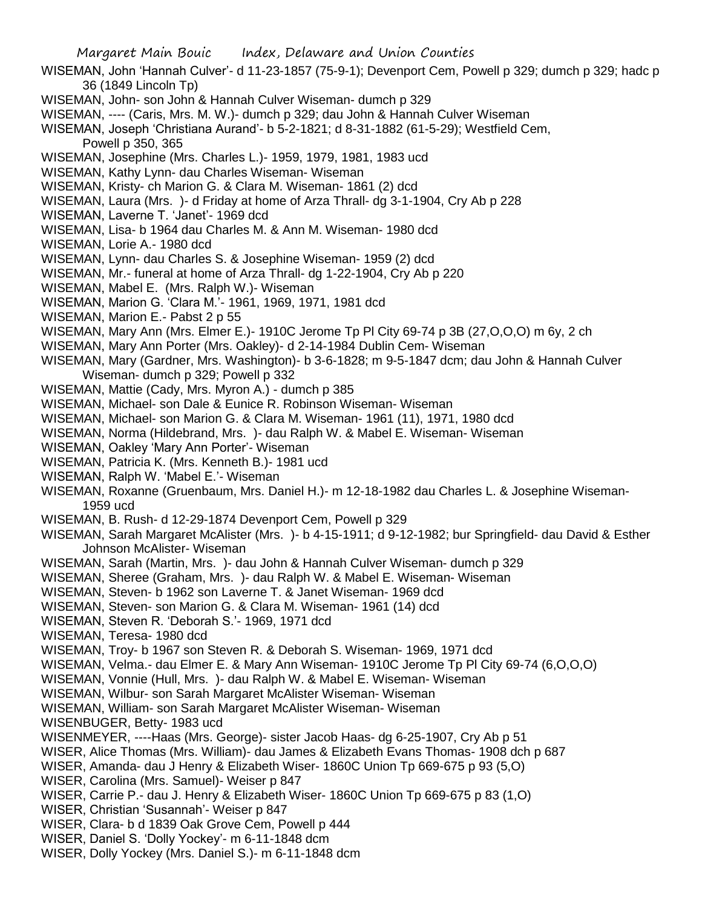WISEMAN, John 'Hannah Culver'- d 11-23-1857 (75-9-1); Devenport Cem, Powell p 329; dumch p 329; hadc p 36 (1849 Lincoln Tp)

WISEMAN, John- son John & Hannah Culver Wiseman- dumch p 329

WISEMAN, ---- (Caris, Mrs. M. W.)- dumch p 329; dau John & Hannah Culver Wiseman

WISEMAN, Joseph 'Christiana Aurand'- b 5-2-1821; d 8-31-1882 (61-5-29); Westfield Cem, Powell p 350, 365

WISEMAN, Josephine (Mrs. Charles L.)- 1959, 1979, 1981, 1983 ucd

WISEMAN, Kathy Lynn- dau Charles Wiseman- Wiseman

WISEMAN, Kristy- ch Marion G. & Clara M. Wiseman- 1861 (2) dcd

WISEMAN, Laura (Mrs. )- d Friday at home of Arza Thrall- dg 3-1-1904, Cry Ab p 228

WISEMAN, Laverne T. 'Janet'- 1969 dcd

WISEMAN, Lisa- b 1964 dau Charles M. & Ann M. Wiseman- 1980 dcd

WISEMAN, Lorie A.- 1980 dcd

WISEMAN, Lynn- dau Charles S. & Josephine Wiseman- 1959 (2) dcd

WISEMAN, Mr.- funeral at home of Arza Thrall- dg 1-22-1904, Cry Ab p 220

WISEMAN, Mabel E. (Mrs. Ralph W.)- Wiseman

WISEMAN, Marion G. 'Clara M.'- 1961, 1969, 1971, 1981 dcd

WISEMAN, Marion E.- Pabst 2 p 55

WISEMAN, Mary Ann (Mrs. Elmer E.)- 1910C Jerome Tp Pl City 69-74 p 3B (27,O,O,O) m 6y, 2 ch

WISEMAN, Mary Ann Porter (Mrs. Oakley)- d 2-14-1984 Dublin Cem- Wiseman

WISEMAN, Mary (Gardner, Mrs. Washington)- b 3-6-1828; m 9-5-1847 dcm; dau John & Hannah Culver Wiseman- dumch p 329; Powell p 332

WISEMAN, Mattie (Cady, Mrs. Myron A.) - dumch p 385

WISEMAN, Michael- son Dale & Eunice R. Robinson Wiseman- Wiseman

WISEMAN, Michael- son Marion G. & Clara M. Wiseman- 1961 (11), 1971, 1980 dcd

WISEMAN, Norma (Hildebrand, Mrs. )- dau Ralph W. & Mabel E. Wiseman- Wiseman

WISEMAN, Oakley 'Mary Ann Porter'- Wiseman

WISEMAN, Patricia K. (Mrs. Kenneth B.)- 1981 ucd

WISEMAN, Ralph W. 'Mabel E.'- Wiseman

WISEMAN, Roxanne (Gruenbaum, Mrs. Daniel H.)- m 12-18-1982 dau Charles L. & Josephine Wiseman- 1959 ucd

WISEMAN, B. Rush- d 12-29-1874 Devenport Cem, Powell p 329

WISEMAN, Sarah Margaret McAlister (Mrs. )- b 4-15-1911; d 9-12-1982; bur Springfield- dau David & Esther Johnson McAlister- Wiseman

WISEMAN, Sarah (Martin, Mrs. )- dau John & Hannah Culver Wiseman- dumch p 329

WISEMAN, Sheree (Graham, Mrs. )- dau Ralph W. & Mabel E. Wiseman- Wiseman

WISEMAN, Steven- b 1962 son Laverne T. & Janet Wiseman- 1969 dcd

WISEMAN, Steven- son Marion G. & Clara M. Wiseman- 1961 (14) dcd

WISEMAN, Steven R. 'Deborah S.'- 1969, 1971 dcd

WISEMAN, Teresa- 1980 dcd

WISEMAN, Troy- b 1967 son Steven R. & Deborah S. Wiseman- 1969, 1971 dcd

WISEMAN, Velma.- dau Elmer E. & Mary Ann Wiseman- 1910C Jerome Tp Pl City 69-74 (6,O,O,O)

WISEMAN, Vonnie (Hull, Mrs. )- dau Ralph W. & Mabel E. Wiseman- Wiseman

WISEMAN, Wilbur- son Sarah Margaret McAlister Wiseman- Wiseman

WISEMAN, William- son Sarah Margaret McAlister Wiseman- Wiseman

WISENBUGER, Betty- 1983 ucd

WISENMEYER, ----Haas (Mrs. George)- sister Jacob Haas- dg 6-25-1907, Cry Ab p 51

WISER, Alice Thomas (Mrs. William)- dau James & Elizabeth Evans Thomas- 1908 dch p 687

WISER, Amanda- dau J Henry & Elizabeth Wiser- 1860C Union Tp 669-675 p 93 (5,O)

WISER, Carolina (Mrs. Samuel)- Weiser p 847

WISER, Carrie P.- dau J. Henry & Elizabeth Wiser- 1860C Union Tp 669-675 p 83 (1,O)

WISER, Christian 'Susannah'- Weiser p 847

WISER, Clara- b d 1839 Oak Grove Cem, Powell p 444

WISER, Daniel S. 'Dolly Yockey'- m 6-11-1848 dcm

WISER, Dolly Yockey (Mrs. Daniel S.)- m 6-11-1848 dcm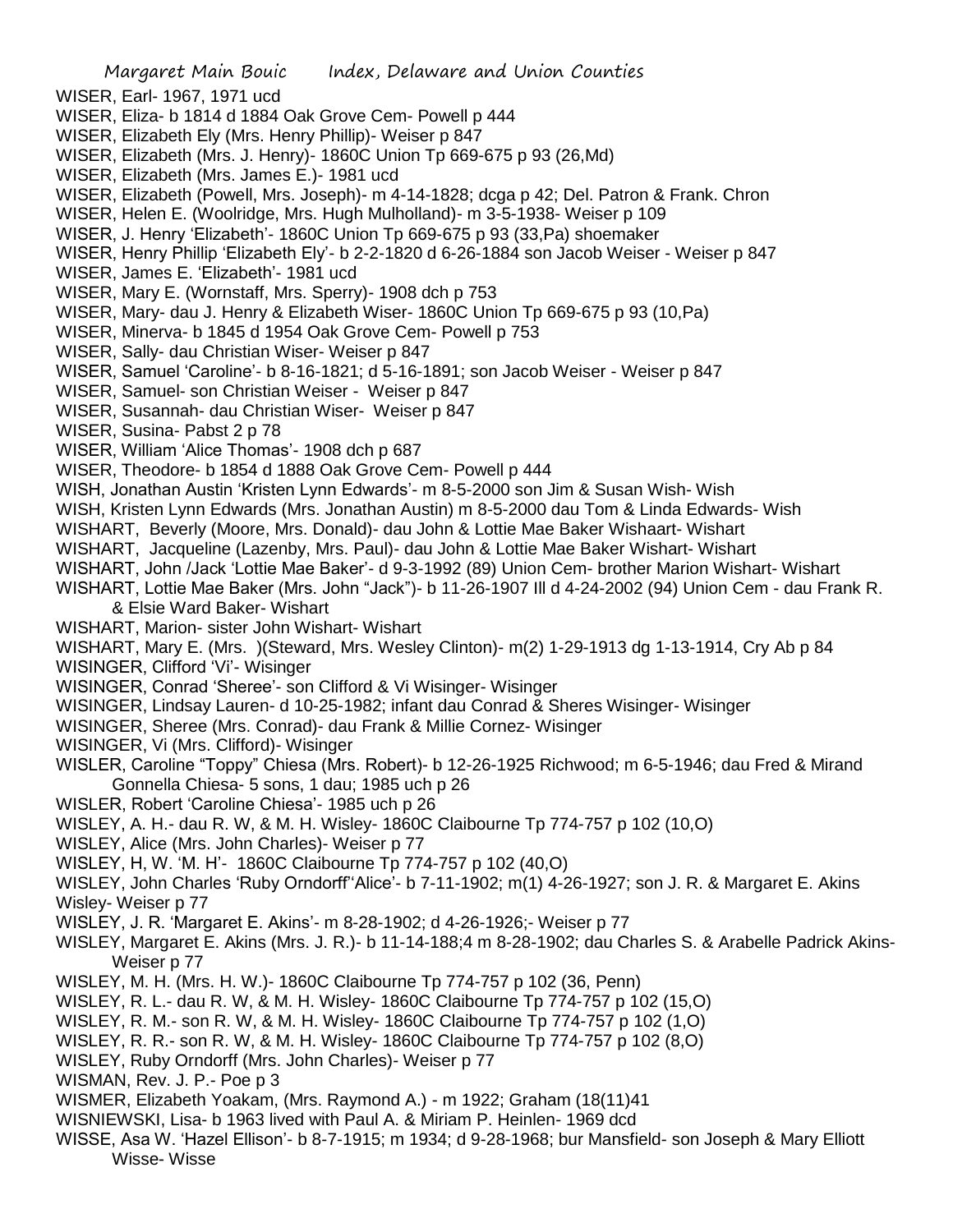WISER, Earl- 1967, 1971 ucd
WISER, Eliza- b 1814 d 1884 Oak Grove Cem- Powell p 444
WISER, Elizabeth Ely (Mrs. Henry Phillip)- Weiser p 847
WISER, Elizabeth (Mrs. J. Henry)- 1860C Union Tp 669-675 p 93 (26,Md)
WISER, Elizabeth (Mrs. James E.)- 1981 ucd
WISER, Elizabeth (Powell, Mrs. Joseph)- m 4-14-1828; dcga p 42; Del. Patron & Frank. Chron
WISER, Helen E. (Woolridge, Mrs. Hugh Mulholland)- m 3-5-1938- Weiser p 109
WISER, J. Henry 'Elizabeth'- 1860C Union Tp 669-675 p 93 (33,Pa) shoemaker
WISER, Henry Phillip 'Elizabeth Ely'- b 2-2-1820 d 6-26-1884 son Jacob Weiser - Weiser p 847
WISER, James E. 'Elizabeth'- 1981 ucd
WISER, Mary E. (Wornstaff, Mrs. Sperry)- 1908 dch p 753
WISER, Mary- dau J. Henry & Elizabeth Wiser- 1860C Union Tp 669-675 p 93 (10,Pa)
WISER, Minerva- b 1845 d 1954 Oak Grove Cem- Powell p 753
WISER, Sally- dau Christian Wiser- Weiser p 847
WISER, Samuel 'Caroline'- b 8-16-1821; d 5-16-1891; son Jacob Weiser - Weiser p 847
WISER, Samuel- son Christian Weiser - Weiser p 847
WISER, Susannah- dau Christian Wiser- Weiser p 847
WISER, Susina- Pabst 2 p 78
WISER, William 'Alice Thomas'- 1908 dch p 687
WISER, Theodore- b 1854 d 1888 Oak Grove Cem- Powell p 444
WISH, Jonathan Austin 'Kristen Lynn Edwards'- m 8-5-2000 son Jim & Susan Wish- Wish
WISH, Kristen Lynn Edwards (Mrs. Jonathan Austin) m 8-5-2000 dau Tom & Linda Edwards- Wish
WISHART, Beverly (Moore, Mrs. Donald)- dau John & Lottie Mae Baker Wishaart- Wishart
WISHART, Jacqueline (Lazenby, Mrs. Paul)- dau John & Lottie Mae Baker Wishart- Wishart
WISHART, John /Jack 'Lottie Mae Baker'- d 9-3-1992 (89) Union Cem- brother Marion Wishart- Wishart
WISHART, Lottie Mae Baker (Mrs. John "Jack")- b 11-26-1907 Ill d 4-24-2002 (94) Union Cem - dau Frank R. & Elsie Ward Baker- Wishart
WISHART, Marion- sister John Wishart- Wishart
WISHART, Mary E. (Mrs. )(Steward, Mrs. Wesley Clinton)- m(2) 1-29-1913 dg 1-13-1914, Cry Ab p 84
WISINGER, Clifford 'Vi'- Wisinger
WISINGER, Conrad 'Sheree'- son Clifford & Vi Wisinger- Wisinger
WISINGER, Lindsay Lauren- d 10-25-1982; infant dau Conrad & Sheres Wisinger- Wisinger
WISINGER, Sheree (Mrs. Conrad)- dau Frank & Millie Cornez- Wisinger
WISINGER, Vi (Mrs. Clifford)- Wisinger
WISLER, Caroline "Toppy" Chiesa (Mrs. Robert)- b 12-26-1925 Richwood; m 6-5-1946; dau Fred & Mirand Gonnella Chiesa- 5 sons, 1 dau; 1985 uch p 26
WISLER, Robert 'Caroline Chiesa'- 1985 uch p 26
WISLEY, A. H.- dau R. W, & M. H. Wisley- 1860C Claibourne Tp 774-757 p 102 (10,O)
WISLEY, Alice (Mrs. John Charles)- Weiser p 77
WISLEY, H, W. 'M. H'- 1860C Claibourne Tp 774-757 p 102 (40,O)
WISLEY, John Charles 'Ruby Orndorff''Alice'- b 7-11-1902; m(1) 4-26-1927; son J. R. & Margaret E. Akins Wisley- Weiser p 77
WISLEY, J. R. 'Margaret E. Akins'- m 8-28-1902; d 4-26-1926;- Weiser p 77
WISLEY, Margaret E. Akins (Mrs. J. R.)- b 11-14-188;4 m 8-28-1902; dau Charles S. & Arabelle Padrick Akins- Weiser p 77
WISLEY, M. H. (Mrs. H. W.)- 1860C Claibourne Tp 774-757 p 102 (36, Penn)
WISLEY, R. L.- dau R. W, & M. H. Wisley- 1860C Claibourne Tp 774-757 p 102 (15,O)
WISLEY, R. M.- son R. W, & M. H. Wisley- 1860C Claibourne Tp 774-757 p 102 (1,O)
WISLEY, R. R.- son R. W, & M. H. Wisley- 1860C Claibourne Tp 774-757 p 102 (8,O)
WISLEY, Ruby Orndorff (Mrs. John Charles)- Weiser p 77
WISMAN, Rev. J. P.- Poe p 3
WISMER, Elizabeth Yoakam, (Mrs. Raymond A.) - m 1922; Graham (18(11)41
WISNIEWSKI, Lisa- b 1963 lived with Paul A. & Miriam P. Heinlen- 1969 dcd
WISSE, Asa W. 'Hazel Ellison'- b 8-7-1915; m 1934; d 9-28-1968; bur Mansfield- son Joseph & Mary Elliott Wisse- Wisse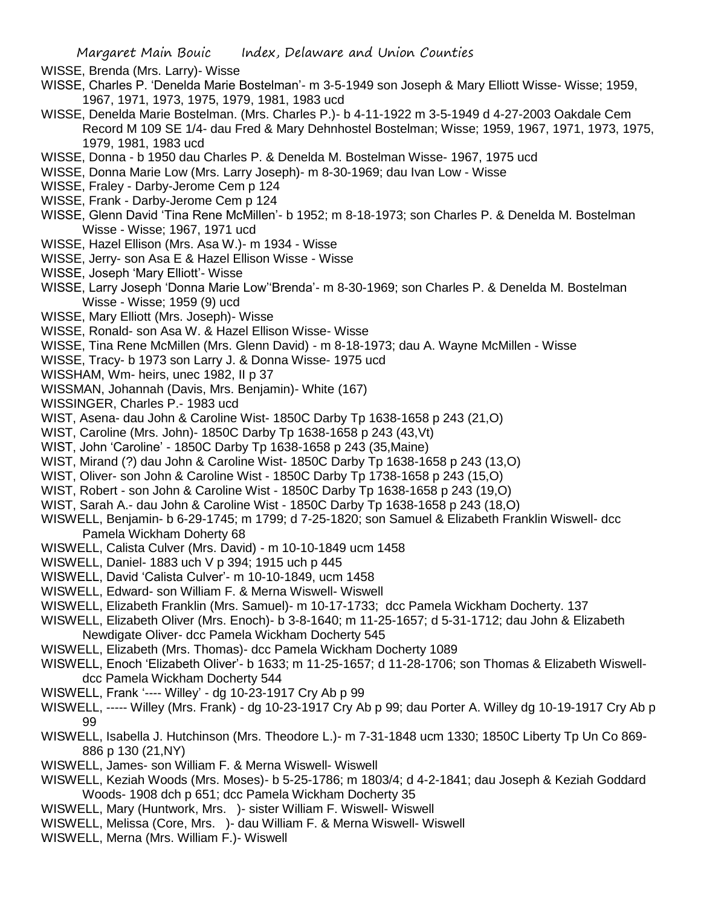WISSE, Brenda (Mrs. Larry)- Wisse

WISSE, Charles P. 'Denelda Marie Bostelman'- m 3-5-1949 son Joseph & Mary Elliott Wisse- Wisse; 1959, 1967, 1971, 1973, 1975, 1979, 1981, 1983 ucd

WISSE, Denelda Marie Bostelman. (Mrs. Charles P.)- b 4-11-1922 m 3-5-1949 d 4-27-2003 Oakdale Cem Record M 109 SE 1/4- dau Fred & Mary Dehnhostel Bostelman; Wisse; 1959, 1967, 1971, 1973, 1975, 1979, 1981, 1983 ucd

WISSE, Donna - b 1950 dau Charles P. & Denelda M. Bostelman Wisse- 1967, 1975 ucd

WISSE, Donna Marie Low (Mrs. Larry Joseph)- m 8-30-1969; dau Ivan Low - Wisse

WISSE, Fraley - Darby-Jerome Cem p 124

WISSE, Frank - Darby-Jerome Cem p 124

WISSE, Glenn David 'Tina Rene McMillen'- b 1952; m 8-18-1973; son Charles P. & Denelda M. Bostelman Wisse - Wisse; 1967, 1971 ucd

WISSE, Hazel Ellison (Mrs. Asa W.)- m 1934 - Wisse

WISSE, Jerry- son Asa E & Hazel Ellison Wisse - Wisse

WISSE, Joseph 'Mary Elliott'- Wisse

WISSE, Larry Joseph 'Donna Marie Low''Brenda'- m 8-30-1969; son Charles P. & Denelda M. Bostelman Wisse - Wisse; 1959 (9) ucd

WISSE, Mary Elliott (Mrs. Joseph)- Wisse

WISSE, Ronald- son Asa W. & Hazel Ellison Wisse- Wisse

WISSE, Tina Rene McMillen (Mrs. Glenn David) - m 8-18-1973; dau A. Wayne McMillen - Wisse

WISSE, Tracy- b 1973 son Larry J. & Donna Wisse- 1975 ucd

WISSHAM, Wm- heirs, unec 1982, II p 37

WISSMAN, Johannah (Davis, Mrs. Benjamin)- White (167)

WISSINGER, Charles P.- 1983 ucd

WIST, Asena- dau John & Caroline Wist- 1850C Darby Tp 1638-1658 p 243 (21,O)

WIST, Caroline (Mrs. John)- 1850C Darby Tp 1638-1658 p 243 (43,Vt)

WIST, John 'Caroline' - 1850C Darby Tp 1638-1658 p 243 (35,Maine)

WIST, Mirand (?) dau John & Caroline Wist- 1850C Darby Tp 1638-1658 p 243 (13,O)

WIST, Oliver- son John & Caroline Wist - 1850C Darby Tp 1738-1658 p 243 (15,O)

WIST, Robert - son John & Caroline Wist - 1850C Darby Tp 1638-1658 p 243 (19,O)

WIST, Sarah A.- dau John & Caroline Wist - 1850C Darby Tp 1638-1658 p 243 (18,O)

WISWELL, Benjamin- b 6-29-1745; m 1799; d 7-25-1820; son Samuel & Elizabeth Franklin Wiswell- dcc Pamela Wickham Doherty 68

WISWELL, Calista Culver (Mrs. David) - m 10-10-1849 ucm 1458

WISWELL, Daniel- 1883 uch V p 394; 1915 uch p 445

WISWELL, David 'Calista Culver'- m 10-10-1849, ucm 1458

WISWELL, Edward- son William F. & Merna Wiswell- Wiswell

WISWELL, Elizabeth Franklin (Mrs. Samuel)- m 10-17-1733; dcc Pamela Wickham Docherty. 137

WISWELL, Elizabeth Oliver (Mrs. Enoch)- b 3-8-1640; m 11-25-1657; d 5-31-1712; dau John & Elizabeth Newdigate Oliver- dcc Pamela Wickham Docherty 545

WISWELL, Elizabeth (Mrs. Thomas)- dcc Pamela Wickham Docherty 1089

WISWELL, Enoch 'Elizabeth Oliver'- b 1633; m 11-25-1657; d 11-28-1706; son Thomas & Elizabeth Wiswell- dcc Pamela Wickham Docherty 544

WISWELL, Frank '---- Willey' - dg 10-23-1917 Cry Ab p 99

WISWELL, ----- Willey (Mrs. Frank) - dg 10-23-1917 Cry Ab p 99; dau Porter A. Willey dg 10-19-1917 Cry Ab p 99

WISWELL, Isabella J. Hutchinson (Mrs. Theodore L.)- m 7-31-1848 ucm 1330; 1850C Liberty Tp Un Co 869-886 p 130 (21,NY)

WISWELL, James- son William F. & Merna Wiswell- Wiswell

WISWELL, Keziah Woods (Mrs. Moses)- b 5-25-1786; m 1803/4; d 4-2-1841; dau Joseph & Keziah Goddard Woods- 1908 dch p 651; dcc Pamela Wickham Docherty 35

WISWELL, Mary (Huntwork, Mrs. )- sister William F. Wiswell- Wiswell

WISWELL, Melissa (Core, Mrs. )- dau William F. & Merna Wiswell- Wiswell

WISWELL, Merna (Mrs. William F.)- Wiswell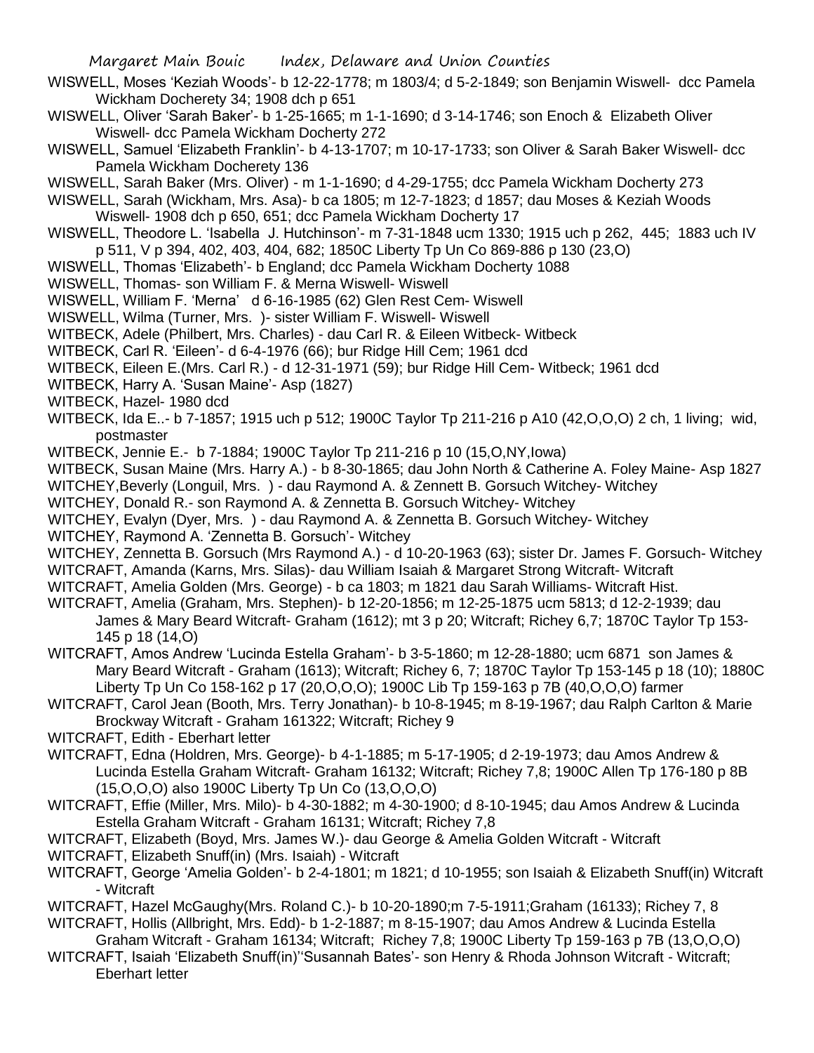WISWELL, Moses 'Keziah Woods'- b 12-22-1778; m 1803/4; d 5-2-1849; son Benjamin Wiswell- dcc Pamela Wickham Docherety 34; 1908 dch p 651

WISWELL, Oliver 'Sarah Baker'- b 1-25-1665; m 1-1-1690; d 3-14-1746; son Enoch & Elizabeth Oliver Wiswell- dcc Pamela Wickham Docherty 272

WISWELL, Samuel 'Elizabeth Franklin'- b 4-13-1707; m 10-17-1733; son Oliver & Sarah Baker Wiswell- dcc Pamela Wickham Docherety 136

WISWELL, Sarah Baker (Mrs. Oliver) - m 1-1-1690; d 4-29-1755; dcc Pamela Wickham Docherty 273

WISWELL, Sarah (Wickham, Mrs. Asa)- b ca 1805; m 12-7-1823; d 1857; dau Moses & Keziah Woods Wiswell- 1908 dch p 650, 651; dcc Pamela Wickham Docherty 17

WISWELL, Theodore L. 'Isabella J. Hutchinson'- m 7-31-1848 ucm 1330; 1915 uch p 262, 445; 1883 uch IV p 511, V p 394, 402, 403, 404, 682; 1850C Liberty Tp Un Co 869-886 p 130 (23,O)

WISWELL, Thomas 'Elizabeth'- b England; dcc Pamela Wickham Docherty 1088

WISWELL, Thomas- son William F. & Merna Wiswell- Wiswell

WISWELL, William F. 'Merna' d 6-16-1985 (62) Glen Rest Cem- Wiswell

WISWELL, Wilma (Turner, Mrs. )- sister William F. Wiswell- Wiswell

WITBECK, Adele (Philbert, Mrs. Charles) - dau Carl R. & Eileen Witbeck- Witbeck

WITBECK, Carl R. 'Eileen'- d 6-4-1976 (66); bur Ridge Hill Cem; 1961 dcd

WITBECK, Eileen E.(Mrs. Carl R.) - d 12-31-1971 (59); bur Ridge Hill Cem- Witbeck; 1961 dcd

WITBECK, Harry A. 'Susan Maine'- Asp (1827)

WITBECK, Hazel- 1980 dcd

WITBECK, Ida E..- b 7-1857; 1915 uch p 512; 1900C Taylor Tp 211-216 p A10 (42,O,O,O) 2 ch, 1 living; wid, postmaster

WITBECK, Jennie E.- b 7-1884; 1900C Taylor Tp 211-216 p 10 (15,O,NY,Iowa)

WITBECK, Susan Maine (Mrs. Harry A.) - b 8-30-1865; dau John North & Catherine A. Foley Maine- Asp 1827

WITCHEY,Beverly (Longuil, Mrs. ) - dau Raymond A. & Zennett B. Gorsuch Witchey- Witchey

WITCHEY, Donald R.- son Raymond A. & Zennetta B. Gorsuch Witchey- Witchey

WITCHEY, Evalyn (Dyer, Mrs. ) - dau Raymond A. & Zennetta B. Gorsuch Witchey- Witchey

WITCHEY, Raymond A. 'Zennetta B. Gorsuch'- Witchey

WITCHEY, Zennetta B. Gorsuch (Mrs Raymond A.) - d 10-20-1963 (63); sister Dr. James F. Gorsuch- Witchey

WITCRAFT, Amanda (Karns, Mrs. Silas)- dau William Isaiah & Margaret Strong Witcraft- Witcraft

WITCRAFT, Amelia Golden (Mrs. George) - b ca 1803; m 1821 dau Sarah Williams- Witcraft Hist.

WITCRAFT, Amelia (Graham, Mrs. Stephen)- b 12-20-1856; m 12-25-1875 ucm 5813; d 12-2-1939; dau James & Mary Beard Witcraft- Graham (1612); mt 3 p 20; Witcraft; Richey 6,7; 1870C Taylor Tp 153-145 p 18 (14,O)

WITCRAFT, Amos Andrew 'Lucinda Estella Graham'- b 3-5-1860; m 12-28-1880; ucm 6871 son James & Mary Beard Witcraft - Graham (1613); Witcraft; Richey 6, 7; 1870C Taylor Tp 153-145 p 18 (10); 1880C Liberty Tp Un Co 158-162 p 17 (20,O,O,O); 1900C Lib Tp 159-163 p 7B (40,O,O,O) farmer

WITCRAFT, Carol Jean (Booth, Mrs. Terry Jonathan)- b 10-8-1945; m 8-19-1967; dau Ralph Carlton & Marie Brockway Witcraft - Graham 161322; Witcraft; Richey 9

WITCRAFT, Edith - Eberhart letter

WITCRAFT, Edna (Holdren, Mrs. George)- b 4-1-1885; m 5-17-1905; d 2-19-1973; dau Amos Andrew & Lucinda Estella Graham Witcraft- Graham 16132; Witcraft; Richey 7,8; 1900C Allen Tp 176-180 p 8B (15,O,O,O) also 1900C Liberty Tp Un Co (13,O,O,O)

WITCRAFT, Effie (Miller, Mrs. Milo)- b 4-30-1882; m 4-30-1900; d 8-10-1945; dau Amos Andrew & Lucinda Estella Graham Witcraft - Graham 16131; Witcraft; Richey 7,8

WITCRAFT, Elizabeth (Boyd, Mrs. James W.)- dau George & Amelia Golden Witcraft - Witcraft

WITCRAFT, Elizabeth Snuff(in) (Mrs. Isaiah) - Witcraft

WITCRAFT, George 'Amelia Golden'- b 2-4-1801; m 1821; d 10-1955; son Isaiah & Elizabeth Snuff(in) Witcraft - Witcraft

WITCRAFT, Hazel McGaughy(Mrs. Roland C.)- b 10-20-1890;m 7-5-1911;Graham (16133); Richey 7, 8

WITCRAFT, Hollis (Allbright, Mrs. Edd)- b 1-2-1887; m 8-15-1907; dau Amos Andrew & Lucinda Estella Graham Witcraft - Graham 16134; Witcraft; Richey 7,8; 1900C Liberty Tp 159-163 p 7B (13,O,O,O)

WITCRAFT, Isaiah 'Elizabeth Snuff(in)''Susannah Bates'- son Henry & Rhoda Johnson Witcraft - Witcraft; Eberhart letter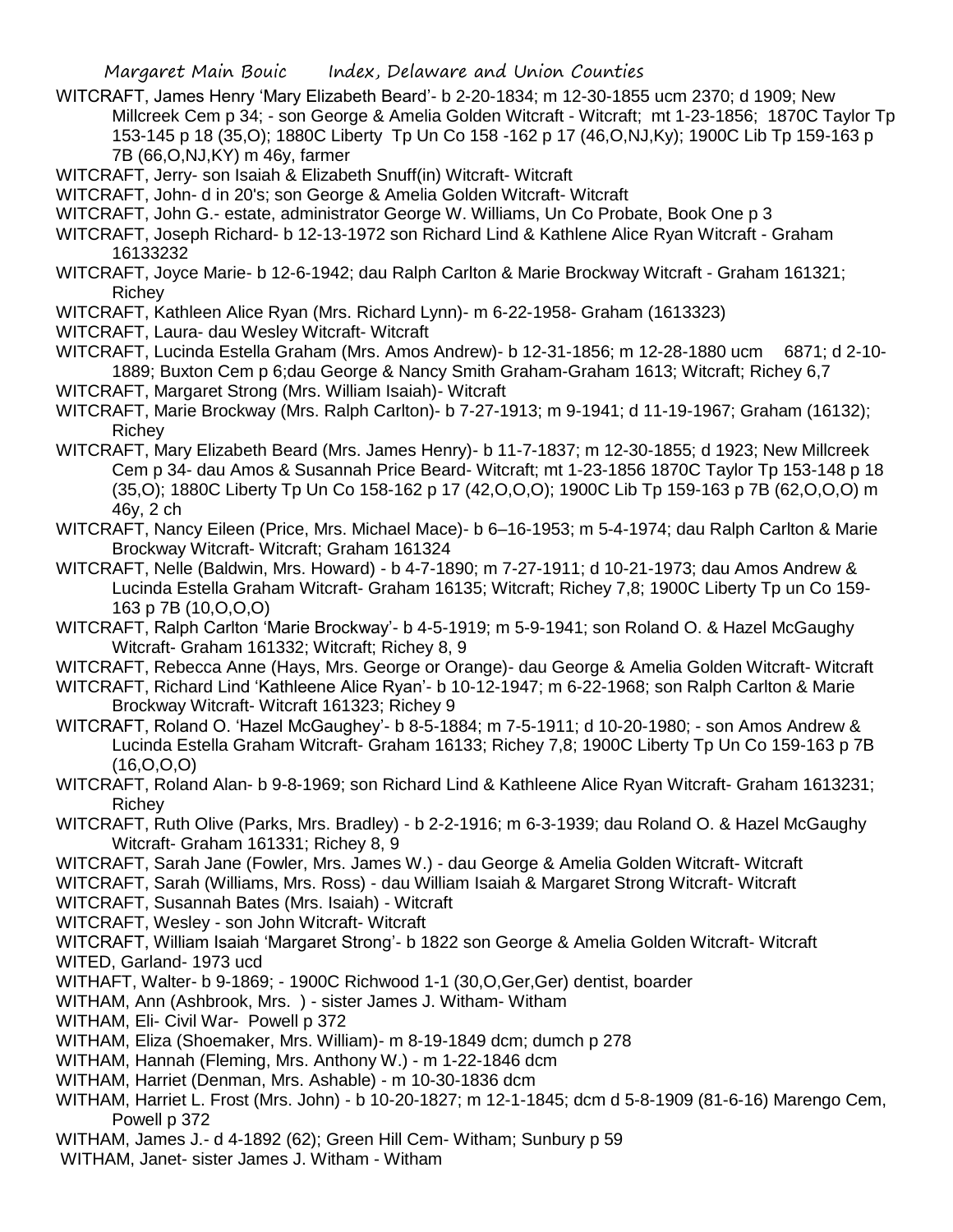WITCRAFT, James Henry 'Mary Elizabeth Beard'- b 2-20-1834; m 12-30-1855 ucm 2370; d 1909; New Millcreek Cem p 34; - son George & Amelia Golden Witcraft - Witcraft; mt 1-23-1856; 1870C Taylor Tp 153-145 p 18 (35,O); 1880C Liberty Tp Un Co 158 -162 p 17 (46,O,NJ,Ky); 1900C Lib Tp 159-163 p 7B (66,O,NJ,KY) m 46y, farmer

WITCRAFT, Jerry- son Isaiah & Elizabeth Snuff(in) Witcraft- Witcraft

WITCRAFT, John- d in 20's; son George & Amelia Golden Witcraft- Witcraft

WITCRAFT, John G.- estate, administrator George W. Williams, Un Co Probate, Book One p 3

WITCRAFT, Joseph Richard- b 12-13-1972 son Richard Lind & Kathlene Alice Ryan Witcraft - Graham 16133232

WITCRAFT, Joyce Marie- b 12-6-1942; dau Ralph Carlton & Marie Brockway Witcraft - Graham 161321; Richey

WITCRAFT, Kathleen Alice Ryan (Mrs. Richard Lynn)- m 6-22-1958- Graham (1613323)

WITCRAFT, Laura- dau Wesley Witcraft- Witcraft

WITCRAFT, Lucinda Estella Graham (Mrs. Amos Andrew)- b 12-31-1856; m 12-28-1880 ucm 6871; d 2-10-1889; Buxton Cem p 6;dau George & Nancy Smith Graham-Graham 1613; Witcraft; Richey 6,7

WITCRAFT, Margaret Strong (Mrs. William Isaiah)- Witcraft

WITCRAFT, Marie Brockway (Mrs. Ralph Carlton)- b 7-27-1913; m 9-1941; d 11-19-1967; Graham (16132); Richey

WITCRAFT, Mary Elizabeth Beard (Mrs. James Henry)- b 11-7-1837; m 12-30-1855; d 1923; New Millcreek Cem p 34- dau Amos & Susannah Price Beard- Witcraft; mt 1-23-1856 1870C Taylor Tp 153-148 p 18 (35,O); 1880C Liberty Tp Un Co 158-162 p 17 (42,O,O,O); 1900C Lib Tp 159-163 p 7B (62,O,O,O) m 46y, 2 ch

WITCRAFT, Nancy Eileen (Price, Mrs. Michael Mace)- b 6–16-1953; m 5-4-1974; dau Ralph Carlton & Marie Brockway Witcraft- Witcraft; Graham 161324

WITCRAFT, Nelle (Baldwin, Mrs. Howard) - b 4-7-1890; m 7-27-1911; d 10-21-1973; dau Amos Andrew & Lucinda Estella Graham Witcraft- Graham 16135; Witcraft; Richey 7,8; 1900C Liberty Tp un Co 159-163 p 7B (10,O,O,O)

WITCRAFT, Ralph Carlton 'Marie Brockway'- b 4-5-1919; m 5-9-1941; son Roland O. & Hazel McGaughy Witcraft- Graham 161332; Witcraft; Richey 8, 9

WITCRAFT, Rebecca Anne (Hays, Mrs. George or Orange)- dau George & Amelia Golden Witcraft- Witcraft

WITCRAFT, Richard Lind 'Kathleene Alice Ryan'- b 10-12-1947; m 6-22-1968; son Ralph Carlton & Marie Brockway Witcraft- Witcraft 161323; Richey 9

WITCRAFT, Roland O. 'Hazel McGaughey'- b 8-5-1884; m 7-5-1911; d 10-20-1980; - son Amos Andrew & Lucinda Estella Graham Witcraft- Graham 16133; Richey 7,8; 1900C Liberty Tp Un Co 159-163 p 7B (16,O,O,O)

WITCRAFT, Roland Alan- b 9-8-1969; son Richard Lind & Kathleene Alice Ryan Witcraft- Graham 1613231; Richey

WITCRAFT, Ruth Olive (Parks, Mrs. Bradley) - b 2-2-1916; m 6-3-1939; dau Roland O. & Hazel McGaughy Witcraft- Graham 161331; Richey 8, 9

WITCRAFT, Sarah Jane (Fowler, Mrs. James W.) - dau George & Amelia Golden Witcraft- Witcraft

WITCRAFT, Sarah (Williams, Mrs. Ross) - dau William Isaiah & Margaret Strong Witcraft- Witcraft

WITCRAFT, Susannah Bates (Mrs. Isaiah) - Witcraft

WITCRAFT, Wesley - son John Witcraft- Witcraft

WITCRAFT, William Isaiah 'Margaret Strong'- b 1822 son George & Amelia Golden Witcraft- Witcraft

WITED, Garland- 1973 ucd

WITHAFT, Walter- b 9-1869; - 1900C Richwood 1-1 (30,O,Ger,Ger) dentist, boarder

WITHAM, Ann (Ashbrook, Mrs. ) - sister James J. Witham- Witham

WITHAM, Eli- Civil War- Powell p 372

WITHAM, Eliza (Shoemaker, Mrs. William)- m 8-19-1849 dcm; dumch p 278

WITHAM, Hannah (Fleming, Mrs. Anthony W.) - m 1-22-1846 dcm

WITHAM, Harriet (Denman, Mrs. Ashable) - m 10-30-1836 dcm

WITHAM, Harriet L. Frost (Mrs. John) - b 10-20-1827; m 12-1-1845; dcm d 5-8-1909 (81-6-16) Marengo Cem, Powell p 372

WITHAM, James J.- d 4-1892 (62); Green Hill Cem- Witham; Sunbury p 59

WITHAM, Janet- sister James J. Witham - Witham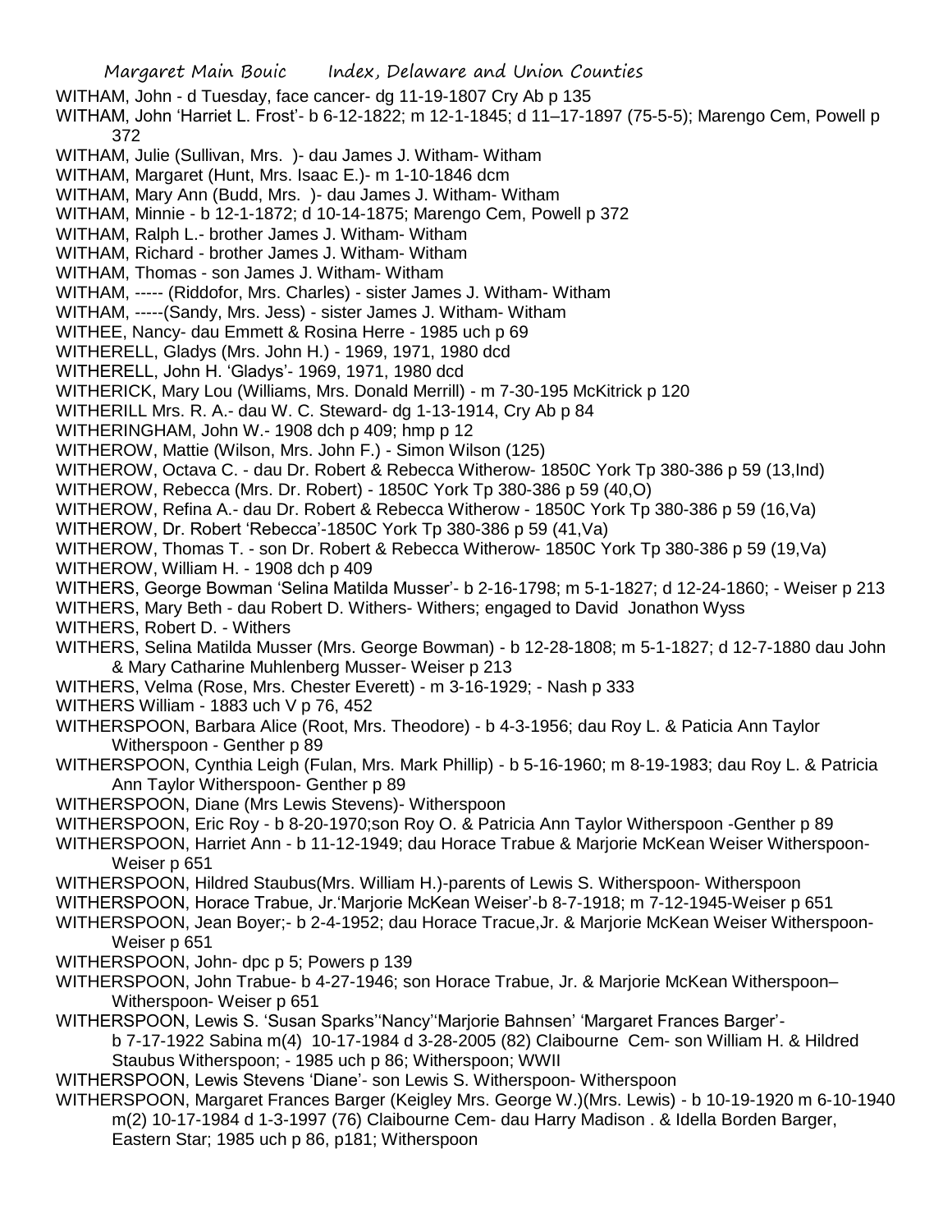WITHAM, John - d Tuesday, face cancer- dg 11-19-1807 Cry Ab p 135

WITHAM, John 'Harriet L. Frost'- b 6-12-1822; m 12-1-1845; d 11–17-1897 (75-5-5); Marengo Cem, Powell p 372

WITHAM, Julie (Sullivan, Mrs. )- dau James J. Witham- Witham

WITHAM, Margaret (Hunt, Mrs. Isaac E.)- m 1-10-1846 dcm

WITHAM, Mary Ann (Budd, Mrs. )- dau James J. Witham- Witham

WITHAM, Minnie - b 12-1-1872; d 10-14-1875; Marengo Cem, Powell p 372

WITHAM, Ralph L.- brother James J. Witham- Witham

WITHAM, Richard - brother James J. Witham- Witham

WITHAM, Thomas - son James J. Witham- Witham

WITHAM, ----- (Riddofor, Mrs. Charles) - sister James J. Witham- Witham

WITHAM, -----(Sandy, Mrs. Jess) - sister James J. Witham- Witham

WITHEE, Nancy- dau Emmett & Rosina Herre - 1985 uch p 69

WITHERELL, Gladys (Mrs. John H.) - 1969, 1971, 1980 dcd

WITHERELL, John H. 'Gladys'- 1969, 1971, 1980 dcd

WITHERICK, Mary Lou (Williams, Mrs. Donald Merrill) - m 7-30-195 McKitrick p 120

WITHERILL Mrs. R. A.- dau W. C. Steward- dg 1-13-1914, Cry Ab p 84

WITHERINGHAM, John W.- 1908 dch p 409; hmp p 12

WITHEROW, Mattie (Wilson, Mrs. John F.) - Simon Wilson (125)

WITHEROW, Octava C. - dau Dr. Robert & Rebecca Witherow- 1850C York Tp 380-386 p 59 (13,Ind)

WITHEROW, Rebecca (Mrs. Dr. Robert) - 1850C York Tp 380-386 p 59 (40,O)

WITHEROW, Refina A.- dau Dr. Robert & Rebecca Witherow - 1850C York Tp 380-386 p 59 (16,Va)

WITHEROW, Dr. Robert 'Rebecca'-1850C York Tp 380-386 p 59 (41,Va)

WITHEROW, Thomas T. - son Dr. Robert & Rebecca Witherow- 1850C York Tp 380-386 p 59 (19,Va)

WITHEROW, William H. - 1908 dch p 409

WITHERS, George Bowman 'Selina Matilda Musser'- b 2-16-1798; m 5-1-1827; d 12-24-1860; - Weiser p 213

WITHERS, Mary Beth - dau Robert D. Withers- Withers; engaged to David Jonathon Wyss

WITHERS, Robert D. - Withers

WITHERS, Selina Matilda Musser (Mrs. George Bowman) - b 12-28-1808; m 5-1-1827; d 12-7-1880 dau John & Mary Catharine Muhlenberg Musser- Weiser p 213

WITHERS, Velma (Rose, Mrs. Chester Everett) - m 3-16-1929; - Nash p 333

WITHERS William - 1883 uch V p 76, 452

WITHERSPOON, Barbara Alice (Root, Mrs. Theodore) - b 4-3-1956; dau Roy L. & Paticia Ann Taylor Witherspoon - Genther p 89

WITHERSPOON, Cynthia Leigh (Fulan, Mrs. Mark Phillip) - b 5-16-1960; m 8-19-1983; dau Roy L. & Patricia Ann Taylor Witherspoon- Genther p 89

WITHERSPOON, Diane (Mrs Lewis Stevens)- Witherspoon

WITHERSPOON, Eric Roy - b 8-20-1970;son Roy O. & Patricia Ann Taylor Witherspoon -Genther p 89

WITHERSPOON, Harriet Ann - b 11-12-1949; dau Horace Trabue & Marjorie McKean Weiser Witherspoon- Weiser p 651

WITHERSPOON, Hildred Staubus(Mrs. William H.)-parents of Lewis S. Witherspoon- Witherspoon

WITHERSPOON, Horace Trabue, Jr.'Marjorie McKean Weiser'-b 8-7-1918; m 7-12-1945-Weiser p 651

WITHERSPOON, Jean Boyer;- b 2-4-1952; dau Horace Tracue,Jr. & Marjorie McKean Weiser Witherspoon- Weiser p 651

WITHERSPOON, John- dpc p 5; Powers p 139

WITHERSPOON, John Trabue- b 4-27-1946; son Horace Trabue, Jr. & Marjorie McKean Witherspoon– Witherspoon- Weiser p 651

WITHERSPOON, Lewis S. 'Susan Sparks''Nancy''Marjorie Bahnsen' 'Margaret Frances Barger'- b 7-17-1922 Sabina m(4) 10-17-1984 d 3-28-2005 (82) Claibourne Cem- son William H. & Hildred Staubus Witherspoon; - 1985 uch p 86; Witherspoon; WWII

WITHERSPOON, Lewis Stevens 'Diane'- son Lewis S. Witherspoon- Witherspoon

WITHERSPOON, Margaret Frances Barger (Keigley Mrs. George W.)(Mrs. Lewis) - b 10-19-1920 m 6-10-1940 m(2) 10-17-1984 d 1-3-1997 (76) Claibourne Cem- dau Harry Madison . & Idella Borden Barger, Eastern Star; 1985 uch p 86, p181; Witherspoon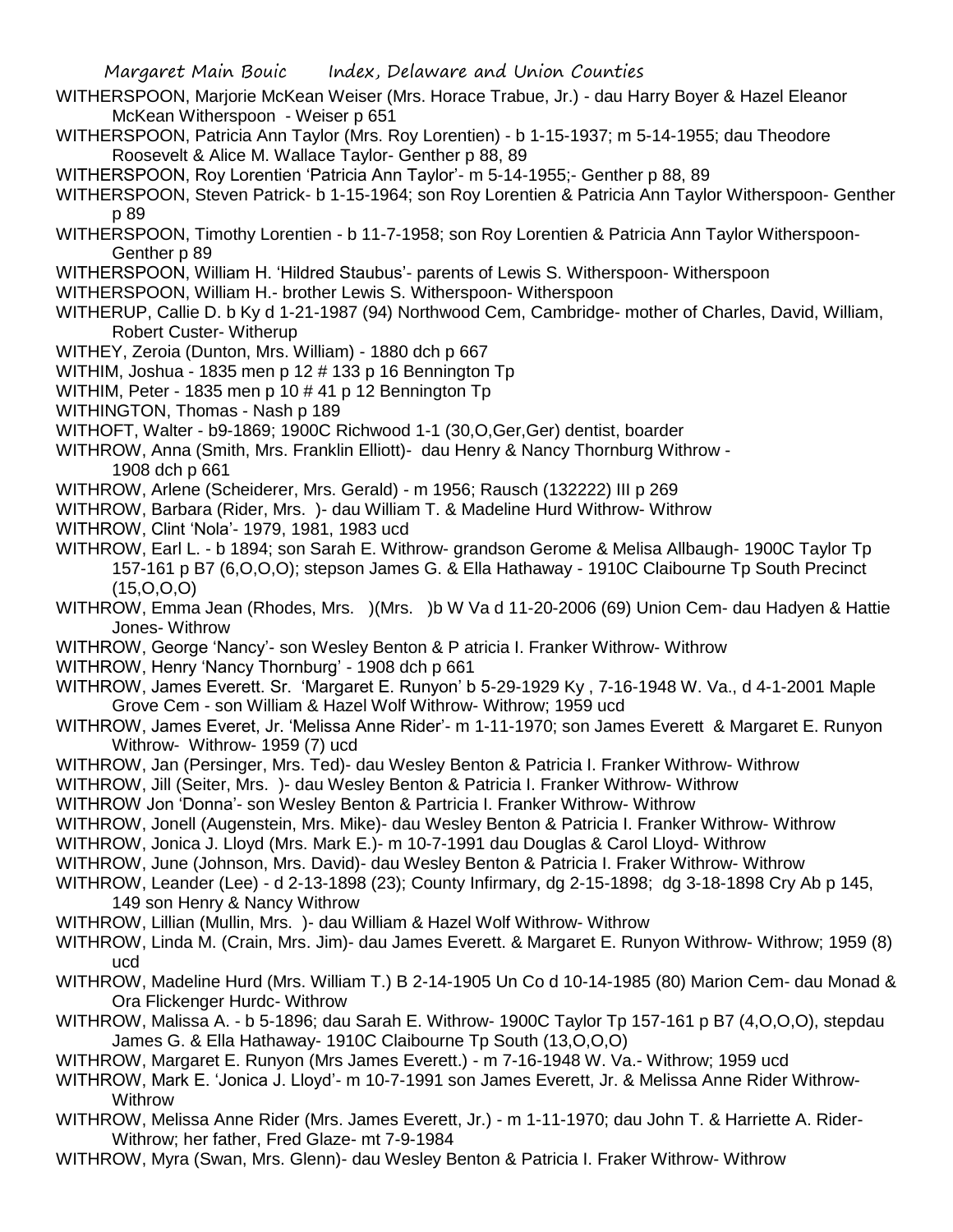WITHERSPOON, Marjorie McKean Weiser (Mrs. Horace Trabue, Jr.) - dau Harry Boyer & Hazel Eleanor McKean Witherspoon - Weiser p 651

WITHERSPOON, Patricia Ann Taylor (Mrs. Roy Lorentien) - b 1-15-1937; m 5-14-1955; dau Theodore Roosevelt & Alice M. Wallace Taylor- Genther p 88, 89

WITHERSPOON, Roy Lorentien 'Patricia Ann Taylor'- m 5-14-1955;- Genther p 88, 89

WITHERSPOON, Steven Patrick- b 1-15-1964; son Roy Lorentien & Patricia Ann Taylor Witherspoon- Genther p 89

WITHERSPOON, Timothy Lorentien - b 11-7-1958; son Roy Lorentien & Patricia Ann Taylor Witherspoon- Genther p 89

WITHERSPOON, William H. 'Hildred Staubus'- parents of Lewis S. Witherspoon- Witherspoon

WITHERSPOON, William H.- brother Lewis S. Witherspoon- Witherspoon

WITHERUP, Callie D. b Ky d 1-21-1987 (94) Northwood Cem, Cambridge- mother of Charles, David, William, Robert Custer- Witherup

WITHEY, Zeroia (Dunton, Mrs. William) - 1880 dch p 667

WITHIM, Joshua - 1835 men p 12 # 133 p 16 Bennington Tp

WITHIM, Peter - 1835 men p 10 # 41 p 12 Bennington Tp

WITHINGTON, Thomas - Nash p 189

WITHOFT, Walter - b9-1869; 1900C Richwood 1-1 (30,O,Ger,Ger) dentist, boarder

WITHROW, Anna (Smith, Mrs. Franklin Elliott)- dau Henry & Nancy Thornburg Withrow - 1908 dch p 661

WITHROW, Arlene (Scheiderer, Mrs. Gerald) - m 1956; Rausch (132222) III p 269

WITHROW, Barbara (Rider, Mrs. )- dau William T. & Madeline Hurd Withrow- Withrow

WITHROW, Clint 'Nola'- 1979, 1981, 1983 ucd

WITHROW, Earl L. - b 1894; son Sarah E. Withrow- grandson Gerome & Melisa Allbaugh- 1900C Taylor Tp 157-161 p B7 (6,O,O,O); stepson James G. & Ella Hathaway - 1910C Claibourne Tp South Precinct (15,O,O,O)

WITHROW, Emma Jean (Rhodes, Mrs. )(Mrs. )b W Va d 11-20-2006 (69) Union Cem- dau Hadyen & Hattie Jones- Withrow

WITHROW, George 'Nancy'- son Wesley Benton & P atricia I. Franker Withrow- Withrow

WITHROW, Henry 'Nancy Thornburg' - 1908 dch p 661

WITHROW, James Everett. Sr. 'Margaret E. Runyon' b 5-29-1929 Ky , 7-16-1948 W. Va., d 4-1-2001 Maple Grove Cem - son William & Hazel Wolf Withrow- Withrow; 1959 ucd

WITHROW, James Everet, Jr. 'Melissa Anne Rider'- m 1-11-1970; son James Everett & Margaret E. Runyon Withrow- Withrow- 1959 (7) ucd

WITHROW, Jan (Persinger, Mrs. Ted)- dau Wesley Benton & Patricia I. Franker Withrow- Withrow

WITHROW, Jill (Seiter, Mrs. )- dau Wesley Benton & Patricia I. Franker Withrow- Withrow

WITHROW Jon 'Donna'- son Wesley Benton & Partricia I. Franker Withrow- Withrow

WITHROW, Jonell (Augenstein, Mrs. Mike)- dau Wesley Benton & Patricia I. Franker Withrow- Withrow

WITHROW, Jonica J. Lloyd (Mrs. Mark E.)- m 10-7-1991 dau Douglas & Carol Lloyd- Withrow

WITHROW, June (Johnson, Mrs. David)- dau Wesley Benton & Patricia I. Fraker Withrow- Withrow

WITHROW, Leander (Lee) - d 2-13-1898 (23); County Infirmary, dg 2-15-1898; dg 3-18-1898 Cry Ab p 145, 149 son Henry & Nancy Withrow

WITHROW, Lillian (Mullin, Mrs. )- dau William & Hazel Wolf Withrow- Withrow

WITHROW, Linda M. (Crain, Mrs. Jim)- dau James Everett. & Margaret E. Runyon Withrow- Withrow; 1959 (8) ucd

WITHROW, Madeline Hurd (Mrs. William T.) B 2-14-1905 Un Co d 10-14-1985 (80) Marion Cem- dau Monad & Ora Flickenger Hurdc- Withrow

WITHROW, Malissa A. - b 5-1896; dau Sarah E. Withrow- 1900C Taylor Tp 157-161 p B7 (4,O,O,O), stepdau James G. & Ella Hathaway- 1910C Claibourne Tp South (13,O,O,O)

WITHROW, Margaret E. Runyon (Mrs James Everett.) - m 7-16-1948 W. Va.- Withrow; 1959 ucd

WITHROW, Mark E. 'Jonica J. Lloyd'- m 10-7-1991 son James Everett, Jr. & Melissa Anne Rider Withrow- Withrow

WITHROW, Melissa Anne Rider (Mrs. James Everett, Jr.) - m 1-11-1970; dau John T. & Harriette A. Rider- Withrow; her father, Fred Glaze- mt 7-9-1984

WITHROW, Myra (Swan, Mrs. Glenn)- dau Wesley Benton & Patricia I. Fraker Withrow- Withrow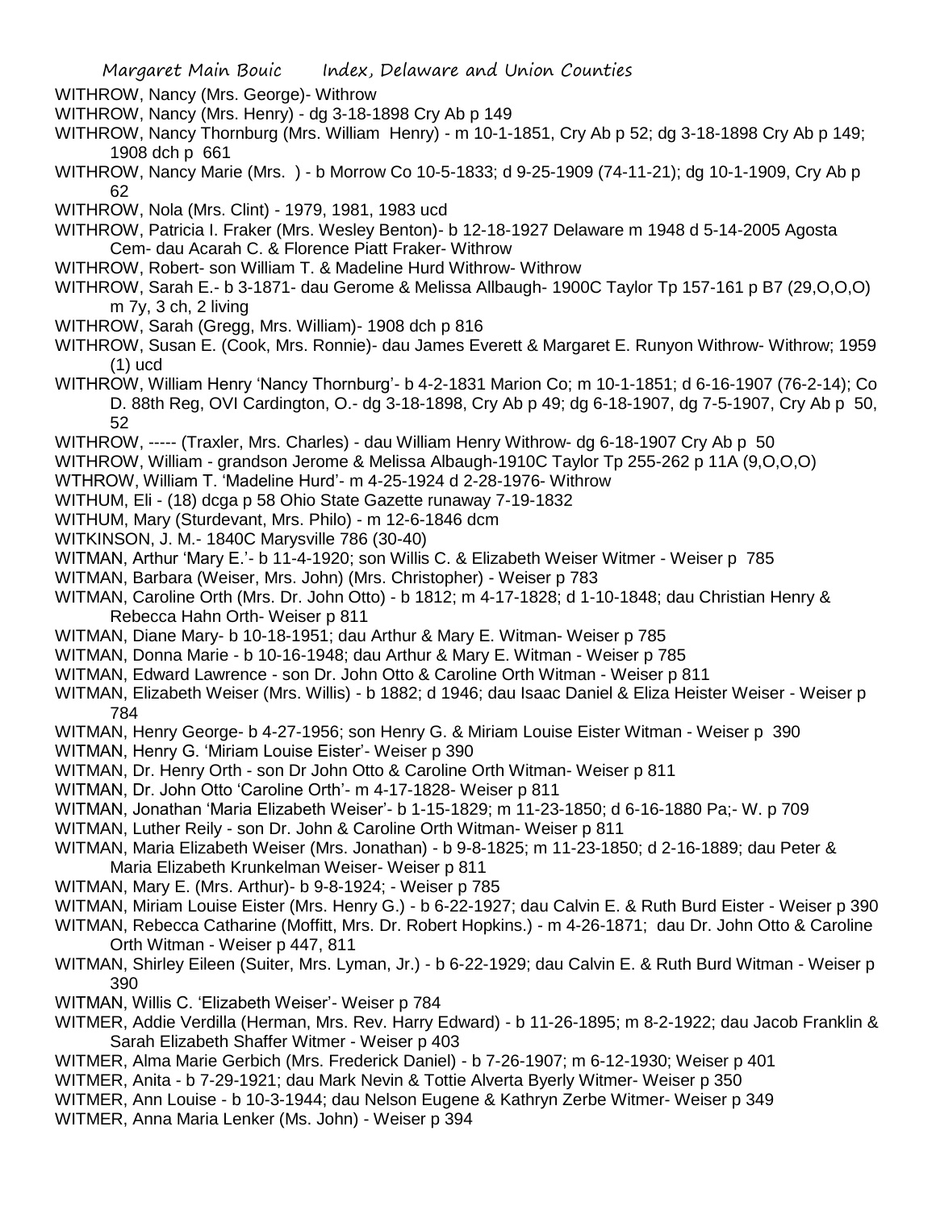WITHROW, Nancy (Mrs. George)- Withrow

WITHROW, Nancy (Mrs. Henry) - dg 3-18-1898 Cry Ab p 149

WITHROW, Nancy Thornburg (Mrs. William Henry) - m 10-1-1851, Cry Ab p 52; dg 3-18-1898 Cry Ab p 149; 1908 dch p 661

WITHROW, Nancy Marie (Mrs. ) - b Morrow Co 10-5-1833; d 9-25-1909 (74-11-21); dg 10-1-1909, Cry Ab p 62

WITHROW, Nola (Mrs. Clint) - 1979, 1981, 1983 ucd

WITHROW, Patricia I. Fraker (Mrs. Wesley Benton)- b 12-18-1927 Delaware m 1948 d 5-14-2005 Agosta Cem- dau Acarah C. & Florence Piatt Fraker- Withrow

WITHROW, Robert- son William T. & Madeline Hurd Withrow- Withrow

WITHROW, Sarah E.- b 3-1871- dau Gerome & Melissa Allbaugh- 1900C Taylor Tp 157-161 p B7 (29,O,O,O) m 7y, 3 ch, 2 living

WITHROW, Sarah (Gregg, Mrs. William)- 1908 dch p 816

WITHROW, Susan E. (Cook, Mrs. Ronnie)- dau James Everett & Margaret E. Runyon Withrow- Withrow; 1959 (1) ucd

WITHROW, William Henry 'Nancy Thornburg'- b 4-2-1831 Marion Co; m 10-1-1851; d 6-16-1907 (76-2-14); Co D. 88th Reg, OVI Cardington, O.- dg 3-18-1898, Cry Ab p 49; dg 6-18-1907, dg 7-5-1907, Cry Ab p 50, 52

WITHROW, ----- (Traxler, Mrs. Charles) - dau William Henry Withrow- dg 6-18-1907 Cry Ab p 50

WITHROW, William - grandson Jerome & Melissa Albaugh-1910C Taylor Tp 255-262 p 11A (9,O,O,O)

WTHROW, William T. 'Madeline Hurd'- m 4-25-1924 d 2-28-1976- Withrow

WITHUM, Eli - (18) dcga p 58 Ohio State Gazette runaway 7-19-1832

WITHUM, Mary (Sturdevant, Mrs. Philo) - m 12-6-1846 dcm

WITKINSON, J. M.- 1840C Marysville 786 (30-40)

WITMAN, Arthur 'Mary E.'- b 11-4-1920; son Willis C. & Elizabeth Weiser Witmer - Weiser p 785

WITMAN, Barbara (Weiser, Mrs. John) (Mrs. Christopher) - Weiser p 783

WITMAN, Caroline Orth (Mrs. Dr. John Otto) - b 1812; m 4-17-1828; d 1-10-1848; dau Christian Henry & Rebecca Hahn Orth- Weiser p 811

WITMAN, Diane Mary- b 10-18-1951; dau Arthur & Mary E. Witman- Weiser p 785

WITMAN, Donna Marie - b 10-16-1948; dau Arthur & Mary E. Witman - Weiser p 785

WITMAN, Edward Lawrence - son Dr. John Otto & Caroline Orth Witman - Weiser p 811

WITMAN, Elizabeth Weiser (Mrs. Willis) - b 1882; d 1946; dau Isaac Daniel & Eliza Heister Weiser - Weiser p 784

WITMAN, Henry George- b 4-27-1956; son Henry G. & Miriam Louise Eister Witman - Weiser p 390

WITMAN, Henry G. 'Miriam Louise Eister'- Weiser p 390

WITMAN, Dr. Henry Orth - son Dr John Otto & Caroline Orth Witman- Weiser p 811

WITMAN, Dr. John Otto 'Caroline Orth'- m 4-17-1828- Weiser p 811

WITMAN, Jonathan 'Maria Elizabeth Weiser'- b 1-15-1829; m 11-23-1850; d 6-16-1880 Pa;- W. p 709

WITMAN, Luther Reily - son Dr. John & Caroline Orth Witman- Weiser p 811

WITMAN, Maria Elizabeth Weiser (Mrs. Jonathan) - b 9-8-1825; m 11-23-1850; d 2-16-1889; dau Peter & Maria Elizabeth Krunkelman Weiser- Weiser p 811

WITMAN, Mary E. (Mrs. Arthur)- b 9-8-1924; - Weiser p 785

WITMAN, Miriam Louise Eister (Mrs. Henry G.) - b 6-22-1927; dau Calvin E. & Ruth Burd Eister - Weiser p 390

WITMAN, Rebecca Catharine (Moffitt, Mrs. Dr. Robert Hopkins.) - m 4-26-1871; dau Dr. John Otto & Caroline Orth Witman - Weiser p 447, 811

WITMAN, Shirley Eileen (Suiter, Mrs. Lyman, Jr.) - b 6-22-1929; dau Calvin E. & Ruth Burd Witman - Weiser p 390

WITMAN, Willis C. 'Elizabeth Weiser'- Weiser p 784

WITMER, Addie Verdilla (Herman, Mrs. Rev. Harry Edward) - b 11-26-1895; m 8-2-1922; dau Jacob Franklin & Sarah Elizabeth Shaffer Witmer - Weiser p 403

WITMER, Alma Marie Gerbich (Mrs. Frederick Daniel) - b 7-26-1907; m 6-12-1930; Weiser p 401

WITMER, Anita - b 7-29-1921; dau Mark Nevin & Tottie Alverta Byerly Witmer- Weiser p 350

WITMER, Ann Louise - b 10-3-1944; dau Nelson Eugene & Kathryn Zerbe Witmer- Weiser p 349

WITMER, Anna Maria Lenker (Ms. John) - Weiser p 394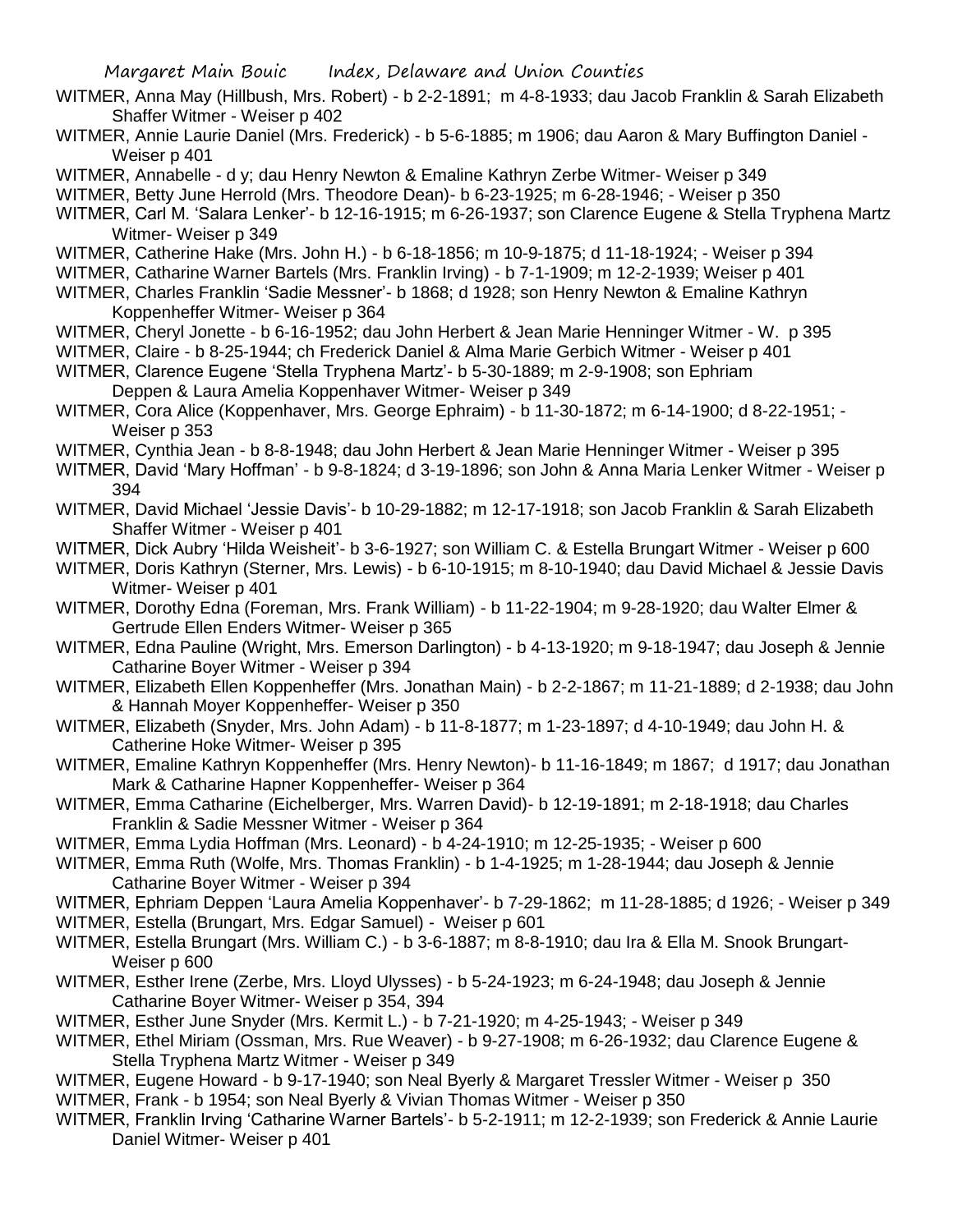WITMER, Anna May (Hillbush, Mrs. Robert) - b 2-2-1891; m 4-8-1933; dau Jacob Franklin & Sarah Elizabeth Shaffer Witmer - Weiser p 402

WITMER, Annie Laurie Daniel (Mrs. Frederick) - b 5-6-1885; m 1906; dau Aaron & Mary Buffington Daniel - Weiser p 401

WITMER, Annabelle - d y; dau Henry Newton & Emaline Kathryn Zerbe Witmer- Weiser p 349

WITMER, Betty June Herrold (Mrs. Theodore Dean)- b 6-23-1925; m 6-28-1946; - Weiser p 350

WITMER, Carl M. 'Salara Lenker'- b 12-16-1915; m 6-26-1937; son Clarence Eugene & Stella Tryphena Martz Witmer- Weiser p 349

WITMER, Catherine Hake (Mrs. John H.) - b 6-18-1856; m 10-9-1875; d 11-18-1924; - Weiser p 394

WITMER, Catharine Warner Bartels (Mrs. Franklin Irving) - b 7-1-1909; m 12-2-1939; Weiser p 401

WITMER, Charles Franklin 'Sadie Messner'- b 1868; d 1928; son Henry Newton & Emaline Kathryn Koppenheffer Witmer- Weiser p 364

WITMER, Cheryl Jonette - b 6-16-1952; dau John Herbert & Jean Marie Henninger Witmer - W. p 395

WITMER, Claire - b 8-25-1944; ch Frederick Daniel & Alma Marie Gerbich Witmer - Weiser p 401

WITMER, Clarence Eugene 'Stella Tryphena Martz'- b 5-30-1889; m 2-9-1908; son Ephriam Deppen & Laura Amelia Koppenhaver Witmer- Weiser p 349

WITMER, Cora Alice (Koppenhaver, Mrs. George Ephraim) - b 11-30-1872; m 6-14-1900; d 8-22-1951; - Weiser p 353

WITMER, Cynthia Jean - b 8-8-1948; dau John Herbert & Jean Marie Henninger Witmer - Weiser p 395

WITMER, David 'Mary Hoffman' - b 9-8-1824; d 3-19-1896; son John & Anna Maria Lenker Witmer - Weiser p 394

WITMER, David Michael 'Jessie Davis'- b 10-29-1882; m 12-17-1918; son Jacob Franklin & Sarah Elizabeth Shaffer Witmer - Weiser p 401

WITMER, Dick Aubry 'Hilda Weisheit'- b 3-6-1927; son William C. & Estella Brungart Witmer - Weiser p 600

WITMER, Doris Kathryn (Sterner, Mrs. Lewis) - b 6-10-1915; m 8-10-1940; dau David Michael & Jessie Davis Witmer- Weiser p 401

WITMER, Dorothy Edna (Foreman, Mrs. Frank William) - b 11-22-1904; m 9-28-1920; dau Walter Elmer & Gertrude Ellen Enders Witmer- Weiser p 365

WITMER, Edna Pauline (Wright, Mrs. Emerson Darlington) - b 4-13-1920; m 9-18-1947; dau Joseph & Jennie Catharine Boyer Witmer - Weiser p 394

WITMER, Elizabeth Ellen Koppenheffer (Mrs. Jonathan Main) - b 2-2-1867; m 11-21-1889; d 2-1938; dau John & Hannah Moyer Koppenheffer- Weiser p 350

WITMER, Elizabeth (Snyder, Mrs. John Adam) - b 11-8-1877; m 1-23-1897; d 4-10-1949; dau John H. & Catherine Hoke Witmer- Weiser p 395

WITMER, Emaline Kathryn Koppenheffer (Mrs. Henry Newton)- b 11-16-1849; m 1867; d 1917; dau Jonathan Mark & Catharine Hapner Koppenheffer- Weiser p 364

WITMER, Emma Catharine (Eichelberger, Mrs. Warren David)- b 12-19-1891; m 2-18-1918; dau Charles Franklin & Sadie Messner Witmer - Weiser p 364

WITMER, Emma Lydia Hoffman (Mrs. Leonard) - b 4-24-1910; m 12-25-1935; - Weiser p 600

WITMER, Emma Ruth (Wolfe, Mrs. Thomas Franklin) - b 1-4-1925; m 1-28-1944; dau Joseph & Jennie Catharine Boyer Witmer - Weiser p 394

WITMER, Ephriam Deppen 'Laura Amelia Koppenhaver'- b 7-29-1862; m 11-28-1885; d 1926; - Weiser p 349

WITMER, Estella (Brungart, Mrs. Edgar Samuel) - Weiser p 601

WITMER, Estella Brungart (Mrs. William C.) - b 3-6-1887; m 8-8-1910; dau Ira & Ella M. Snook Brungart- Weiser p 600

WITMER, Esther Irene (Zerbe, Mrs. Lloyd Ulysses) - b 5-24-1923; m 6-24-1948; dau Joseph & Jennie Catharine Boyer Witmer- Weiser p 354, 394

WITMER, Esther June Snyder (Mrs. Kermit L.) - b 7-21-1920; m 4-25-1943; - Weiser p 349

WITMER, Ethel Miriam (Ossman, Mrs. Rue Weaver) - b 9-27-1908; m 6-26-1932; dau Clarence Eugene & Stella Tryphena Martz Witmer - Weiser p 349

WITMER, Eugene Howard - b 9-17-1940; son Neal Byerly & Margaret Tressler Witmer - Weiser p 350

WITMER, Frank - b 1954; son Neal Byerly & Vivian Thomas Witmer - Weiser p 350

WITMER, Franklin Irving 'Catharine Warner Bartels'- b 5-2-1911; m 12-2-1939; son Frederick & Annie Laurie Daniel Witmer- Weiser p 401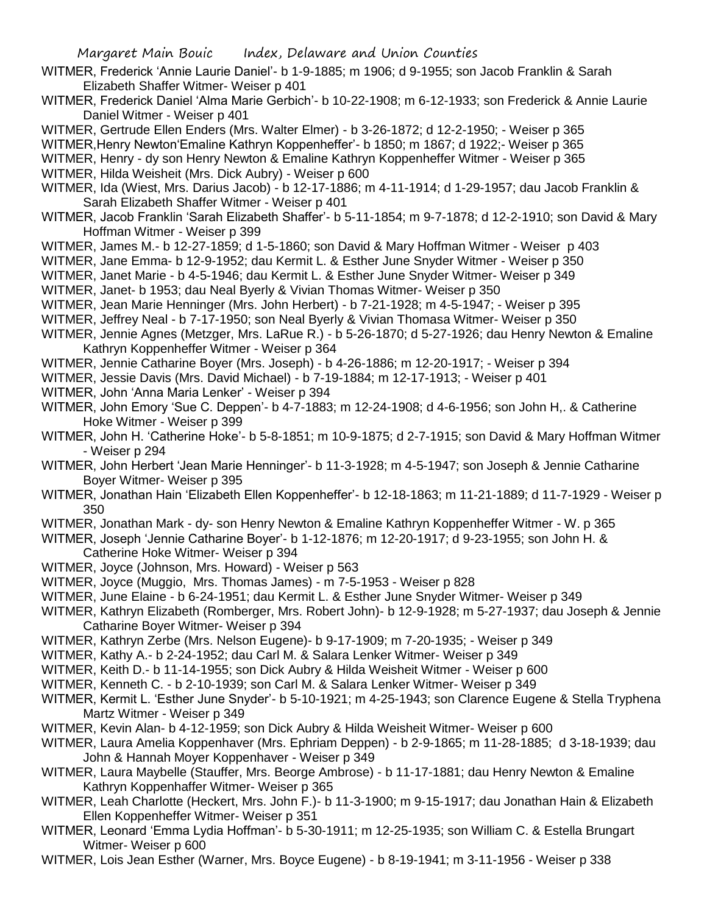WITMER, Frederick 'Annie Laurie Daniel'- b 1-9-1885; m 1906; d 9-1955; son Jacob Franklin & Sarah Elizabeth Shaffer Witmer- Weiser p 401

WITMER, Frederick Daniel 'Alma Marie Gerbich'- b 10-22-1908; m 6-12-1933; son Frederick & Annie Laurie Daniel Witmer - Weiser p 401

WITMER, Gertrude Ellen Enders (Mrs. Walter Elmer) - b 3-26-1872; d 12-2-1950; - Weiser p 365

WITMER,Henry Newton'Emaline Kathryn Koppenheffer'- b 1850; m 1867; d 1922;- Weiser p 365

WITMER, Henry - dy son Henry Newton & Emaline Kathryn Koppenheffer Witmer - Weiser p 365

WITMER, Hilda Weisheit (Mrs. Dick Aubry) - Weiser p 600

WITMER, Ida (Wiest, Mrs. Darius Jacob) - b 12-17-1886; m 4-11-1914; d 1-29-1957; dau Jacob Franklin & Sarah Elizabeth Shaffer Witmer - Weiser p 401

WITMER, Jacob Franklin 'Sarah Elizabeth Shaffer'- b 5-11-1854; m 9-7-1878; d 12-2-1910; son David & Mary Hoffman Witmer - Weiser p 399

WITMER, James M.- b 12-27-1859; d 1-5-1860; son David & Mary Hoffman Witmer - Weiser p 403

WITMER, Jane Emma- b 12-9-1952; dau Kermit L. & Esther June Snyder Witmer - Weiser p 350

WITMER, Janet Marie - b 4-5-1946; dau Kermit L. & Esther June Snyder Witmer- Weiser p 349

WITMER, Janet- b 1953; dau Neal Byerly & Vivian Thomas Witmer- Weiser p 350

WITMER, Jean Marie Henninger (Mrs. John Herbert) - b 7-21-1928; m 4-5-1947; - Weiser p 395

WITMER, Jeffrey Neal - b 7-17-1950; son Neal Byerly & Vivian Thomasa Witmer- Weiser p 350

WITMER, Jennie Agnes (Metzger, Mrs. LaRue R.) - b 5-26-1870; d 5-27-1926; dau Henry Newton & Emaline Kathryn Koppenheffer Witmer - Weiser p 364

WITMER, Jennie Catharine Boyer (Mrs. Joseph) - b 4-26-1886; m 12-20-1917; - Weiser p 394

WITMER, Jessie Davis (Mrs. David Michael) - b 7-19-1884; m 12-17-1913; - Weiser p 401

WITMER, John 'Anna Maria Lenker' - Weiser p 394

WITMER, John Emory 'Sue C. Deppen'- b 4-7-1883; m 12-24-1908; d 4-6-1956; son John H,. & Catherine Hoke Witmer - Weiser p 399

WITMER, John H. 'Catherine Hoke'- b 5-8-1851; m 10-9-1875; d 2-7-1915; son David & Mary Hoffman Witmer - Weiser p 294

WITMER, John Herbert 'Jean Marie Henninger'- b 11-3-1928; m 4-5-1947; son Joseph & Jennie Catharine Boyer Witmer- Weiser p 395

WITMER, Jonathan Hain 'Elizabeth Ellen Koppenheffer'- b 12-18-1863; m 11-21-1889; d 11-7-1929 - Weiser p 350

WITMER, Jonathan Mark - dy- son Henry Newton & Emaline Kathryn Koppenheffer Witmer - W. p 365

WITMER, Joseph 'Jennie Catharine Boyer'- b 1-12-1876; m 12-20-1917; d 9-23-1955; son John H. & Catherine Hoke Witmer- Weiser p 394

WITMER, Joyce (Johnson, Mrs. Howard) - Weiser p 563

WITMER, Joyce (Muggio, Mrs. Thomas James) - m 7-5-1953 - Weiser p 828

WITMER, June Elaine - b 6-24-1951; dau Kermit L. & Esther June Snyder Witmer- Weiser p 349

WITMER, Kathryn Elizabeth (Romberger, Mrs. Robert John)- b 12-9-1928; m 5-27-1937; dau Joseph & Jennie Catharine Boyer Witmer- Weiser p 394

WITMER, Kathryn Zerbe (Mrs. Nelson Eugene)- b 9-17-1909; m 7-20-1935; - Weiser p 349

WITMER, Kathy A.- b 2-24-1952; dau Carl M. & Salara Lenker Witmer- Weiser p 349

WITMER, Keith D.- b 11-14-1955; son Dick Aubry & Hilda Weisheit Witmer - Weiser p 600

WITMER, Kenneth C. - b 2-10-1939; son Carl M. & Salara Lenker Witmer- Weiser p 349

WITMER, Kermit L. 'Esther June Snyder'- b 5-10-1921; m 4-25-1943; son Clarence Eugene & Stella Tryphena Martz Witmer - Weiser p 349

WITMER, Kevin Alan- b 4-12-1959; son Dick Aubry & Hilda Weisheit Witmer- Weiser p 600

WITMER, Laura Amelia Koppenhaver (Mrs. Ephriam Deppen) - b 2-9-1865; m 11-28-1885; d 3-18-1939; dau John & Hannah Moyer Koppenhaver - Weiser p 349

WITMER, Laura Maybelle (Stauffer, Mrs. Beorge Ambrose) - b 11-17-1881; dau Henry Newton & Emaline Kathryn Koppenhaffer Witmer- Weiser p 365

WITMER, Leah Charlotte (Heckert, Mrs. John F.)- b 11-3-1900; m 9-15-1917; dau Jonathan Hain & Elizabeth Ellen Koppenheffer Witmer- Weiser p 351

WITMER, Leonard 'Emma Lydia Hoffman'- b 5-30-1911; m 12-25-1935; son William C. & Estella Brungart Witmer- Weiser p 600

WITMER, Lois Jean Esther (Warner, Mrs. Boyce Eugene) - b 8-19-1941; m 3-11-1956 - Weiser p 338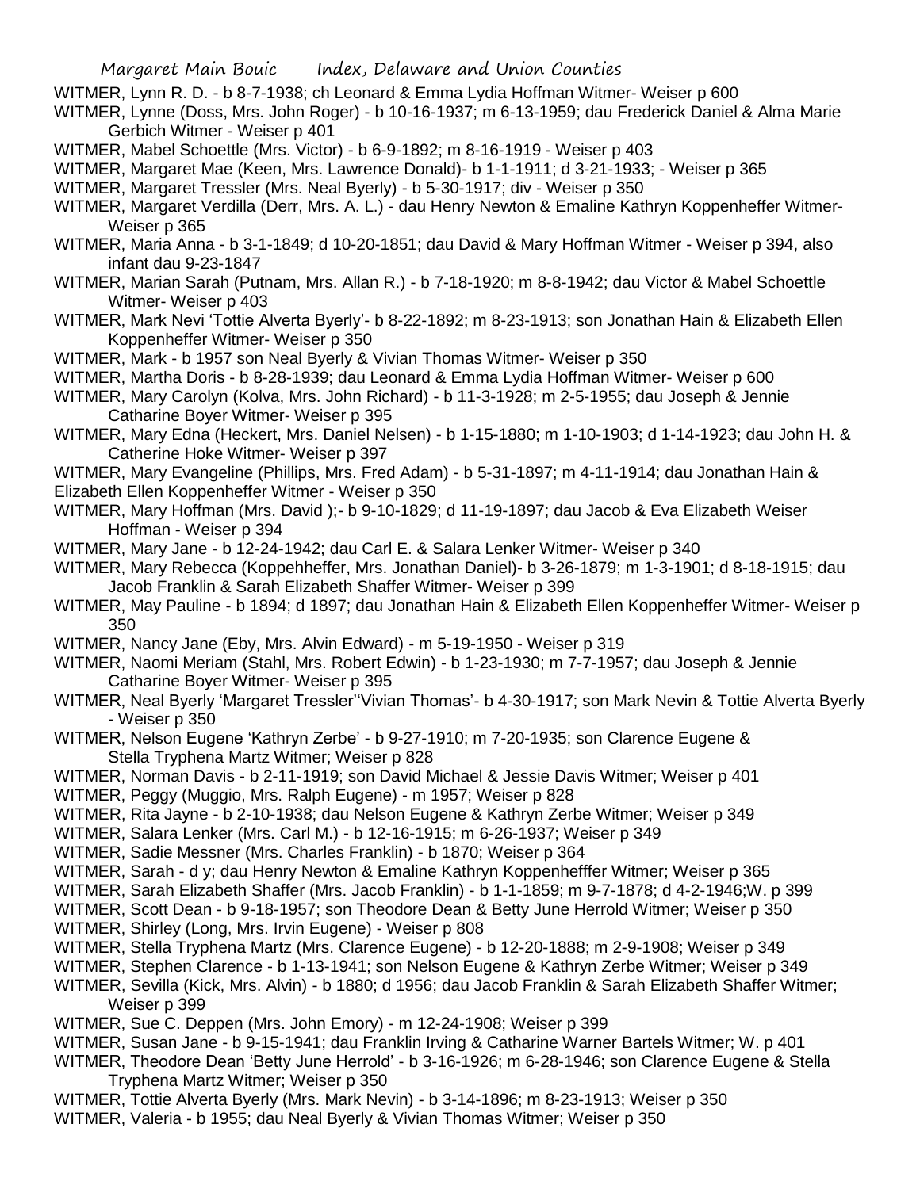WITMER, Lynn R. D. - b 8-7-1938; ch Leonard & Emma Lydia Hoffman Witmer- Weiser p 600

WITMER, Lynne (Doss, Mrs. John Roger) - b 10-16-1937; m 6-13-1959; dau Frederick Daniel & Alma Marie Gerbich Witmer - Weiser p 401

WITMER, Mabel Schoettle (Mrs. Victor) - b 6-9-1892; m 8-16-1919 - Weiser p 403

WITMER, Margaret Mae (Keen, Mrs. Lawrence Donald)- b 1-1-1911; d 3-21-1933; - Weiser p 365

WITMER, Margaret Tressler (Mrs. Neal Byerly) - b 5-30-1917; div - Weiser p 350

WITMER, Margaret Verdilla (Derr, Mrs. A. L.) - dau Henry Newton & Emaline Kathryn Koppenheffer Witmer- Weiser p 365

WITMER, Maria Anna - b 3-1-1849; d 10-20-1851; dau David & Mary Hoffman Witmer - Weiser p 394, also infant dau 9-23-1847

WITMER, Marian Sarah (Putnam, Mrs. Allan R.) - b 7-18-1920; m 8-8-1942; dau Victor & Mabel Schoettle Witmer- Weiser p 403

WITMER, Mark Nevi 'Tottie Alverta Byerly'- b 8-22-1892; m 8-23-1913; son Jonathan Hain & Elizabeth Ellen Koppenheffer Witmer- Weiser p 350

WITMER, Mark - b 1957 son Neal Byerly & Vivian Thomas Witmer- Weiser p 350

WITMER, Martha Doris - b 8-28-1939; dau Leonard & Emma Lydia Hoffman Witmer- Weiser p 600

WITMER, Mary Carolyn (Kolva, Mrs. John Richard) - b 11-3-1928; m 2-5-1955; dau Joseph & Jennie Catharine Boyer Witmer- Weiser p 395

WITMER, Mary Edna (Heckert, Mrs. Daniel Nelsen) - b 1-15-1880; m 1-10-1903; d 1-14-1923; dau John H. & Catherine Hoke Witmer- Weiser p 397

WITMER, Mary Evangeline (Phillips, Mrs. Fred Adam) - b 5-31-1897; m 4-11-1914; dau Jonathan Hain & Elizabeth Ellen Koppenheffer Witmer - Weiser p 350

WITMER, Mary Hoffman (Mrs. David );- b 9-10-1829; d 11-19-1897; dau Jacob & Eva Elizabeth Weiser Hoffman - Weiser p 394

WITMER, Mary Jane - b 12-24-1942; dau Carl E. & Salara Lenker Witmer- Weiser p 340

WITMER, Mary Rebecca (Koppehheffer, Mrs. Jonathan Daniel)- b 3-26-1879; m 1-3-1901; d 8-18-1915; dau Jacob Franklin & Sarah Elizabeth Shaffer Witmer- Weiser p 399

WITMER, May Pauline - b 1894; d 1897; dau Jonathan Hain & Elizabeth Ellen Koppenheffer Witmer- Weiser p 350

WITMER, Nancy Jane (Eby, Mrs. Alvin Edward) - m 5-19-1950 - Weiser p 319

WITMER, Naomi Meriam (Stahl, Mrs. Robert Edwin) - b 1-23-1930; m 7-7-1957; dau Joseph & Jennie Catharine Boyer Witmer- Weiser p 395

WITMER, Neal Byerly 'Margaret Tressler''Vivian Thomas'- b 4-30-1917; son Mark Nevin & Tottie Alverta Byerly - Weiser p 350

WITMER, Nelson Eugene 'Kathryn Zerbe' - b 9-27-1910; m 7-20-1935; son Clarence Eugene & Stella Tryphena Martz Witmer; Weiser p 828

WITMER, Norman Davis - b 2-11-1919; son David Michael & Jessie Davis Witmer; Weiser p 401

WITMER, Peggy (Muggio, Mrs. Ralph Eugene) - m 1957; Weiser p 828

WITMER, Rita Jayne - b 2-10-1938; dau Nelson Eugene & Kathryn Zerbe Witmer; Weiser p 349

WITMER, Salara Lenker (Mrs. Carl M.) - b 12-16-1915; m 6-26-1937; Weiser p 349

WITMER, Sadie Messner (Mrs. Charles Franklin) - b 1870; Weiser p 364

WITMER, Sarah - d y; dau Henry Newton & Emaline Kathryn Koppenhefffer Witmer; Weiser p 365

WITMER, Sarah Elizabeth Shaffer (Mrs. Jacob Franklin) - b 1-1-1859; m 9-7-1878; d 4-2-1946;W. p 399

WITMER, Scott Dean - b 9-18-1957; son Theodore Dean & Betty June Herrold Witmer; Weiser p 350

WITMER, Shirley (Long, Mrs. Irvin Eugene) - Weiser p 808

WITMER, Stella Tryphena Martz (Mrs. Clarence Eugene) - b 12-20-1888; m 2-9-1908; Weiser p 349

WITMER, Stephen Clarence - b 1-13-1941; son Nelson Eugene & Kathryn Zerbe Witmer; Weiser p 349

WITMER, Sevilla (Kick, Mrs. Alvin) - b 1880; d 1956; dau Jacob Franklin & Sarah Elizabeth Shaffer Witmer; Weiser p 399

WITMER, Sue C. Deppen (Mrs. John Emory) - m 12-24-1908; Weiser p 399

WITMER, Susan Jane - b 9-15-1941; dau Franklin Irving & Catharine Warner Bartels Witmer; W. p 401

WITMER, Theodore Dean 'Betty June Herrold' - b 3-16-1926; m 6-28-1946; son Clarence Eugene & Stella Tryphena Martz Witmer; Weiser p 350

WITMER, Tottie Alverta Byerly (Mrs. Mark Nevin) - b 3-14-1896; m 8-23-1913; Weiser p 350

WITMER, Valeria - b 1955; dau Neal Byerly & Vivian Thomas Witmer; Weiser p 350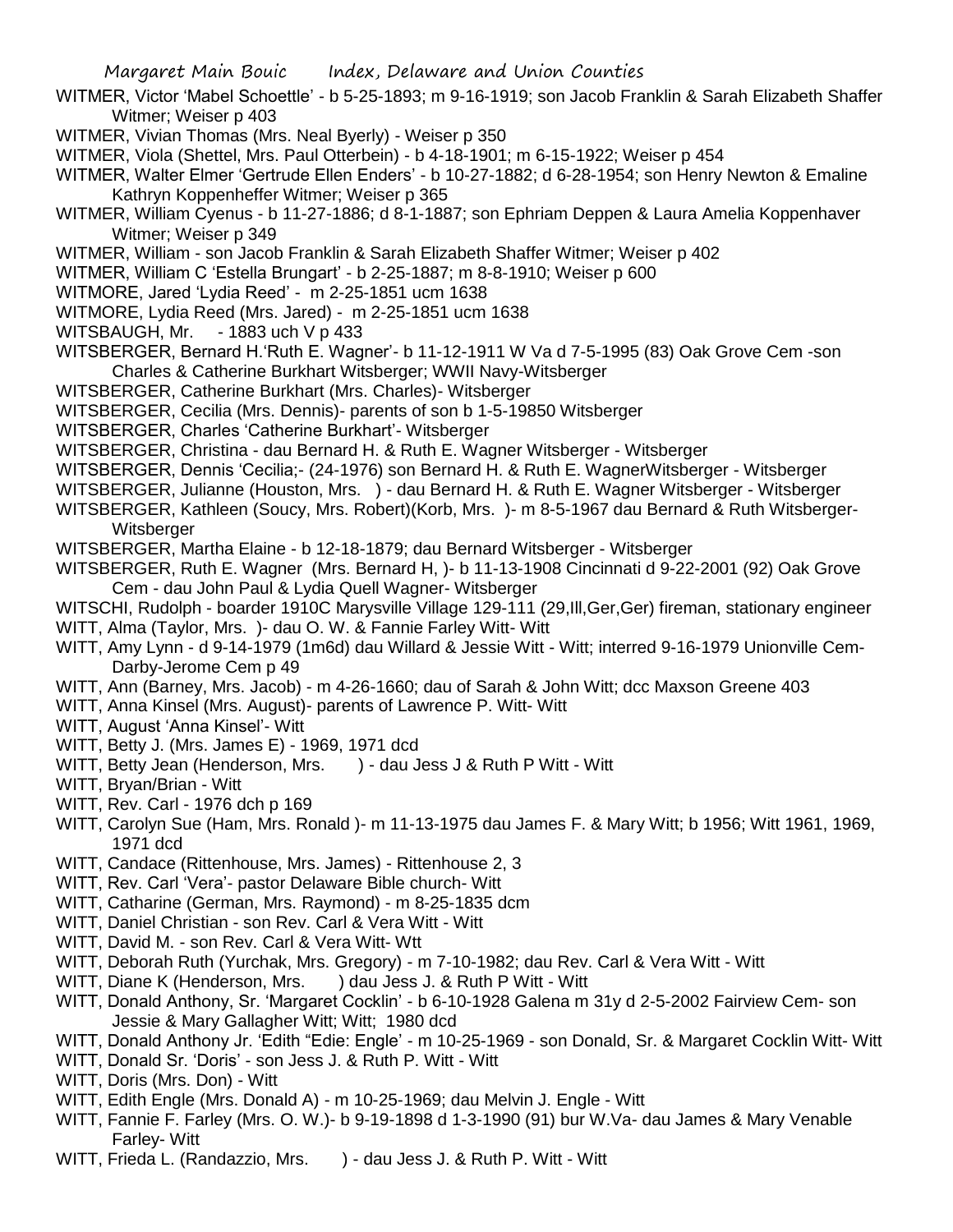WITMER, Victor 'Mabel Schoettle' - b 5-25-1893; m 9-16-1919; son Jacob Franklin & Sarah Elizabeth Shaffer Witmer; Weiser p 403

WITMER, Vivian Thomas (Mrs. Neal Byerly) - Weiser p 350

WITMER, Viola (Shettel, Mrs. Paul Otterbein) - b 4-18-1901; m 6-15-1922; Weiser p 454

WITMER, Walter Elmer 'Gertrude Ellen Enders' - b 10-27-1882; d 6-28-1954; son Henry Newton & Emaline Kathryn Koppenheffer Witmer; Weiser p 365

WITMER, William Cyenus - b 11-27-1886; d 8-1-1887; son Ephriam Deppen & Laura Amelia Koppenhaver Witmer; Weiser p 349

WITMER, William - son Jacob Franklin & Sarah Elizabeth Shaffer Witmer; Weiser p 402

WITMER, William C 'Estella Brungart' - b 2-25-1887; m 8-8-1910; Weiser p 600

WITMORE, Jared 'Lydia Reed' - m 2-25-1851 ucm 1638

WITMORE, Lydia Reed (Mrs. Jared) - m 2-25-1851 ucm 1638

WITSBAUGH, Mr. - 1883 uch V p 433

WITSBERGER, Bernard H.'Ruth E. Wagner'- b 11-12-1911 W Va d 7-5-1995 (83) Oak Grove Cem -son Charles & Catherine Burkhart Witsberger; WWII Navy-Witsberger

WITSBERGER, Catherine Burkhart (Mrs. Charles)- Witsberger

WITSBERGER, Cecilia (Mrs. Dennis)- parents of son b 1-5-19850 Witsberger

WITSBERGER, Charles 'Catherine Burkhart'- Witsberger

WITSBERGER, Christina - dau Bernard H. & Ruth E. Wagner Witsberger - Witsberger

WITSBERGER, Dennis 'Cecilia;- (24-1976) son Bernard H. & Ruth E. WagnerWitsberger - Witsberger

WITSBERGER, Julianne (Houston, Mrs. ) - dau Bernard H. & Ruth E. Wagner Witsberger - Witsberger

WITSBERGER, Kathleen (Soucy, Mrs. Robert)(Korb, Mrs. )- m 8-5-1967 dau Bernard & Ruth Witsberger- Witsberger

WITSBERGER, Martha Elaine - b 12-18-1879; dau Bernard Witsberger - Witsberger

WITSBERGER, Ruth E. Wagner (Mrs. Bernard H, )- b 11-13-1908 Cincinnati d 9-22-2001 (92) Oak Grove Cem - dau John Paul & Lydia Quell Wagner- Witsberger

WITSCHI, Rudolph - boarder 1910C Marysville Village 129-111 (29,Ill,Ger,Ger) fireman, stationary engineer

WITT, Alma (Taylor, Mrs. )- dau O. W. & Fannie Farley Witt- Witt

WITT, Amy Lynn - d 9-14-1979 (1m6d) dau Willard & Jessie Witt - Witt; interred 9-16-1979 Unionville Cem- Darby-Jerome Cem p 49

WITT, Ann (Barney, Mrs. Jacob) - m 4-26-1660; dau of Sarah & John Witt; dcc Maxson Greene 403

WITT, Anna Kinsel (Mrs. August)- parents of Lawrence P. Witt- Witt

WITT, August 'Anna Kinsel'- Witt

WITT, Betty J. (Mrs. James E) - 1969, 1971 dcd

WITT, Betty Jean (Henderson, Mrs. ) - dau Jess J & Ruth P Witt - Witt

WITT, Bryan/Brian - Witt

WITT, Rev. Carl - 1976 dch p 169

WITT, Carolyn Sue (Ham, Mrs. Ronald )- m 11-13-1975 dau James F. & Mary Witt; b 1956; Witt 1961, 1969, 1971 dcd

WITT, Candace (Rittenhouse, Mrs. James) - Rittenhouse 2, 3

WITT, Rev. Carl 'Vera'- pastor Delaware Bible church- Witt

WITT, Catharine (German, Mrs. Raymond) - m 8-25-1835 dcm

WITT, Daniel Christian - son Rev. Carl & Vera Witt - Witt

WITT, David M. - son Rev. Carl & Vera Witt- Wtt

WITT, Deborah Ruth (Yurchak, Mrs. Gregory) - m 7-10-1982; dau Rev. Carl & Vera Witt - Witt

WITT, Diane K (Henderson, Mrs. ) dau Jess J. & Ruth P Witt - Witt

WITT, Donald Anthony, Sr. 'Margaret Cocklin' - b 6-10-1928 Galena m 31y d 2-5-2002 Fairview Cem- son Jessie & Mary Gallagher Witt; Witt; 1980 dcd

WITT, Donald Anthony Jr. 'Edith "Edie: Engle' - m 10-25-1969 - son Donald, Sr. & Margaret Cocklin Witt- Witt

WITT, Donald Sr. 'Doris' - son Jess J. & Ruth P. Witt - Witt

WITT, Doris (Mrs. Don) - Witt

WITT, Edith Engle (Mrs. Donald A) - m 10-25-1969; dau Melvin J. Engle - Witt

WITT, Fannie F. Farley (Mrs. O. W.)- b 9-19-1898 d 1-3-1990 (91) bur W.Va- dau James & Mary Venable Farley- Witt

WITT, Frieda L. (Randazzio, Mrs. ) - dau Jess J. & Ruth P. Witt - Witt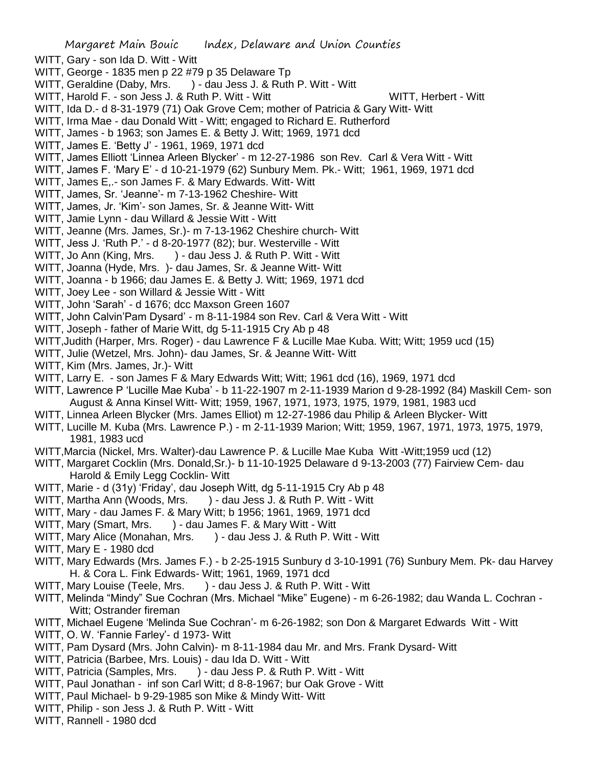WITT, Gary - son Ida D. Witt - Witt

WITT, George - 1835 men p 22 #79 p 35 Delaware Tp

WITT, Geraldine (Daby, Mrs. ) - dau Jess J. & Ruth P. Witt - Witt

WITT, Harold F. - son Jess J. & Ruth P. Witt - Witt

WITT, Herbert - Witt

WITT, Ida D.- d 8-31-1979 (71) Oak Grove Cem; mother of Patricia & Gary Witt- Witt

WITT, Irma Mae - dau Donald Witt - Witt; engaged to Richard E. Rutherford

WITT, James - b 1963; son James E. & Betty J. Witt; 1969, 1971 dcd

WITT, James E. 'Betty J' - 1961, 1969, 1971 dcd

WITT, James Elliott 'Linnea Arleen Blycker' - m 12-27-1986 son Rev. Carl & Vera Witt - Witt

WITT, James F. 'Mary E' - d 10-21-1979 (62) Sunbury Mem. Pk.- Witt; 1961, 1969, 1971 dcd

WITT, James E,.- son James F. & Mary Edwards. Witt- Witt

WITT, James, Sr. 'Jeanne'- m 7-13-1962 Cheshire- Witt

WITT, James, Jr. 'Kim'- son James, Sr. & Jeanne Witt- Witt

WITT, Jamie Lynn - dau Willard & Jessie Witt - Witt

WITT, Jeanne (Mrs. James, Sr.)- m 7-13-1962 Cheshire church- Witt

WITT, Jess J. 'Ruth P.' - d 8-20-1977 (82); bur. Westerville - Witt

WITT, Jo Ann (King, Mrs. ) - dau Jess J. & Ruth P. Witt - Witt

WITT, Joanna (Hyde, Mrs. )- dau James, Sr. & Jeanne Witt- Witt

WITT, Joanna - b 1966; dau James E. & Betty J. Witt; 1969, 1971 dcd

WITT, Joey Lee - son Willard & Jessie Witt - Witt

WITT, John 'Sarah' - d 1676; dcc Maxson Green 1607

WITT, John Calvin'Pam Dysard' - m 8-11-1984 son Rev. Carl & Vera Witt - Witt

WITT, Joseph - father of Marie Witt, dg 5-11-1915 Cry Ab p 48

WITT,Judith (Harper, Mrs. Roger) - dau Lawrence F & Lucille Mae Kuba. Witt; Witt; 1959 ucd (15)

WITT, Julie (Wetzel, Mrs. John)- dau James, Sr. & Jeanne Witt- Witt

WITT, Kim (Mrs. James, Jr.)- Witt

WITT, Larry E. - son James F & Mary Edwards Witt; Witt; 1961 dcd (16), 1969, 1971 dcd

WITT, Lawrence P 'Lucille Mae Kuba' - b 11-22-1907 m 2-11-1939 Marion d 9-28-1992 (84) Maskill Cem- son August & Anna Kinsel Witt- Witt; 1959, 1967, 1971, 1973, 1975, 1979, 1981, 1983 ucd

WITT, Linnea Arleen Blycker (Mrs. James Elliot) m 12-27-1986 dau Philip & Arleen Blycker- Witt

WITT, Lucille M. Kuba (Mrs. Lawrence P.) - m 2-11-1939 Marion; Witt; 1959, 1967, 1971, 1973, 1975, 1979, 1981, 1983 ucd

WITT,Marcia (Nickel, Mrs. Walter)-dau Lawrence P. & Lucille Mae Kuba Witt -Witt;1959 ucd (12)

WITT, Margaret Cocklin (Mrs. Donald,Sr.)- b 11-10-1925 Delaware d 9-13-2003 (77) Fairview Cem- dau Harold & Emily Legg Cocklin- Witt

WITT, Marie - d (31y) 'Friday', dau Joseph Witt, dg 5-11-1915 Cry Ab p 48

WITT, Martha Ann (Woods, Mrs. ) - dau Jess J. & Ruth P. Witt - Witt

WITT, Mary - dau James F. & Mary Witt; b 1956; 1961, 1969, 1971 dcd

WITT, Mary (Smart, Mrs. ) - dau James F. & Mary Witt - Witt

WITT, Mary Alice (Monahan, Mrs. ) - dau Jess J. & Ruth P. Witt - Witt

WITT, Mary E - 1980 dcd

WITT, Mary Edwards (Mrs. James F.) - b 2-25-1915 Sunbury d 3-10-1991 (76) Sunbury Mem. Pk- dau Harvey H. & Cora L. Fink Edwards- Witt; 1961, 1969, 1971 dcd

WITT, Mary Louise (Teele, Mrs. ) - dau Jess J. & Ruth P. Witt - Witt

WITT, Melinda "Mindy" Sue Cochran (Mrs. Michael "Mike" Eugene) - m 6-26-1982; dau Wanda L. Cochran - Witt; Ostrander fireman

WITT, Michael Eugene 'Melinda Sue Cochran'- m 6-26-1982; son Don & Margaret Edwards Witt - Witt

WITT, O. W. 'Fannie Farley'- d 1973- Witt

WITT, Pam Dysard (Mrs. John Calvin)- m 8-11-1984 dau Mr. and Mrs. Frank Dysard- Witt

WITT, Patricia (Barbee, Mrs. Louis) - dau Ida D. Witt - Witt

WITT, Patricia (Samples, Mrs. ) - dau Jess P. & Ruth P. Witt - Witt

WITT, Paul Jonathan - inf son Carl Witt; d 8-8-1967; bur Oak Grove - Witt

WITT, Paul Michael- b 9-29-1985 son Mike & Mindy Witt- Witt

WITT, Philip - son Jess J. & Ruth P. Witt - Witt

WITT, Rannell - 1980 dcd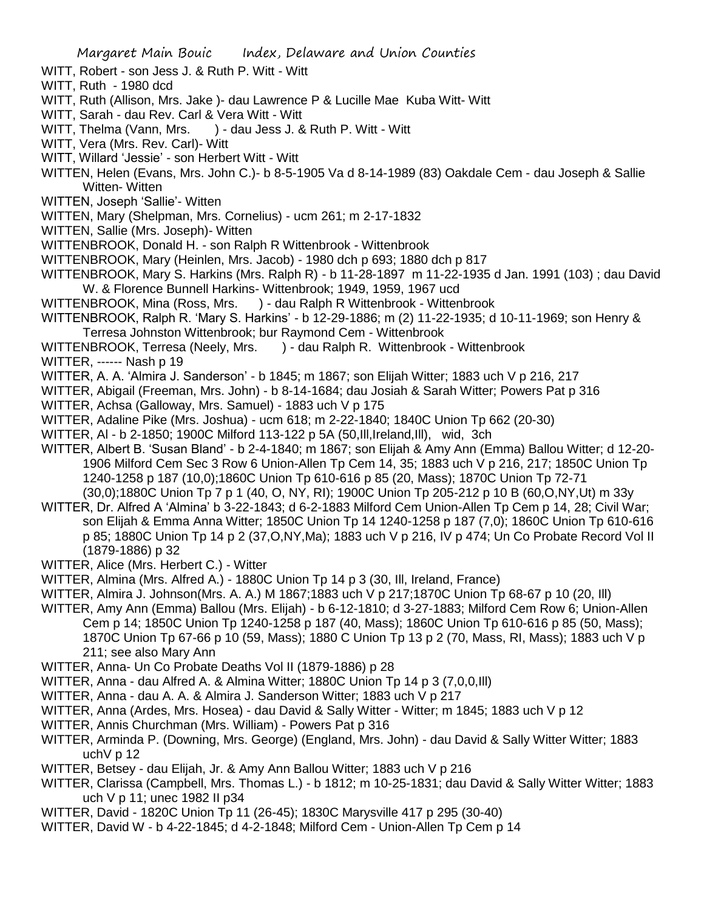WITT, Robert - son Jess J. & Ruth P. Witt - Witt

WITT, Ruth - 1980 dcd

WITT, Ruth (Allison, Mrs. Jake )- dau Lawrence P & Lucille Mae Kuba Witt- Witt

WITT, Sarah - dau Rev. Carl & Vera Witt - Witt

WITT, Thelma (Vann, Mrs. ) - dau Jess J. & Ruth P. Witt - Witt

WITT, Vera (Mrs. Rev. Carl)- Witt

WITT, Willard 'Jessie' - son Herbert Witt - Witt

WITTEN, Helen (Evans, Mrs. John C.)- b 8-5-1905 Va d 8-14-1989 (83) Oakdale Cem - dau Joseph & Sallie Witten- Witten

WITTEN, Joseph 'Sallie'- Witten

WITTEN, Mary (Shelpman, Mrs. Cornelius) - ucm 261; m 2-17-1832

WITTEN, Sallie (Mrs. Joseph)- Witten

WITTENBROOK, Donald H. - son Ralph R Wittenbrook - Wittenbrook

WITTENBROOK, Mary (Heinlen, Mrs. Jacob) - 1980 dch p 693; 1880 dch p 817

WITTENBROOK, Mary S. Harkins (Mrs. Ralph R) - b 11-28-1897 m 11-22-1935 d Jan. 1991 (103) ; dau David W. & Florence Bunnell Harkins- Wittenbrook; 1949, 1959, 1967 ucd

WITTENBROOK, Mina (Ross, Mrs. ) - dau Ralph R Wittenbrook - Wittenbrook

WITTENBROOK, Ralph R. 'Mary S. Harkins' - b 12-29-1886; m (2) 11-22-1935; d 10-11-1969; son Henry & Terresa Johnston Wittenbrook; bur Raymond Cem - Wittenbrook

WITTENBROOK, Terresa (Neely, Mrs. ) - dau Ralph R. Wittenbrook - Wittenbrook

WITTER, ------ Nash p 19

WITTER, A. A. 'Almira J. Sanderson' - b 1845; m 1867; son Elijah Witter; 1883 uch V p 216, 217

WITTER, Abigail (Freeman, Mrs. John) - b 8-14-1684; dau Josiah & Sarah Witter; Powers Pat p 316

WITTER, Achsa (Galloway, Mrs. Samuel) - 1883 uch V p 175

WITTER, Adaline Pike (Mrs. Joshua) - ucm 618; m 2-22-1840; 1840C Union Tp 662 (20-30)

WITTER, Al - b 2-1850; 1900C Milford 113-122 p 5A (50,Ill,Ireland,Ill), wid, 3ch

WITTER, Albert B. 'Susan Bland' - b 2-4-1840; m 1867; son Elijah & Amy Ann (Emma) Ballou Witter; d 12-20-1906 Milford Cem Sec 3 Row 6 Union-Allen Tp Cem 14, 35; 1883 uch V p 216, 217; 1850C Union Tp 1240-1258 p 187 (10,0);1860C Union Tp 610-616 p 85 (20, Mass); 1870C Union Tp 72-71 (30,0);1880C Union Tp 7 p 1 (40, O, NY, RI); 1900C Union Tp 205-212 p 10 B (60,O,NY,Ut) m 33y

WITTER, Dr. Alfred A 'Almina' b 3-22-1843; d 6-2-1883 Milford Cem Union-Allen Tp Cem p 14, 28; Civil War; son Elijah & Emma Anna Witter; 1850C Union Tp 14 1240-1258 p 187 (7,0); 1860C Union Tp 610-616 p 85; 1880C Union Tp 14 p 2 (37,O,NY,Ma); 1883 uch V p 216, IV p 474; Un Co Probate Record Vol II (1879-1886) p 32

WITTER, Alice (Mrs. Herbert C.) - Witter

WITTER, Almina (Mrs. Alfred A.) - 1880C Union Tp 14 p 3 (30, Ill, Ireland, France)

WITTER, Almira J. Johnson(Mrs. A. A.) M 1867;1883 uch V p 217;1870C Union Tp 68-67 p 10 (20, Ill)

WITTER, Amy Ann (Emma) Ballou (Mrs. Elijah) - b 6-12-1810; d 3-27-1883; Milford Cem Row 6; Union-Allen Cem p 14; 1850C Union Tp 1240-1258 p 187 (40, Mass); 1860C Union Tp 610-616 p 85 (50, Mass); 1870C Union Tp 67-66 p 10 (59, Mass); 1880 C Union Tp 13 p 2 (70, Mass, RI, Mass); 1883 uch V p 211; see also Mary Ann

WITTER, Anna- Un Co Probate Deaths Vol II (1879-1886) p 28

WITTER, Anna - dau Alfred A. & Almina Witter; 1880C Union Tp 14 p 3 (7,0,0,Ill)

WITTER, Anna - dau A. A. & Almira J. Sanderson Witter; 1883 uch V p 217

WITTER, Anna (Ardes, Mrs. Hosea) - dau David & Sally Witter - Witter; m 1845; 1883 uch V p 12

WITTER, Annis Churchman (Mrs. William) - Powers Pat p 316

WITTER, Arminda P. (Downing, Mrs. George) (England, Mrs. John) - dau David & Sally Witter Witter; 1883 uchV p 12

WITTER, Betsey - dau Elijah, Jr. & Amy Ann Ballou Witter; 1883 uch V p 216

WITTER, Clarissa (Campbell, Mrs. Thomas L.) - b 1812; m 10-25-1831; dau David & Sally Witter Witter; 1883 uch V p 11; unec 1982 II p34

WITTER, David - 1820C Union Tp 11 (26-45); 1830C Marysville 417 p 295 (30-40)

WITTER, David W - b 4-22-1845; d 4-2-1848; Milford Cem - Union-Allen Tp Cem p 14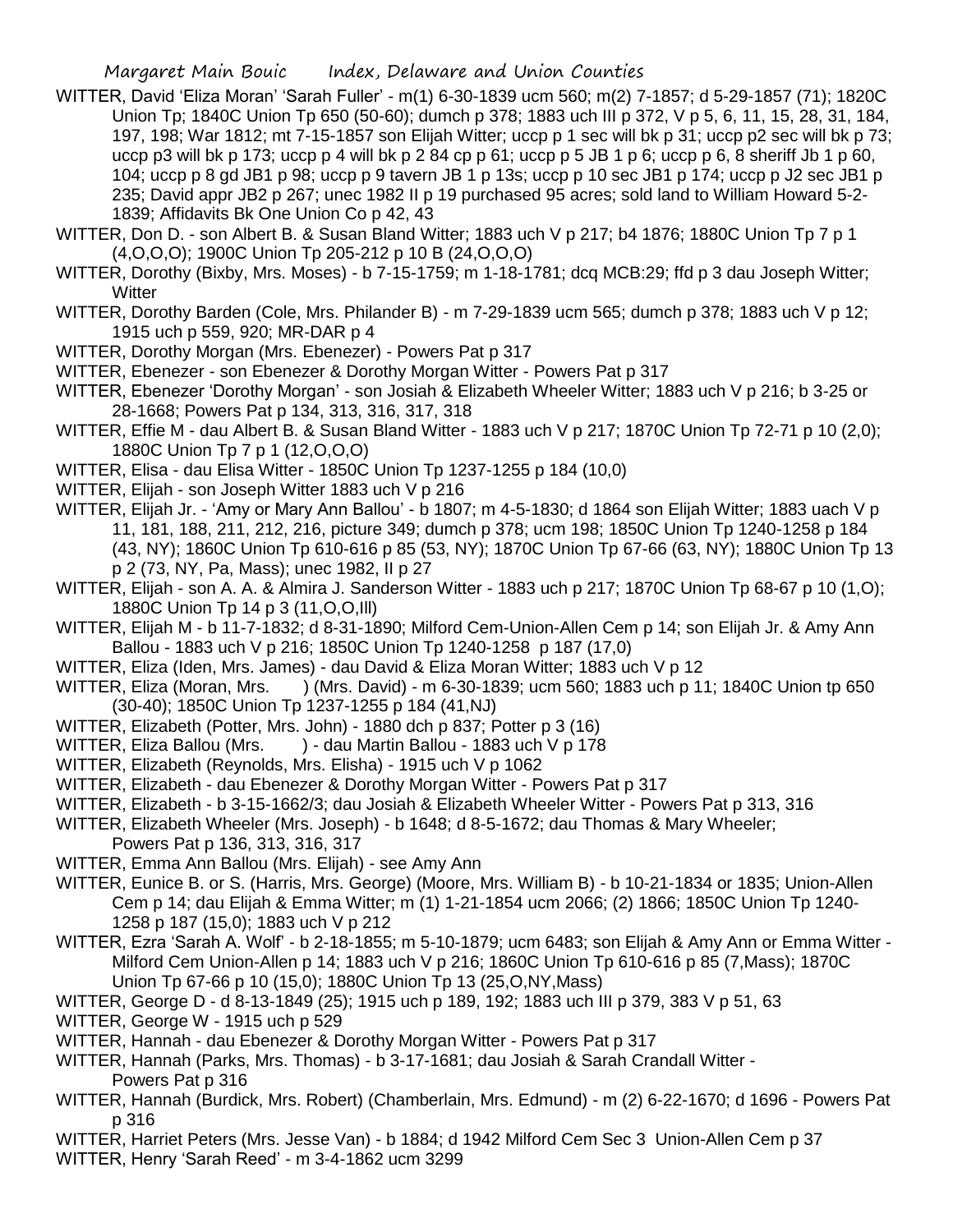WITTER, David 'Eliza Moran' 'Sarah Fuller' - m(1) 6-30-1839 ucm 560; m(2) 7-1857; d 5-29-1857 (71); 1820C Union Tp; 1840C Union Tp 650 (50-60); dumch p 378; 1883 uch III p 372, V p 5, 6, 11, 15, 28, 31, 184, 197, 198; War 1812; mt 7-15-1857 son Elijah Witter; uccp p 1 sec will bk p 31; uccp p2 sec will bk p 73; uccp p3 will bk p 173; uccp p 4 will bk p 2 84 cp p 61; uccp p 5 JB 1 p 6; uccp p 6, 8 sheriff Jb 1 p 60, 104; uccp p 8 gd JB1 p 98; uccp p 9 tavern JB 1 p 13s; uccp p 10 sec JB1 p 174; uccp p J2 sec JB1 p 235; David appr JB2 p 267; unec 1982 II p 19 purchased 95 acres; sold land to William Howard 5-2-1839; Affidavits Bk One Union Co p 42, 43

WITTER, Don D. - son Albert B. & Susan Bland Witter; 1883 uch V p 217; b4 1876; 1880C Union Tp 7 p 1 (4,O,O,O); 1900C Union Tp 205-212 p 10 B (24,O,O,O)

WITTER, Dorothy (Bixby, Mrs. Moses) - b 7-15-1759; m 1-18-1781; dcq MCB:29; ffd p 3 dau Joseph Witter; Witter

WITTER, Dorothy Barden (Cole, Mrs. Philander B) - m 7-29-1839 ucm 565; dumch p 378; 1883 uch V p 12; 1915 uch p 559, 920; MR-DAR p 4

WITTER, Dorothy Morgan (Mrs. Ebenezer) - Powers Pat p 317

WITTER, Ebenezer - son Ebenezer & Dorothy Morgan Witter - Powers Pat p 317

WITTER, Ebenezer 'Dorothy Morgan' - son Josiah & Elizabeth Wheeler Witter; 1883 uch V p 216; b 3-25 or 28-1668; Powers Pat p 134, 313, 316, 317, 318

WITTER, Effie M - dau Albert B. & Susan Bland Witter - 1883 uch V p 217; 1870C Union Tp 72-71 p 10 (2,0); 1880C Union Tp 7 p 1 (12,O,O,O)

WITTER, Elisa - dau Elisa Witter - 1850C Union Tp 1237-1255 p 184 (10,0)

WITTER, Elijah - son Joseph Witter 1883 uch V p 216

WITTER, Elijah Jr. - 'Amy or Mary Ann Ballou' - b 1807; m 4-5-1830; d 1864 son Elijah Witter; 1883 uach V p 11, 181, 188, 211, 212, 216, picture 349; dumch p 378; ucm 198; 1850C Union Tp 1240-1258 p 184 (43, NY); 1860C Union Tp 610-616 p 85 (53, NY); 1870C Union Tp 67-66 (63, NY); 1880C Union Tp 13 p 2 (73, NY, Pa, Mass); unec 1982, II p 27

WITTER, Elijah - son A. A. & Almira J. Sanderson Witter - 1883 uch p 217; 1870C Union Tp 68-67 p 10 (1,O); 1880C Union Tp 14 p 3 (11,O,O,Ill)

WITTER, Elijah M - b 11-7-1832; d 8-31-1890; Milford Cem-Union-Allen Cem p 14; son Elijah Jr. & Amy Ann Ballou - 1883 uch V p 216; 1850C Union Tp 1240-1258 p 187 (17,0)

WITTER, Eliza (Iden, Mrs. James) - dau David & Eliza Moran Witter; 1883 uch V p 12

WITTER, Eliza (Moran, Mrs. ) (Mrs. David) - m 6-30-1839; ucm 560; 1883 uch p 11; 1840C Union tp 650 (30-40); 1850C Union Tp 1237-1255 p 184 (41,NJ)

WITTER, Elizabeth (Potter, Mrs. John) - 1880 dch p 837; Potter p 3 (16)

WITTER, Eliza Ballou (Mrs. ) - dau Martin Ballou - 1883 uch V p 178

WITTER, Elizabeth (Reynolds, Mrs. Elisha) - 1915 uch V p 1062

WITTER, Elizabeth - dau Ebenezer & Dorothy Morgan Witter - Powers Pat p 317

WITTER, Elizabeth - b 3-15-1662/3; dau Josiah & Elizabeth Wheeler Witter - Powers Pat p 313, 316

WITTER, Elizabeth Wheeler (Mrs. Joseph) - b 1648; d 8-5-1672; dau Thomas & Mary Wheeler; Powers Pat p 136, 313, 316, 317

WITTER, Emma Ann Ballou (Mrs. Elijah) - see Amy Ann

WITTER, Eunice B. or S. (Harris, Mrs. George) (Moore, Mrs. William B) - b 10-21-1834 or 1835; Union-Allen Cem p 14; dau Elijah & Emma Witter; m (1) 1-21-1854 ucm 2066; (2) 1866; 1850C Union Tp 1240-1258 p 187 (15,0); 1883 uch V p 212

WITTER, Ezra 'Sarah A. Wolf' - b 2-18-1855; m 5-10-1879; ucm 6483; son Elijah & Amy Ann or Emma Witter - Milford Cem Union-Allen p 14; 1883 uch V p 216; 1860C Union Tp 610-616 p 85 (7,Mass); 1870C Union Tp 67-66 p 10 (15,0); 1880C Union Tp 13 (25,O,NY,Mass)

WITTER, George D - d 8-13-1849 (25); 1915 uch p 189, 192; 1883 uch III p 379, 383 V p 51, 63

WITTER, George W - 1915 uch p 529

WITTER, Hannah - dau Ebenezer & Dorothy Morgan Witter - Powers Pat p 317

WITTER, Hannah (Parks, Mrs. Thomas) - b 3-17-1681; dau Josiah & Sarah Crandall Witter - Powers Pat p 316

WITTER, Hannah (Burdick, Mrs. Robert) (Chamberlain, Mrs. Edmund) - m (2) 6-22-1670; d 1696 - Powers Pat p 316

WITTER, Harriet Peters (Mrs. Jesse Van) - b 1884; d 1942 Milford Cem Sec 3 Union-Allen Cem p 37

WITTER, Henry 'Sarah Reed' - m 3-4-1862 ucm 3299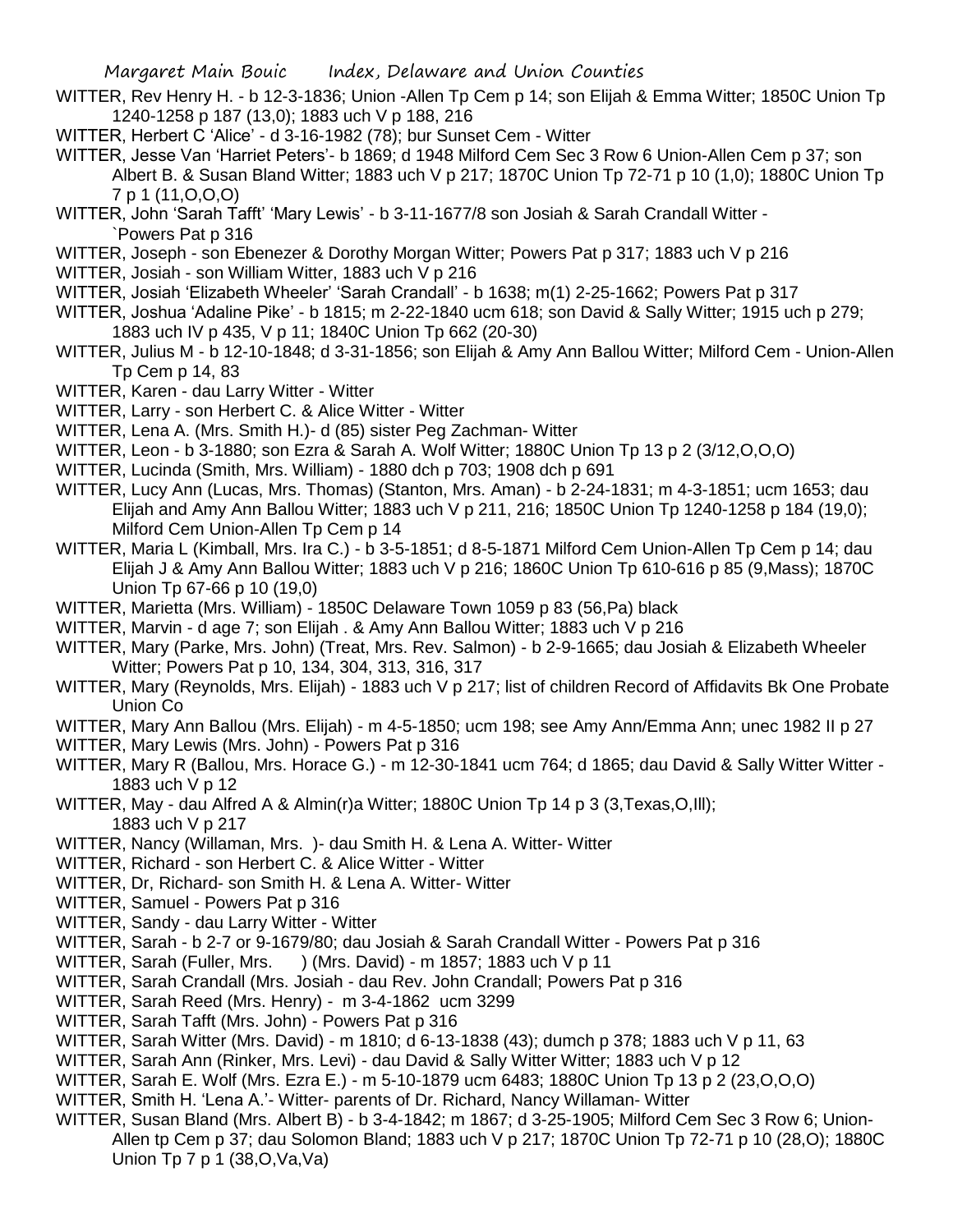WITTER, Rev Henry H. - b 12-3-1836; Union -Allen Tp Cem p 14; son Elijah & Emma Witter; 1850C Union Tp 1240-1258 p 187 (13,0); 1883 uch V p 188, 216

WITTER, Herbert C 'Alice' - d 3-16-1982 (78); bur Sunset Cem - Witter

WITTER, Jesse Van 'Harriet Peters'- b 1869; d 1948 Milford Cem Sec 3 Row 6 Union-Allen Cem p 37; son Albert B. & Susan Bland Witter; 1883 uch V p 217; 1870C Union Tp 72-71 p 10 (1,0); 1880C Union Tp 7 p 1 (11,O,O,O)

WITTER, John 'Sarah Tafft' 'Mary Lewis' - b 3-11-1677/8 son Josiah & Sarah Crandall Witter - `Powers Pat p 316

WITTER, Joseph - son Ebenezer & Dorothy Morgan Witter; Powers Pat p 317; 1883 uch V p 216

WITTER, Josiah - son William Witter, 1883 uch V p 216

WITTER, Josiah 'Elizabeth Wheeler' 'Sarah Crandall' - b 1638; m(1) 2-25-1662; Powers Pat p 317

WITTER, Joshua 'Adaline Pike' - b 1815; m 2-22-1840 ucm 618; son David & Sally Witter; 1915 uch p 279; 1883 uch IV p 435, V p 11; 1840C Union Tp 662 (20-30)

WITTER, Julius M - b 12-10-1848; d 3-31-1856; son Elijah & Amy Ann Ballou Witter; Milford Cem - Union-Allen Tp Cem p 14, 83

WITTER, Karen - dau Larry Witter - Witter

WITTER, Larry - son Herbert C. & Alice Witter - Witter

WITTER, Lena A. (Mrs. Smith H.)- d (85) sister Peg Zachman- Witter

WITTER, Leon - b 3-1880; son Ezra & Sarah A. Wolf Witter; 1880C Union Tp 13 p 2 (3/12,O,O,O)

WITTER, Lucinda (Smith, Mrs. William) - 1880 dch p 703; 1908 dch p 691

WITTER, Lucy Ann (Lucas, Mrs. Thomas) (Stanton, Mrs. Aman) - b 2-24-1831; m 4-3-1851; ucm 1653; dau Elijah and Amy Ann Ballou Witter; 1883 uch V p 211, 216; 1850C Union Tp 1240-1258 p 184 (19,0); Milford Cem Union-Allen Tp Cem p 14

WITTER, Maria L (Kimball, Mrs. Ira C.) - b 3-5-1851; d 8-5-1871 Milford Cem Union-Allen Tp Cem p 14; dau Elijah J & Amy Ann Ballou Witter; 1883 uch V p 216; 1860C Union Tp 610-616 p 85 (9,Mass); 1870C Union Tp 67-66 p 10 (19,0)

WITTER, Marietta (Mrs. William) - 1850C Delaware Town 1059 p 83 (56,Pa) black

WITTER, Marvin - d age 7; son Elijah . & Amy Ann Ballou Witter; 1883 uch V p 216

WITTER, Mary (Parke, Mrs. John) (Treat, Mrs. Rev. Salmon) - b 2-9-1665; dau Josiah & Elizabeth Wheeler Witter; Powers Pat p 10, 134, 304, 313, 316, 317

WITTER, Mary (Reynolds, Mrs. Elijah) - 1883 uch V p 217; list of children Record of Affidavits Bk One Probate Union Co

WITTER, Mary Ann Ballou (Mrs. Elijah) - m 4-5-1850; ucm 198; see Amy Ann/Emma Ann; unec 1982 II p 27

WITTER, Mary Lewis (Mrs. John) - Powers Pat p 316

WITTER, Mary R (Ballou, Mrs. Horace G.) - m 12-30-1841 ucm 764; d 1865; dau David & Sally Witter Witter - 1883 uch V p 12

WITTER, May - dau Alfred A & Almin(r)a Witter; 1880C Union Tp 14 p 3 (3,Texas,O,Ill); 1883 uch V p 217

WITTER, Nancy (Willaman, Mrs. )- dau Smith H. & Lena A. Witter- Witter

WITTER, Richard - son Herbert C. & Alice Witter - Witter

WITTER, Dr, Richard- son Smith H. & Lena A. Witter- Witter

WITTER, Samuel - Powers Pat p 316

WITTER, Sandy - dau Larry Witter - Witter

WITTER, Sarah - b 2-7 or 9-1679/80; dau Josiah & Sarah Crandall Witter - Powers Pat p 316

WITTER, Sarah (Fuller, Mrs. ) (Mrs. David) - m 1857; 1883 uch V p 11

WITTER, Sarah Crandall (Mrs. Josiah - dau Rev. John Crandall; Powers Pat p 316

WITTER, Sarah Reed (Mrs. Henry) - m 3-4-1862 ucm 3299

WITTER, Sarah Tafft (Mrs. John) - Powers Pat p 316

WITTER, Sarah Witter (Mrs. David) - m 1810; d 6-13-1838 (43); dumch p 378; 1883 uch V p 11, 63

WITTER, Sarah Ann (Rinker, Mrs. Levi) - dau David & Sally Witter Witter; 1883 uch V p 12

WITTER, Sarah E. Wolf (Mrs. Ezra E.) - m 5-10-1879 ucm 6483; 1880C Union Tp 13 p 2 (23,O,O,O)

WITTER, Smith H. 'Lena A.'- Witter- parents of Dr. Richard, Nancy Willaman- Witter

WITTER, Susan Bland (Mrs. Albert B) - b 3-4-1842; m 1867; d 3-25-1905; Milford Cem Sec 3 Row 6; Union-Allen tp Cem p 37; dau Solomon Bland; 1883 uch V p 217; 1870C Union Tp 72-71 p 10 (28,O); 1880C Union Tp 7 p 1 (38,O,Va,Va)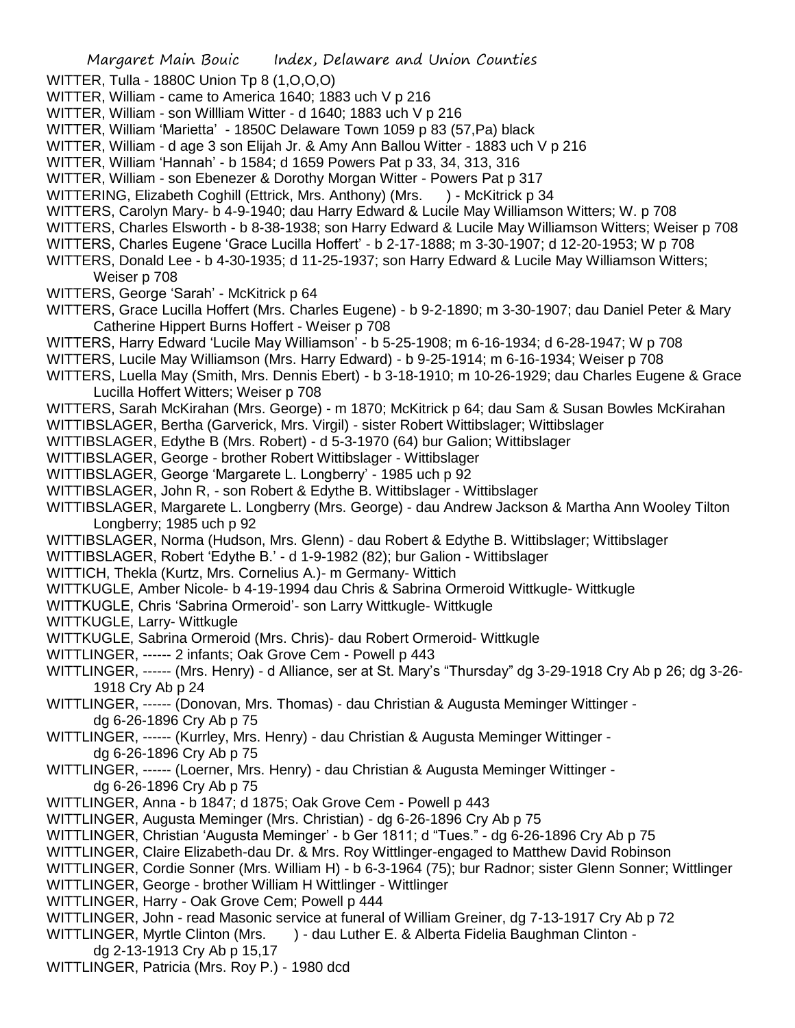WITTER, Tulla - 1880C Union Tp 8 (1,O,O,O)

WITTER, William - came to America 1640; 1883 uch V p 216

WITTER, William - son Willliam Witter - d 1640; 1883 uch V p 216

WITTER, William 'Marietta' - 1850C Delaware Town 1059 p 83 (57,Pa) black

WITTER, William - d age 3 son Elijah Jr. & Amy Ann Ballou Witter - 1883 uch V p 216

WITTER, William 'Hannah' - b 1584; d 1659 Powers Pat p 33, 34, 313, 316

WITTER, William - son Ebenezer & Dorothy Morgan Witter - Powers Pat p 317

WITTERING, Elizabeth Coghill (Ettrick, Mrs. Anthony) (Mrs. ) - McKitrick p 34

WITTERS, Carolyn Mary- b 4-9-1940; dau Harry Edward & Lucile May Williamson Witters; W. p 708

WITTERS, Charles Elsworth - b 8-38-1938; son Harry Edward & Lucile May Williamson Witters; Weiser p 708

WITTERS, Charles Eugene 'Grace Lucilla Hoffert' - b 2-17-1888; m 3-30-1907; d 12-20-1953; W p 708

WITTERS, Donald Lee - b 4-30-1935; d 11-25-1937; son Harry Edward & Lucile May Williamson Witters; Weiser p 708

WITTERS, George 'Sarah' - McKitrick p 64

WITTERS, Grace Lucilla Hoffert (Mrs. Charles Eugene) - b 9-2-1890; m 3-30-1907; dau Daniel Peter & Mary Catherine Hippert Burns Hoffert - Weiser p 708

WITTERS, Harry Edward 'Lucile May Williamson' - b 5-25-1908; m 6-16-1934; d 6-28-1947; W p 708

WITTERS, Lucile May Williamson (Mrs. Harry Edward) - b 9-25-1914; m 6-16-1934; Weiser p 708

WITTERS, Luella May (Smith, Mrs. Dennis Ebert) - b 3-18-1910; m 10-26-1929; dau Charles Eugene & Grace Lucilla Hoffert Witters; Weiser p 708

WITTERS, Sarah McKirahan (Mrs. George) - m 1870; McKitrick p 64; dau Sam & Susan Bowles McKirahan

WITTIBSLAGER, Bertha (Garverick, Mrs. Virgil) - sister Robert Wittibslager; Wittibslager

WITTIBSLAGER, Edythe B (Mrs. Robert) - d 5-3-1970 (64) bur Galion; Wittibslager

WITTIBSLAGER, George - brother Robert Wittibslager - Wittibslager

WITTIBSLAGER, George 'Margarete L. Longberry' - 1985 uch p 92

WITTIBSLAGER, John R, - son Robert & Edythe B. Wittibslager - Wittibslager

WITTIBSLAGER, Margarete L. Longberry (Mrs. George) - dau Andrew Jackson & Martha Ann Wooley Tilton Longberry; 1985 uch p 92

WITTIBSLAGER, Norma (Hudson, Mrs. Glenn) - dau Robert & Edythe B. Wittibslager; Wittibslager

WITTIBSLAGER, Robert 'Edythe B.' - d 1-9-1982 (82); bur Galion - Wittibslager

WITTICH, Thekla (Kurtz, Mrs. Cornelius A.)- m Germany- Wittich

WITTKUGLE, Amber Nicole- b 4-19-1994 dau Chris & Sabrina Ormeroid Wittkugle- Wittkugle

WITTKUGLE, Chris 'Sabrina Ormeroid'- son Larry Wittkugle- Wittkugle

WITTKUGLE, Larry- Wittkugle

WITTKUGLE, Sabrina Ormeroid (Mrs. Chris)- dau Robert Ormeroid- Wittkugle

WITTLINGER, ------ 2 infants; Oak Grove Cem - Powell p 443

WITTLINGER, ------ (Mrs. Henry) - d Alliance, ser at St. Mary's "Thursday" dg 3-29-1918 Cry Ab p 26; dg 3-26-1918 Cry Ab p 24

WITTLINGER, ------ (Donovan, Mrs. Thomas) - dau Christian & Augusta Meminger Wittinger - dg 6-26-1896 Cry Ab p 75

WITTLINGER, ------ (Kurrley, Mrs. Henry) - dau Christian & Augusta Meminger Wittinger - dg 6-26-1896 Cry Ab p 75

WITTLINGER, ------ (Loerner, Mrs. Henry) - dau Christian & Augusta Meminger Wittinger - dg 6-26-1896 Cry Ab p 75

WITTLINGER, Anna - b 1847; d 1875; Oak Grove Cem - Powell p 443

WITTLINGER, Augusta Meminger (Mrs. Christian) - dg 6-26-1896 Cry Ab p 75

WITTLINGER, Christian 'Augusta Meminger' - b Ger 1811; d "Tues." - dg 6-26-1896 Cry Ab p 75

WITTLINGER, Claire Elizabeth-dau Dr. & Mrs. Roy Wittlinger-engaged to Matthew David Robinson

WITTLINGER, Cordie Sonner (Mrs. William H) - b 6-3-1964 (75); bur Radnor; sister Glenn Sonner; Wittlinger

WITTLINGER, George - brother William H Wittlinger - Wittlinger

WITTLINGER, Harry - Oak Grove Cem; Powell p 444

WITTLINGER, John - read Masonic service at funeral of William Greiner, dg 7-13-1917 Cry Ab p 72

WITTLINGER, Myrtle Clinton (Mrs. ) - dau Luther E. & Alberta Fidelia Baughman Clinton - dg 2-13-1913 Cry Ab p 15,17

WITTLINGER, Patricia (Mrs. Roy P.) - 1980 dcd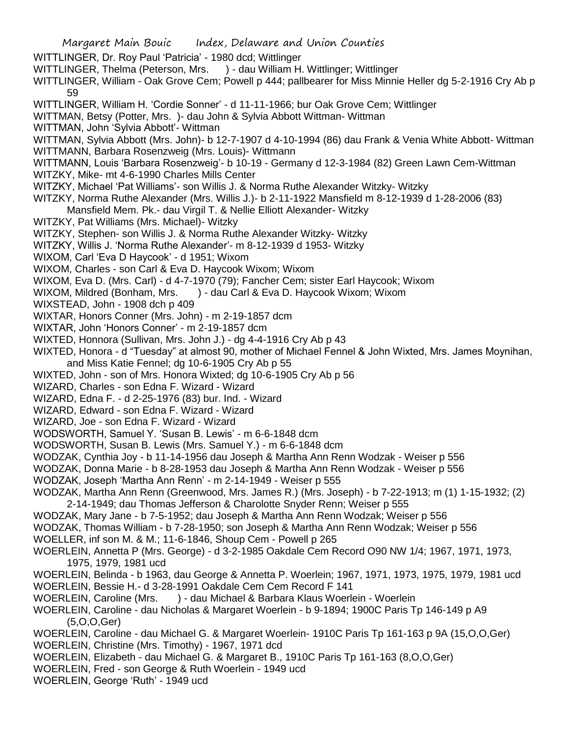WITTLINGER, Dr. Roy Paul 'Patricia' - 1980 dcd; Wittlinger

WITTLINGER, Thelma (Peterson, Mrs. ) - dau William H. Wittlinger; Wittlinger

WITTLINGER, William - Oak Grove Cem; Powell p 444; pallbearer for Miss Minnie Heller dg 5-2-1916 Cry Ab p 59

WITTLINGER, William H. 'Cordie Sonner' - d 11-11-1966; bur Oak Grove Cem; Wittlinger

WITTMAN, Betsy (Potter, Mrs. )- dau John & Sylvia Abbott Wittman- Wittman

WITTMAN, John 'Sylvia Abbott'- Wittman

WITTMAN, Sylvia Abbott (Mrs. John)- b 12-7-1907 d 4-10-1994 (86) dau Frank & Venia White Abbott- Wittman

WITTMANN, Barbara Rosenzweig (Mrs. Louis)- Wittmann

WITTMANN, Louis 'Barbara Rosenzweig'- b 10-19 - Germany d 12-3-1984 (82) Green Lawn Cem-Wittman

WITZKY, Mike- mt 4-6-1990 Charles Mills Center

WITZKY, Michael 'Pat Williams'- son Willis J. & Norma Ruthe Alexander Witzky- Witzky

WITZKY, Norma Ruthe Alexander (Mrs. Willis J.)- b 2-11-1922 Mansfield m 8-12-1939 d 1-28-2006 (83) Mansfield Mem. Pk.- dau Virgil T. & Nellie Elliott Alexander- Witzky

WITZKY, Pat Williams (Mrs. Michael)- Witzky

WITZKY, Stephen- son Willis J. & Norma Ruthe Alexander Witzky- Witzky

WITZKY, Willis J. 'Norma Ruthe Alexander'- m 8-12-1939 d 1953- Witzky

WIXOM, Carl 'Eva D Haycook' - d 1951; Wixom

WIXOM, Charles - son Carl & Eva D. Haycook Wixom; Wixom

WIXOM, Eva D. (Mrs. Carl) - d 4-7-1970 (79); Fancher Cem; sister Earl Haycook; Wixom

WIXOM, Mildred (Bonham, Mrs. ) - dau Carl & Eva D. Haycook Wixom; Wixom

WIXSTEAD, John - 1908 dch p 409

WIXTAR, Honors Conner (Mrs. John) - m 2-19-1857 dcm

WIXTAR, John 'Honors Conner' - m 2-19-1857 dcm

WIXTED, Honnora (Sullivan, Mrs. John J.) - dg 4-4-1916 Cry Ab p 43

WIXTED, Honora - d "Tuesday" at almost 90, mother of Michael Fennel & John Wixted, Mrs. James Moynihan, and Miss Katie Fennel; dg 10-6-1905 Cry Ab p 55

WIXTED, John - son of Mrs. Honora Wixted; dg 10-6-1905 Cry Ab p 56

WIZARD, Charles - son Edna F. Wizard - Wizard

WIZARD, Edna F. - d 2-25-1976 (83) bur. Ind. - Wizard

WIZARD, Edward - son Edna F. Wizard - Wizard

WIZARD, Joe - son Edna F. Wizard - Wizard

WODSWORTH, Samuel Y. 'Susan B. Lewis' - m 6-6-1848 dcm

WODSWORTH, Susan B. Lewis (Mrs. Samuel Y.) - m 6-6-1848 dcm

WODZAK, Cynthia Joy - b 11-14-1956 dau Joseph & Martha Ann Renn Wodzak - Weiser p 556

WODZAK, Donna Marie - b 8-28-1953 dau Joseph & Martha Ann Renn Wodzak - Weiser p 556

WODZAK, Joseph 'Martha Ann Renn' - m 2-14-1949 - Weiser p 555

WODZAK, Martha Ann Renn (Greenwood, Mrs. James R.) (Mrs. Joseph) - b 7-22-1913; m (1) 1-15-1932; (2) 2-14-1949; dau Thomas Jefferson & Charolotte Snyder Renn; Weiser p 555

WODZAK, Mary Jane - b 7-5-1952; dau Joseph & Martha Ann Renn Wodzak; Weiser p 556

WODZAK, Thomas William - b 7-28-1950; son Joseph & Martha Ann Renn Wodzak; Weiser p 556

WOELLER, inf son M. & M.; 11-6-1846, Shoup Cem - Powell p 265

WOERLEIN, Annetta P (Mrs. George) - d 3-2-1985 Oakdale Cem Record O90 NW 1/4; 1967, 1971, 1973, 1975, 1979, 1981 ucd

WOERLEIN, Belinda - b 1963, dau George & Annetta P. Woerlein; 1967, 1971, 1973, 1975, 1979, 1981 ucd

WOERLEIN, Bessie H.- d 3-28-1991 Oakdale Cem Cem Record F 141

WOERLEIN, Caroline (Mrs. ) - dau Michael & Barbara Klaus Woerlein - Woerlein

WOERLEIN, Caroline - dau Nicholas & Margaret Woerlein - b 9-1894; 1900C Paris Tp 146-149 p A9 (5,O,O,Ger)

WOERLEIN, Caroline - dau Michael G. & Margaret Woerlein- 1910C Paris Tp 161-163 p 9A (15,O,O,Ger)

WOERLEIN, Christine (Mrs. Timothy) - 1967, 1971 dcd

WOERLEIN, Elizabeth - dau Michael G. & Margaret B., 1910C Paris Tp 161-163 (8,O,O,Ger)

WOERLEIN, Fred - son George & Ruth Woerlein - 1949 ucd

WOERLEIN, George 'Ruth' - 1949 ucd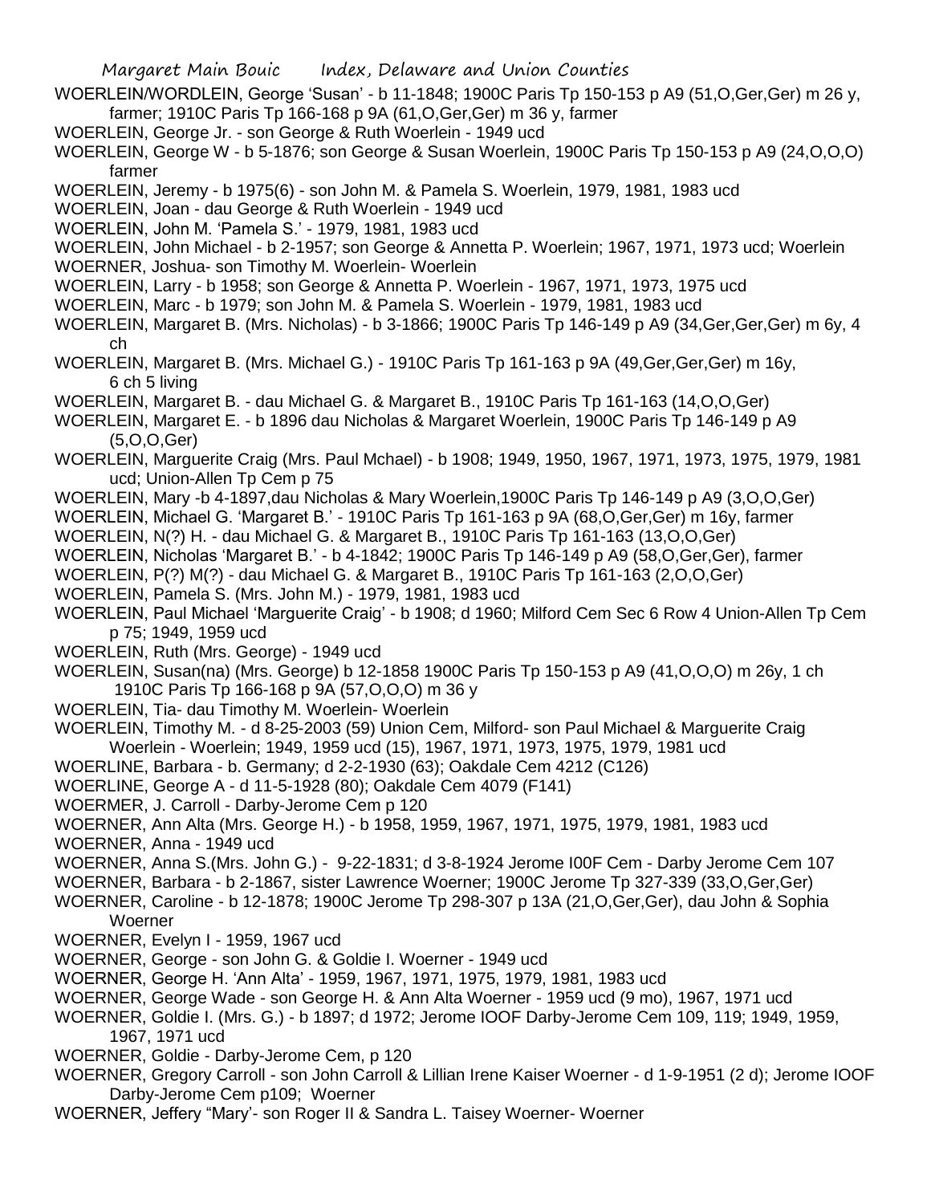WOERLEIN/WORDLEIN, George 'Susan' - b 11-1848; 1900C Paris Tp 150-153 p A9 (51,O,Ger,Ger) m 26 y, farmer; 1910C Paris Tp 166-168 p 9A (61,O,Ger,Ger) m 36 y, farmer

WOERLEIN, George Jr. - son George & Ruth Woerlein - 1949 ucd

WOERLEIN, George W - b 5-1876; son George & Susan Woerlein, 1900C Paris Tp 150-153 p A9 (24,O,O,O) farmer

WOERLEIN, Jeremy - b 1975(6) - son John M. & Pamela S. Woerlein, 1979, 1981, 1983 ucd

WOERLEIN, Joan - dau George & Ruth Woerlein - 1949 ucd

WOERLEIN, John M. 'Pamela S.' - 1979, 1981, 1983 ucd

WOERLEIN, John Michael - b 2-1957; son George & Annetta P. Woerlein; 1967, 1971, 1973 ucd; Woerlein

WOERNER, Joshua- son Timothy M. Woerlein- Woerlein

WOERLEIN, Larry - b 1958; son George & Annetta P. Woerlein - 1967, 1971, 1973, 1975 ucd

WOERLEIN, Marc - b 1979; son John M. & Pamela S. Woerlein - 1979, 1981, 1983 ucd

WOERLEIN, Margaret B. (Mrs. Nicholas) - b 3-1866; 1900C Paris Tp 146-149 p A9 (34,Ger,Ger,Ger) m 6y, 4 ch

WOERLEIN, Margaret B. (Mrs. Michael G.) - 1910C Paris Tp 161-163 p 9A (49,Ger,Ger,Ger) m 16y, 6 ch 5 living

WOERLEIN, Margaret B. - dau Michael G. & Margaret B., 1910C Paris Tp 161-163 (14,O,O,Ger)

WOERLEIN, Margaret E. - b 1896 dau Nicholas & Margaret Woerlein, 1900C Paris Tp 146-149 p A9 (5,O,O,Ger)

WOERLEIN, Marguerite Craig (Mrs. Paul Mchael) - b 1908; 1949, 1950, 1967, 1971, 1973, 1975, 1979, 1981 ucd; Union-Allen Tp Cem p 75

WOERLEIN, Mary -b 4-1897,dau Nicholas & Mary Woerlein,1900C Paris Tp 146-149 p A9 (3,O,O,Ger)

WOERLEIN, Michael G. 'Margaret B.' - 1910C Paris Tp 161-163 p 9A (68,O,Ger,Ger) m 16y, farmer

WOERLEIN, N(?) H. - dau Michael G. & Margaret B., 1910C Paris Tp 161-163 (13,O,O,Ger)

WOERLEIN, Nicholas 'Margaret B.' - b 4-1842; 1900C Paris Tp 146-149 p A9 (58,O,Ger,Ger), farmer

WOERLEIN, P(?) M(?) - dau Michael G. & Margaret B., 1910C Paris Tp 161-163 (2,O,O,Ger)

WOERLEIN, Pamela S. (Mrs. John M.) - 1979, 1981, 1983 ucd

WOERLEIN, Paul Michael 'Marguerite Craig' - b 1908; d 1960; Milford Cem Sec 6 Row 4 Union-Allen Tp Cem p 75; 1949, 1959 ucd

WOERLEIN, Ruth (Mrs. George) - 1949 ucd

WOERLEIN, Susan(na) (Mrs. George) b 12-1858 1900C Paris Tp 150-153 p A9 (41,O,O,O) m 26y, 1 ch 1910C Paris Tp 166-168 p 9A (57,O,O,O) m 36 y

WOERLEIN, Tia- dau Timothy M. Woerlein- Woerlein

WOERLEIN, Timothy M. - d 8-25-2003 (59) Union Cem, Milford- son Paul Michael & Marguerite Craig Woerlein - Woerlein; 1949, 1959 ucd (15), 1967, 1971, 1973, 1975, 1979, 1981 ucd

WOERLINE, Barbara - b. Germany; d 2-2-1930 (63); Oakdale Cem 4212 (C126)

WOERLINE, George A - d 11-5-1928 (80); Oakdale Cem 4079 (F141)

WOERMER, J. Carroll - Darby-Jerome Cem p 120

WOERNER, Ann Alta (Mrs. George H.) - b 1958, 1959, 1967, 1971, 1975, 1979, 1981, 1983 ucd

WOERNER, Anna - 1949 ucd

WOERNER, Anna S.(Mrs. John G.) - 9-22-1831; d 3-8-1924 Jerome I00F Cem - Darby Jerome Cem 107

WOERNER, Barbara - b 2-1867, sister Lawrence Woerner; 1900C Jerome Tp 327-339 (33,O,Ger,Ger)

WOERNER, Caroline - b 12-1878; 1900C Jerome Tp 298-307 p 13A (21,O,Ger,Ger), dau John & Sophia Woerner

WOERNER, Evelyn I - 1959, 1967 ucd

WOERNER, George - son John G. & Goldie I. Woerner - 1949 ucd

WOERNER, George H. 'Ann Alta' - 1959, 1967, 1971, 1975, 1979, 1981, 1983 ucd

WOERNER, George Wade - son George H. & Ann Alta Woerner - 1959 ucd (9 mo), 1967, 1971 ucd

WOERNER, Goldie I. (Mrs. G.) - b 1897; d 1972; Jerome IOOF Darby-Jerome Cem 109, 119; 1949, 1959, 1967, 1971 ucd

WOERNER, Goldie - Darby-Jerome Cem, p 120

WOERNER, Gregory Carroll - son John Carroll & Lillian Irene Kaiser Woerner - d 1-9-1951 (2 d); Jerome IOOF Darby-Jerome Cem p109; Woerner

WOERNER, Jeffery "Mary'- son Roger II & Sandra L. Taisey Woerner- Woerner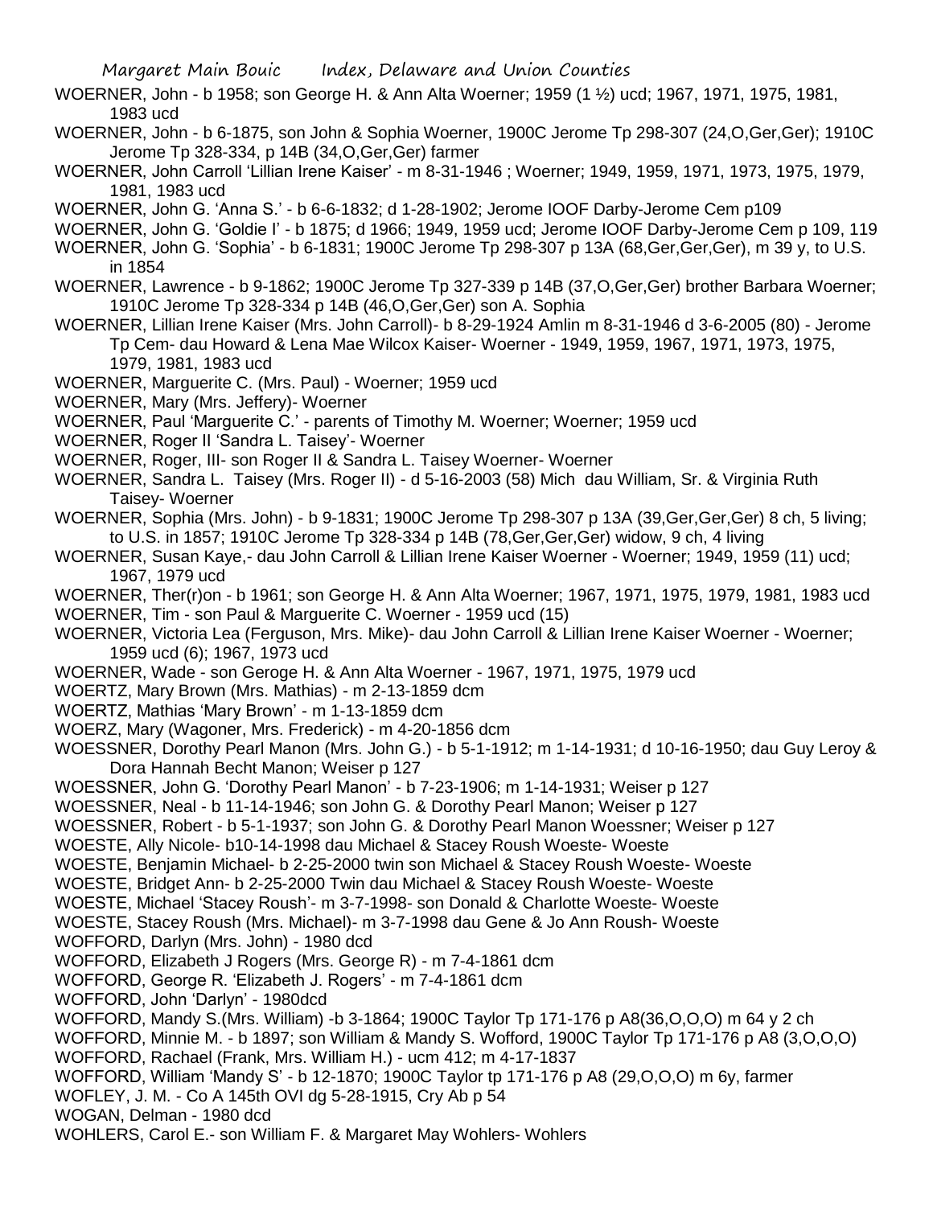WOERNER, John - b 1958; son George H. & Ann Alta Woerner; 1959 (1 ½) ucd; 1967, 1971, 1975, 1981, 1983 ucd

WOERNER, John - b 6-1875, son John & Sophia Woerner, 1900C Jerome Tp 298-307 (24,O,Ger,Ger); 1910C Jerome Tp 328-334, p 14B (34,O,Ger,Ger) farmer

WOERNER, John Carroll 'Lillian Irene Kaiser' - m 8-31-1946 ; Woerner; 1949, 1959, 1971, 1973, 1975, 1979, 1981, 1983 ucd

WOERNER, John G. 'Anna S.' - b 6-6-1832; d 1-28-1902; Jerome IOOF Darby-Jerome Cem p109

WOERNER, John G. 'Goldie I' - b 1875; d 1966; 1949, 1959 ucd; Jerome IOOF Darby-Jerome Cem p 109, 119

WOERNER, John G. 'Sophia' - b 6-1831; 1900C Jerome Tp 298-307 p 13A (68,Ger,Ger,Ger), m 39 y, to U.S. in 1854

WOERNER, Lawrence - b 9-1862; 1900C Jerome Tp 327-339 p 14B (37,O,Ger,Ger) brother Barbara Woerner; 1910C Jerome Tp 328-334 p 14B (46,O,Ger,Ger) son A. Sophia

WOERNER, Lillian Irene Kaiser (Mrs. John Carroll)- b 8-29-1924 Amlin m 8-31-1946 d 3-6-2005 (80) - Jerome Tp Cem- dau Howard & Lena Mae Wilcox Kaiser- Woerner - 1949, 1959, 1967, 1971, 1973, 1975, 1979, 1981, 1983 ucd

WOERNER, Marguerite C. (Mrs. Paul) - Woerner; 1959 ucd

WOERNER, Mary (Mrs. Jeffery)- Woerner

WOERNER, Paul 'Marguerite C.' - parents of Timothy M. Woerner; Woerner; 1959 ucd

WOERNER, Roger II 'Sandra L. Taisey'- Woerner

WOERNER, Roger, III- son Roger II & Sandra L. Taisey Woerner- Woerner

WOERNER, Sandra L. Taisey (Mrs. Roger II) - d 5-16-2003 (58) Mich dau William, Sr. & Virginia Ruth Taisey- Woerner

WOERNER, Sophia (Mrs. John) - b 9-1831; 1900C Jerome Tp 298-307 p 13A (39,Ger,Ger,Ger) 8 ch, 5 living; to U.S. in 1857; 1910C Jerome Tp 328-334 p 14B (78,Ger,Ger,Ger) widow, 9 ch, 4 living

WOERNER, Susan Kaye,- dau John Carroll & Lillian Irene Kaiser Woerner - Woerner; 1949, 1959 (11) ucd; 1967, 1979 ucd

WOERNER, Ther(r)on - b 1961; son George H. & Ann Alta Woerner; 1967, 1971, 1975, 1979, 1981, 1983 ucd

WOERNER, Tim - son Paul & Marguerite C. Woerner - 1959 ucd (15)

WOERNER, Victoria Lea (Ferguson, Mrs. Mike)- dau John Carroll & Lillian Irene Kaiser Woerner - Woerner; 1959 ucd (6); 1967, 1973 ucd

WOERNER, Wade - son Geroge H. & Ann Alta Woerner - 1967, 1971, 1975, 1979 ucd

WOERTZ, Mary Brown (Mrs. Mathias) - m 2-13-1859 dcm

WOERTZ, Mathias 'Mary Brown' - m 1-13-1859 dcm

WOERZ, Mary (Wagoner, Mrs. Frederick) - m 4-20-1856 dcm

WOESSNER, Dorothy Pearl Manon (Mrs. John G.) - b 5-1-1912; m 1-14-1931; d 10-16-1950; dau Guy Leroy & Dora Hannah Becht Manon; Weiser p 127

WOESSNER, John G. 'Dorothy Pearl Manon' - b 7-23-1906; m 1-14-1931; Weiser p 127

WOESSNER, Neal - b 11-14-1946; son John G. & Dorothy Pearl Manon; Weiser p 127

WOESSNER, Robert - b 5-1-1937; son John G. & Dorothy Pearl Manon Woessner; Weiser p 127

WOESTE, Ally Nicole- b10-14-1998 dau Michael & Stacey Roush Woeste- Woeste

WOESTE, Benjamin Michael- b 2-25-2000 twin son Michael & Stacey Roush Woeste- Woeste

WOESTE, Bridget Ann- b 2-25-2000 Twin dau Michael & Stacey Roush Woeste- Woeste

WOESTE, Michael 'Stacey Roush'- m 3-7-1998- son Donald & Charlotte Woeste- Woeste

WOESTE, Stacey Roush (Mrs. Michael)- m 3-7-1998 dau Gene & Jo Ann Roush- Woeste

WOFFORD, Darlyn (Mrs. John) - 1980 dcd

WOFFORD, Elizabeth J Rogers (Mrs. George R) - m 7-4-1861 dcm

WOFFORD, George R. 'Elizabeth J. Rogers' - m 7-4-1861 dcm

WOFFORD, John 'Darlyn' - 1980dcd

WOFFORD, Mandy S.(Mrs. William) -b 3-1864; 1900C Taylor Tp 171-176 p A8(36,O,O,O) m 64 y 2 ch

WOFFORD, Minnie M. - b 1897; son William & Mandy S. Wofford, 1900C Taylor Tp 171-176 p A8 (3,O,O,O)

WOFFORD, Rachael (Frank, Mrs. William H.) - ucm 412; m 4-17-1837

WOFFORD, William 'Mandy S' - b 12-1870; 1900C Taylor tp 171-176 p A8 (29,O,O,O) m 6y, farmer

WOFLEY, J. M. - Co A 145th OVI dg 5-28-1915, Cry Ab p 54

WOGAN, Delman - 1980 dcd

WOHLERS, Carol E.- son William F. & Margaret May Wohlers- Wohlers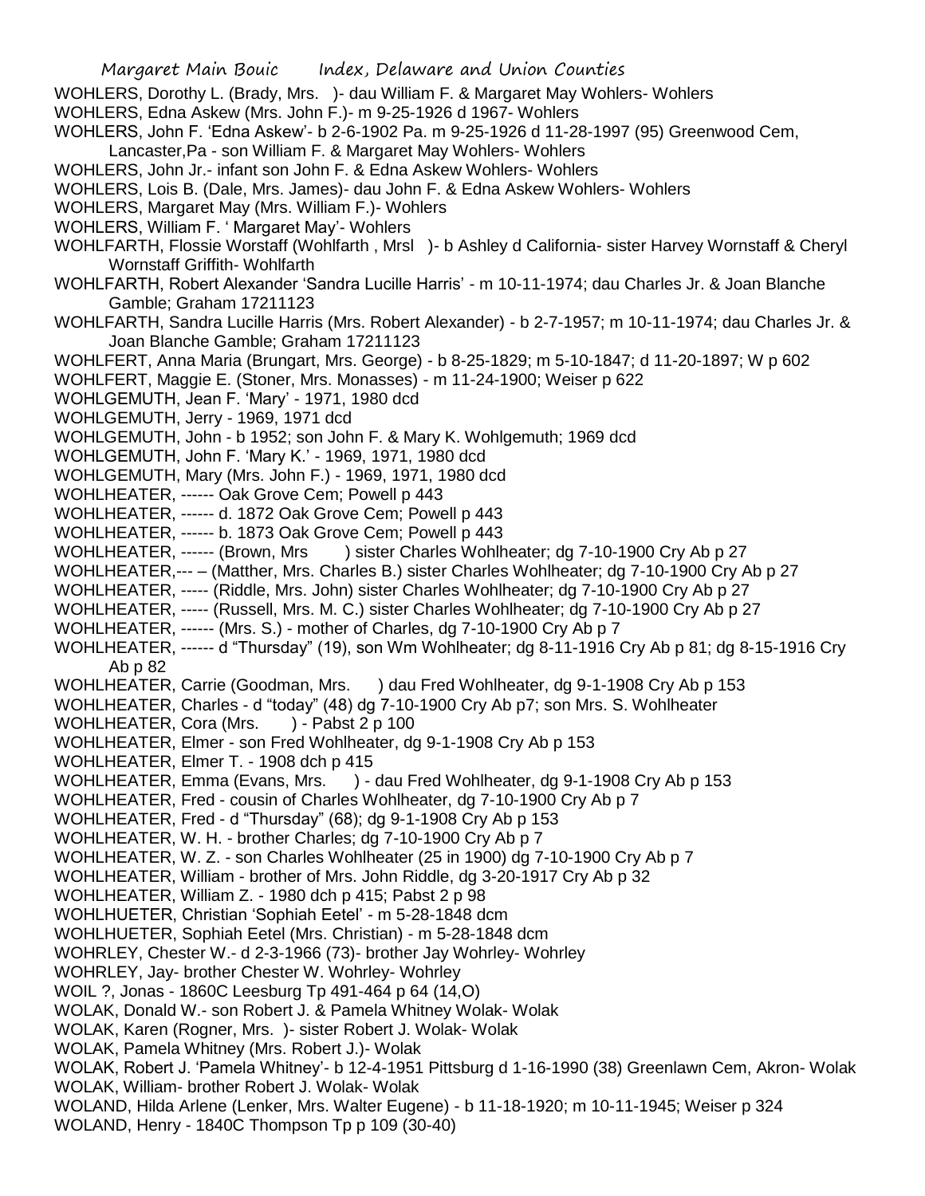WOHLERS, Dorothy L. (Brady, Mrs. )- dau William F. & Margaret May Wohlers- Wohlers

WOHLERS, Edna Askew (Mrs. John F.)- m 9-25-1926 d 1967- Wohlers

WOHLERS, John F. 'Edna Askew'- b 2-6-1902 Pa. m 9-25-1926 d 11-28-1997 (95) Greenwood Cem, Lancaster,Pa - son William F. & Margaret May Wohlers- Wohlers

WOHLERS, John Jr.- infant son John F. & Edna Askew Wohlers- Wohlers

WOHLERS, Lois B. (Dale, Mrs. James)- dau John F. & Edna Askew Wohlers- Wohlers

WOHLERS, Margaret May (Mrs. William F.)- Wohlers

WOHLERS, William F. ' Margaret May'- Wohlers

WOHLFARTH, Flossie Worstaff (Wohlfarth , Mrsl )- b Ashley d California- sister Harvey Wornstaff & Cheryl Wornstaff Griffith- Wohlfarth

WOHLFARTH, Robert Alexander 'Sandra Lucille Harris' - m 10-11-1974; dau Charles Jr. & Joan Blanche Gamble; Graham 17211123

WOHLFARTH, Sandra Lucille Harris (Mrs. Robert Alexander) - b 2-7-1957; m 10-11-1974; dau Charles Jr. & Joan Blanche Gamble; Graham 17211123

WOHLFERT, Anna Maria (Brungart, Mrs. George) - b 8-25-1829; m 5-10-1847; d 11-20-1897; W p 602

WOHLFERT, Maggie E. (Stoner, Mrs. Monasses) - m 11-24-1900; Weiser p 622

WOHLGEMUTH, Jean F. 'Mary' - 1971, 1980 dcd

WOHLGEMUTH, Jerry - 1969, 1971 dcd

WOHLGEMUTH, John - b 1952; son John F. & Mary K. Wohlgemuth; 1969 dcd

WOHLGEMUTH, John F. 'Mary K.' - 1969, 1971, 1980 dcd

WOHLGEMUTH, Mary (Mrs. John F.) - 1969, 1971, 1980 dcd

WOHLHEATER, ------ Oak Grove Cem; Powell p 443

WOHLHEATER, ------ d. 1872 Oak Grove Cem; Powell p 443

WOHLHEATER, ------ b. 1873 Oak Grove Cem; Powell p 443

WOHLHEATER, ------ (Brown, Mrs ) sister Charles Wohlheater; dg 7-10-1900 Cry Ab p 27

WOHLHEATER,--- – (Matther, Mrs. Charles B.) sister Charles Wohlheater; dg 7-10-1900 Cry Ab p 27

WOHLHEATER, ----- (Riddle, Mrs. John) sister Charles Wohlheater; dg 7-10-1900 Cry Ab p 27

WOHLHEATER, ----- (Russell, Mrs. M. C.) sister Charles Wohlheater; dg 7-10-1900 Cry Ab p 27

WOHLHEATER, ------ (Mrs. S.) - mother of Charles, dg 7-10-1900 Cry Ab p 7

WOHLHEATER, ------ d "Thursday" (19), son Wm Wohlheater; dg 8-11-1916 Cry Ab p 81; dg 8-15-1916 Cry Ab p 82

WOHLHEATER, Carrie (Goodman, Mrs. ) dau Fred Wohlheater, dg 9-1-1908 Cry Ab p 153

WOHLHEATER, Charles - d "today" (48) dg 7-10-1900 Cry Ab p7; son Mrs. S. Wohlheater

WOHLHEATER, Cora (Mrs. ) - Pabst 2 p 100

WOHLHEATER, Elmer - son Fred Wohlheater, dg 9-1-1908 Cry Ab p 153

WOHLHEATER, Elmer T. - 1908 dch p 415

WOHLHEATER, Emma (Evans, Mrs. ) - dau Fred Wohlheater, dg 9-1-1908 Cry Ab p 153

WOHLHEATER, Fred - cousin of Charles Wohlheater, dg 7-10-1900 Cry Ab p 7

WOHLHEATER, Fred - d "Thursday" (68); dg 9-1-1908 Cry Ab p 153

WOHLHEATER, W. H. - brother Charles; dg 7-10-1900 Cry Ab p 7

WOHLHEATER, W. Z. - son Charles Wohlheater (25 in 1900) dg 7-10-1900 Cry Ab p 7

WOHLHEATER, William - brother of Mrs. John Riddle, dg 3-20-1917 Cry Ab p 32

WOHLHEATER, William Z. - 1980 dch p 415; Pabst 2 p 98

WOHLHUETER, Christian 'Sophiah Eetel' - m 5-28-1848 dcm

WOHLHUETER, Sophiah Eetel (Mrs. Christian) - m 5-28-1848 dcm

WOHRLEY, Chester W.- d 2-3-1966 (73)- brother Jay Wohrley- Wohrley

WOHRLEY, Jay- brother Chester W. Wohrley- Wohrley

WOIL ?, Jonas - 1860C Leesburg Tp 491-464 p 64 (14,O)

WOLAK, Donald W.- son Robert J. & Pamela Whitney Wolak- Wolak

WOLAK, Karen (Rogner, Mrs. )- sister Robert J. Wolak- Wolak

WOLAK, Pamela Whitney (Mrs. Robert J.)- Wolak

WOLAK, Robert J. 'Pamela Whitney'- b 12-4-1951 Pittsburg d 1-16-1990 (38) Greenlawn Cem, Akron- Wolak

WOLAK, William- brother Robert J. Wolak- Wolak

WOLAND, Hilda Arlene (Lenker, Mrs. Walter Eugene) - b 11-18-1920; m 10-11-1945; Weiser p 324

WOLAND, Henry - 1840C Thompson Tp p 109 (30-40)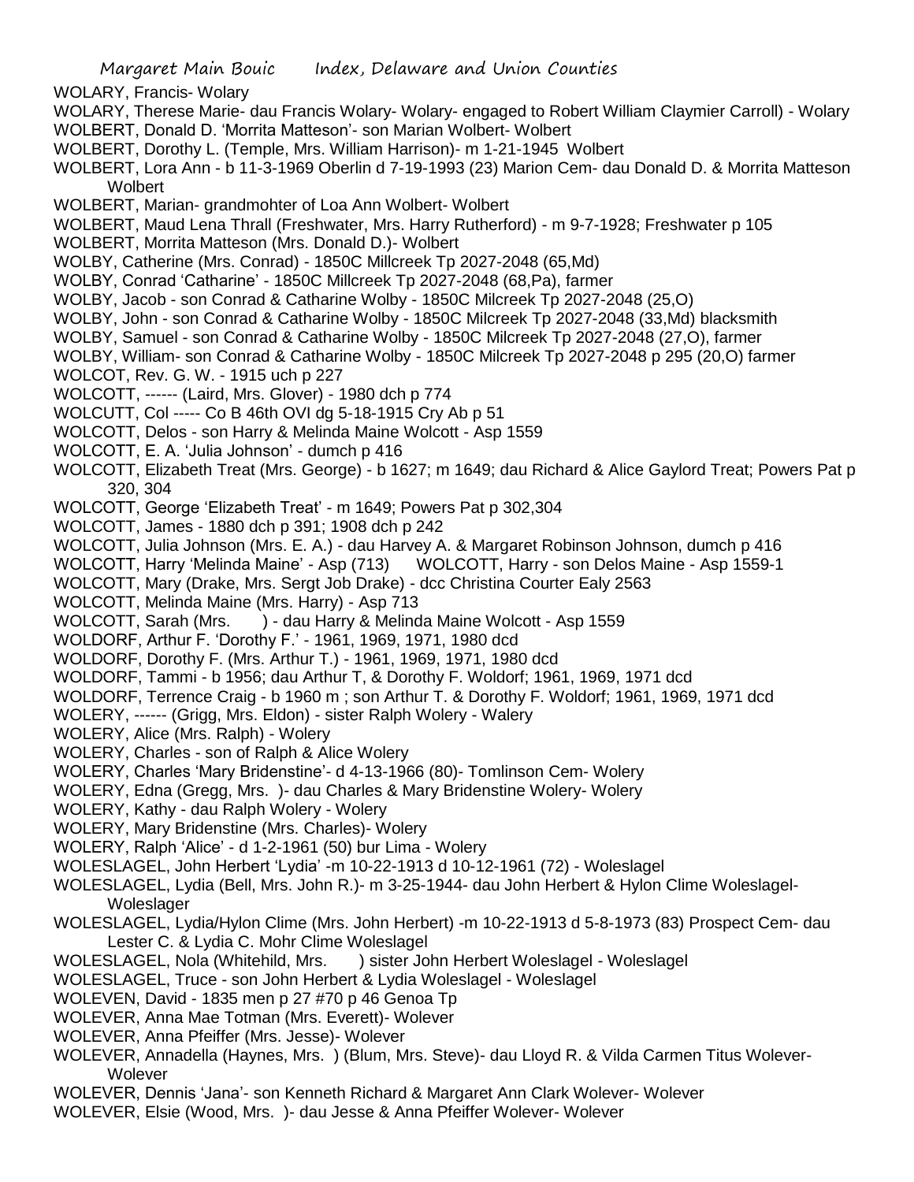WOLARY, Francis- Wolary

WOLARY, Therese Marie- dau Francis Wolary- Wolary- engaged to Robert William Claymier Carroll) - Wolary

WOLBERT, Donald D. 'Morrita Matteson'- son Marian Wolbert- Wolbert

WOLBERT, Dorothy L. (Temple, Mrs. William Harrison)- m 1-21-1945 Wolbert

WOLBERT, Lora Ann - b 11-3-1969 Oberlin d 7-19-1993 (23) Marion Cem- dau Donald D. & Morrita Matteson Wolbert

WOLBERT, Marian- grandmohter of Loa Ann Wolbert- Wolbert

WOLBERT, Maud Lena Thrall (Freshwater, Mrs. Harry Rutherford) - m 9-7-1928; Freshwater p 105

WOLBERT, Morrita Matteson (Mrs. Donald D.)- Wolbert

WOLBY, Catherine (Mrs. Conrad) - 1850C Millcreek Tp 2027-2048 (65,Md)

WOLBY, Conrad 'Catharine' - 1850C Millcreek Tp 2027-2048 (68,Pa), farmer

WOLBY, Jacob - son Conrad & Catharine Wolby - 1850C Milcreek Tp 2027-2048 (25,O)

WOLBY, John - son Conrad & Catharine Wolby - 1850C Milcreek Tp 2027-2048 (33,Md) blacksmith

WOLBY, Samuel - son Conrad & Catharine Wolby - 1850C Milcreek Tp 2027-2048 (27,O), farmer

WOLBY, William- son Conrad & Catharine Wolby - 1850C Milcreek Tp 2027-2048 p 295 (20,O) farmer

WOLCOT, Rev. G. W. - 1915 uch p 227

WOLCOTT, ------ (Laird, Mrs. Glover) - 1980 dch p 774

WOLCUTT, Col ----- Co B 46th OVI dg 5-18-1915 Cry Ab p 51

WOLCOTT, Delos - son Harry & Melinda Maine Wolcott - Asp 1559

WOLCOTT, E. A. 'Julia Johnson' - dumch p 416

WOLCOTT, Elizabeth Treat (Mrs. George) - b 1627; m 1649; dau Richard & Alice Gaylord Treat; Powers Pat p 320, 304

WOLCOTT, George 'Elizabeth Treat' - m 1649; Powers Pat p 302,304

WOLCOTT, James - 1880 dch p 391; 1908 dch p 242

WOLCOTT, Julia Johnson (Mrs. E. A.) - dau Harvey A. & Margaret Robinson Johnson, dumch p 416

WOLCOTT, Harry 'Melinda Maine' - Asp (713) WOLCOTT, Harry - son Delos Maine - Asp 1559-1

WOLCOTT, Mary (Drake, Mrs. Sergt Job Drake) - dcc Christina Courter Ealy 2563

WOLCOTT, Melinda Maine (Mrs. Harry) - Asp 713

WOLCOTT, Sarah (Mrs. ) - dau Harry & Melinda Maine Wolcott - Asp 1559

WOLDORF, Arthur F. 'Dorothy F.' - 1961, 1969, 1971, 1980 dcd

WOLDORF, Dorothy F. (Mrs. Arthur T.) - 1961, 1969, 1971, 1980 dcd

WOLDORF, Tammi - b 1956; dau Arthur T, & Dorothy F. Woldorf; 1961, 1969, 1971 dcd

WOLDORF, Terrence Craig - b 1960 m ; son Arthur T. & Dorothy F. Woldorf; 1961, 1969, 1971 dcd

WOLERY, ------ (Grigg, Mrs. Eldon) - sister Ralph Wolery - Walery

WOLERY, Alice (Mrs. Ralph) - Wolery

WOLERY, Charles - son of Ralph & Alice Wolery

WOLERY, Charles 'Mary Bridenstine'- d 4-13-1966 (80)- Tomlinson Cem- Wolery

WOLERY, Edna (Gregg, Mrs. )- dau Charles & Mary Bridenstine Wolery- Wolery

WOLERY, Kathy - dau Ralph Wolery - Wolery

WOLERY, Mary Bridenstine (Mrs. Charles)- Wolery

WOLERY, Ralph 'Alice' - d 1-2-1961 (50) bur Lima - Wolery

WOLESLAGEL, John Herbert 'Lydia' -m 10-22-1913 d 10-12-1961 (72) - Woleslagel

WOLESLAGEL, Lydia (Bell, Mrs. John R.)- m 3-25-1944- dau John Herbert & Hylon Clime Woleslagel- Woleslager

WOLESLAGEL, Lydia/Hylon Clime (Mrs. John Herbert) -m 10-22-1913 d 5-8-1973 (83) Prospect Cem- dau Lester C. & Lydia C. Mohr Clime Woleslagel

WOLESLAGEL, Nola (Whitehild, Mrs. ) sister John Herbert Woleslagel - Woleslagel

WOLESLAGEL, Truce - son John Herbert & Lydia Woleslagel - Woleslagel

WOLEVEN, David - 1835 men p 27 #70 p 46 Genoa Tp

WOLEVER, Anna Mae Totman (Mrs. Everett)- Wolever

WOLEVER, Anna Pfeiffer (Mrs. Jesse)- Wolever

WOLEVER, Annadella (Haynes, Mrs. ) (Blum, Mrs. Steve)- dau Lloyd R. & Vilda Carmen Titus Wolever- Wolever

WOLEVER, Dennis 'Jana'- son Kenneth Richard & Margaret Ann Clark Wolever- Wolever

WOLEVER, Elsie (Wood, Mrs. )- dau Jesse & Anna Pfeiffer Wolever- Wolever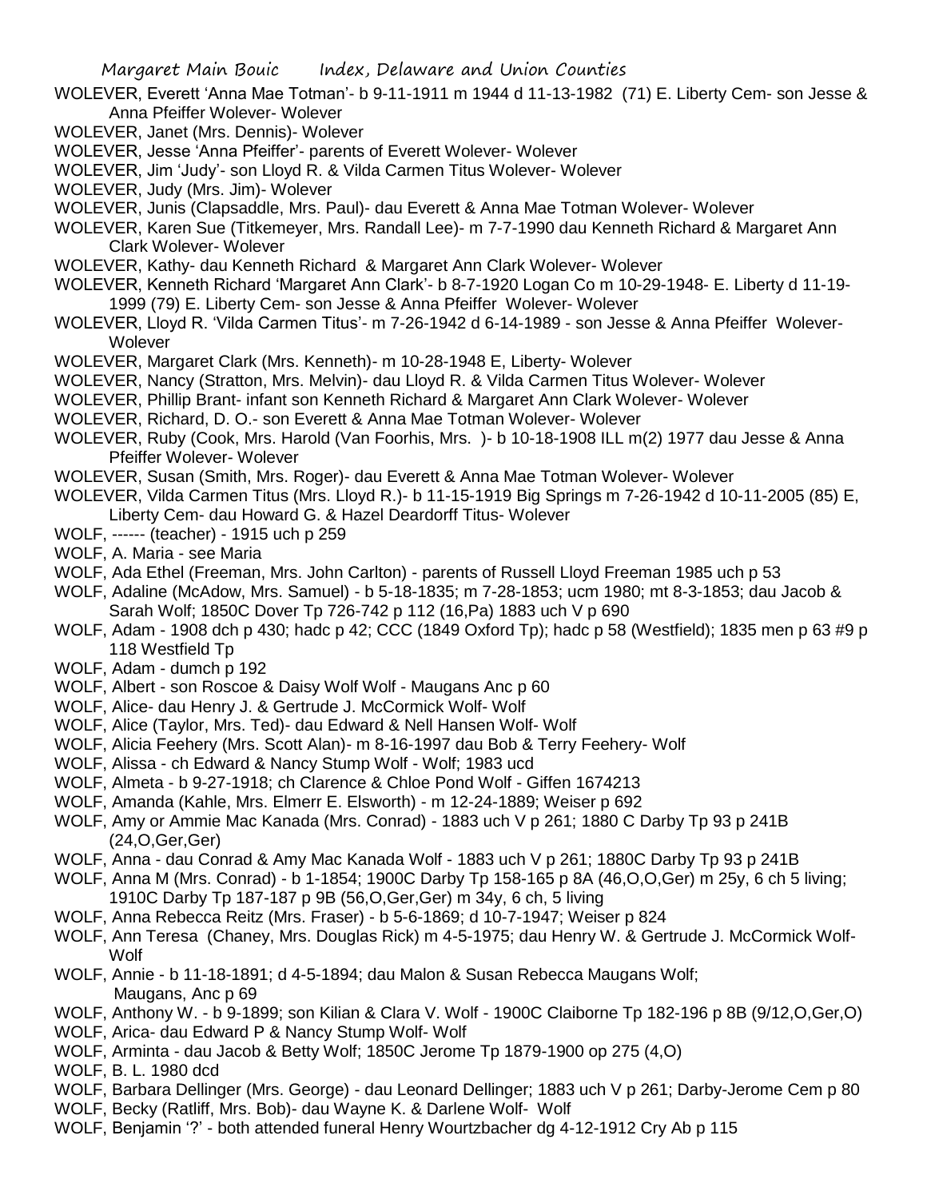WOLEVER, Everett 'Anna Mae Totman'- b 9-11-1911 m 1944 d 11-13-1982 (71) E. Liberty Cem- son Jesse & Anna Pfeiffer Wolever- Wolever

WOLEVER, Janet (Mrs. Dennis)- Wolever

WOLEVER, Jesse 'Anna Pfeiffer'- parents of Everett Wolever- Wolever

WOLEVER, Jim 'Judy'- son Lloyd R. & Vilda Carmen Titus Wolever- Wolever

WOLEVER, Judy (Mrs. Jim)- Wolever

WOLEVER, Junis (Clapsaddle, Mrs. Paul)- dau Everett & Anna Mae Totman Wolever- Wolever

WOLEVER, Karen Sue (Titkemeyer, Mrs. Randall Lee)- m 7-7-1990 dau Kenneth Richard & Margaret Ann Clark Wolever- Wolever

WOLEVER, Kathy- dau Kenneth Richard & Margaret Ann Clark Wolever- Wolever

WOLEVER, Kenneth Richard 'Margaret Ann Clark'- b 8-7-1920 Logan Co m 10-29-1948- E. Liberty d 11-19-1999 (79) E. Liberty Cem- son Jesse & Anna Pfeiffer Wolever- Wolever

WOLEVER, Lloyd R. 'Vilda Carmen Titus'- m 7-26-1942 d 6-14-1989 - son Jesse & Anna Pfeiffer Wolever- Wolever

WOLEVER, Margaret Clark (Mrs. Kenneth)- m 10-28-1948 E, Liberty- Wolever

WOLEVER, Nancy (Stratton, Mrs. Melvin)- dau Lloyd R. & Vilda Carmen Titus Wolever- Wolever

WOLEVER, Phillip Brant- infant son Kenneth Richard & Margaret Ann Clark Wolever- Wolever

WOLEVER, Richard, D. O.- son Everett & Anna Mae Totman Wolever- Wolever

WOLEVER, Ruby (Cook, Mrs. Harold (Van Foorhis, Mrs. )- b 10-18-1908 ILL m(2) 1977 dau Jesse & Anna Pfeiffer Wolever- Wolever

WOLEVER, Susan (Smith, Mrs. Roger)- dau Everett & Anna Mae Totman Wolever- Wolever

WOLEVER, Vilda Carmen Titus (Mrs. Lloyd R.)- b 11-15-1919 Big Springs m 7-26-1942 d 10-11-2005 (85) E, Liberty Cem- dau Howard G. & Hazel Deardorff Titus- Wolever

WOLF, ------ (teacher) - 1915 uch p 259

WOLF, A. Maria - see Maria

WOLF, Ada Ethel (Freeman, Mrs. John Carlton) - parents of Russell Lloyd Freeman 1985 uch p 53

WOLF, Adaline (McAdow, Mrs. Samuel) - b 5-18-1835; m 7-28-1853; ucm 1980; mt 8-3-1853; dau Jacob & Sarah Wolf; 1850C Dover Tp 726-742 p 112 (16,Pa) 1883 uch V p 690

WOLF, Adam - 1908 dch p 430; hadc p 42; CCC (1849 Oxford Tp); hadc p 58 (Westfield); 1835 men p 63 #9 p 118 Westfield Tp

WOLF, Adam - dumch p 192

WOLF, Albert - son Roscoe & Daisy Wolf Wolf - Maugans Anc p 60

WOLF, Alice- dau Henry J. & Gertrude J. McCormick Wolf- Wolf

WOLF, Alice (Taylor, Mrs. Ted)- dau Edward & Nell Hansen Wolf- Wolf

WOLF, Alicia Feehery (Mrs. Scott Alan)- m 8-16-1997 dau Bob & Terry Feehery- Wolf

WOLF, Alissa - ch Edward & Nancy Stump Wolf - Wolf; 1983 ucd

WOLF, Almeta - b 9-27-1918; ch Clarence & Chloe Pond Wolf - Giffen 1674213

WOLF, Amanda (Kahle, Mrs. Elmerr E. Elsworth) - m 12-24-1889; Weiser p 692

WOLF, Amy or Ammie Mac Kanada (Mrs. Conrad) - 1883 uch V p 261; 1880 C Darby Tp 93 p 241B (24,O,Ger,Ger)

WOLF, Anna - dau Conrad & Amy Mac Kanada Wolf - 1883 uch V p 261; 1880C Darby Tp 93 p 241B

WOLF, Anna M (Mrs. Conrad) - b 1-1854; 1900C Darby Tp 158-165 p 8A (46,O,O,Ger) m 25y, 6 ch 5 living; 1910C Darby Tp 187-187 p 9B (56,O,Ger,Ger) m 34y, 6 ch, 5 living

WOLF, Anna Rebecca Reitz (Mrs. Fraser) - b 5-6-1869; d 10-7-1947; Weiser p 824

WOLF, Ann Teresa (Chaney, Mrs. Douglas Rick) m 4-5-1975; dau Henry W. & Gertrude J. McCormick Wolf- Wolf

WOLF, Annie - b 11-18-1891; d 4-5-1894; dau Malon & Susan Rebecca Maugans Wolf; Maugans, Anc p 69

WOLF, Anthony W. - b 9-1899; son Kilian & Clara V. Wolf - 1900C Claiborne Tp 182-196 p 8B (9/12,O,Ger,O)

WOLF, Arica- dau Edward P & Nancy Stump Wolf- Wolf

WOLF, Arminta - dau Jacob & Betty Wolf; 1850C Jerome Tp 1879-1900 op 275 (4,O)

WOLF, B. L. 1980 dcd

WOLF, Barbara Dellinger (Mrs. George) - dau Leonard Dellinger; 1883 uch V p 261; Darby-Jerome Cem p 80

WOLF, Becky (Ratliff, Mrs. Bob)- dau Wayne K. & Darlene Wolf- Wolf

WOLF, Benjamin '?' - both attended funeral Henry Wourtzbacher dg 4-12-1912 Cry Ab p 115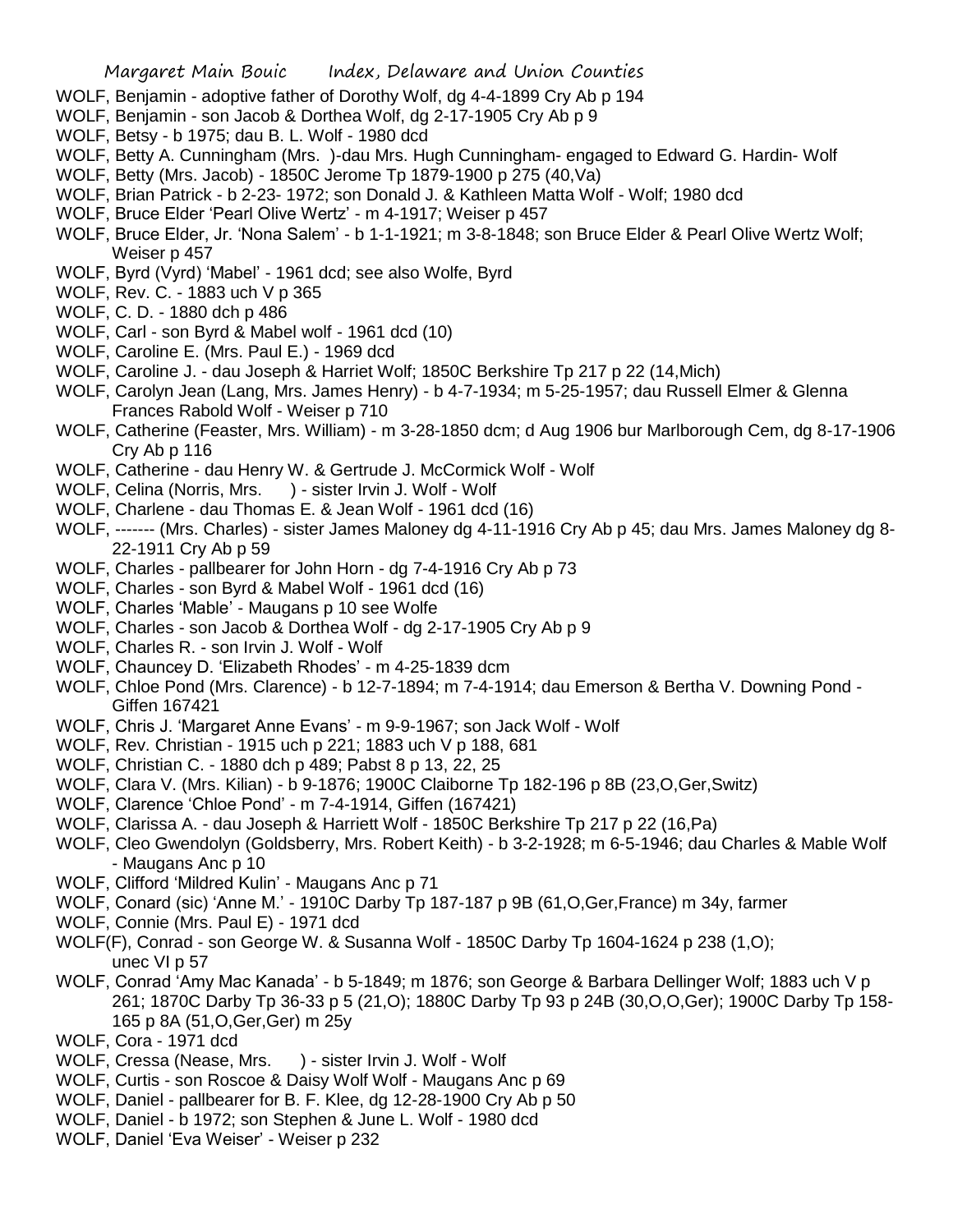WOLF, Benjamin - adoptive father of Dorothy Wolf, dg 4-4-1899 Cry Ab p 194

WOLF, Benjamin - son Jacob & Dorthea Wolf, dg 2-17-1905 Cry Ab p 9

WOLF, Betsy - b 1975; dau B. L. Wolf - 1980 dcd

WOLF, Betty A. Cunningham (Mrs. )-dau Mrs. Hugh Cunningham- engaged to Edward G. Hardin- Wolf

WOLF, Betty (Mrs. Jacob) - 1850C Jerome Tp 1879-1900 p 275 (40,Va)

WOLF, Brian Patrick - b 2-23- 1972; son Donald J. & Kathleen Matta Wolf - Wolf; 1980 dcd

WOLF, Bruce Elder 'Pearl Olive Wertz' - m 4-1917; Weiser p 457

WOLF, Bruce Elder, Jr. 'Nona Salem' - b 1-1-1921; m 3-8-1848; son Bruce Elder & Pearl Olive Wertz Wolf; Weiser p 457

WOLF, Byrd (Vyrd) 'Mabel' - 1961 dcd; see also Wolfe, Byrd

WOLF, Rev. C. - 1883 uch V p 365

WOLF, C. D. - 1880 dch p 486

WOLF, Carl - son Byrd & Mabel wolf - 1961 dcd (10)

WOLF, Caroline E. (Mrs. Paul E.) - 1969 dcd

WOLF, Caroline J. - dau Joseph & Harriet Wolf; 1850C Berkshire Tp 217 p 22 (14,Mich)

WOLF, Carolyn Jean (Lang, Mrs. James Henry) - b 4-7-1934; m 5-25-1957; dau Russell Elmer & Glenna Frances Rabold Wolf - Weiser p 710

WOLF, Catherine (Feaster, Mrs. William) - m 3-28-1850 dcm; d Aug 1906 bur Marlborough Cem, dg 8-17-1906 Cry Ab p 116

WOLF, Catherine - dau Henry W. & Gertrude J. McCormick Wolf - Wolf

WOLF, Celina (Norris, Mrs. ) - sister Irvin J. Wolf - Wolf

WOLF, Charlene - dau Thomas E. & Jean Wolf - 1961 dcd (16)

WOLF, ------- (Mrs. Charles) - sister James Maloney dg 4-11-1916 Cry Ab p 45; dau Mrs. James Maloney dg 8-22-1911 Cry Ab p 59

WOLF, Charles - pallbearer for John Horn - dg 7-4-1916 Cry Ab p 73

WOLF, Charles - son Byrd & Mabel Wolf - 1961 dcd (16)

WOLF, Charles 'Mable' - Maugans p 10 see Wolfe

WOLF, Charles - son Jacob & Dorthea Wolf - dg 2-17-1905 Cry Ab p 9

WOLF, Charles R. - son Irvin J. Wolf - Wolf

WOLF, Chauncey D. 'Elizabeth Rhodes' - m 4-25-1839 dcm

WOLF, Chloe Pond (Mrs. Clarence) - b 12-7-1894; m 7-4-1914; dau Emerson & Bertha V. Downing Pond - Giffen 167421

WOLF, Chris J. 'Margaret Anne Evans' - m 9-9-1967; son Jack Wolf - Wolf

WOLF, Rev. Christian - 1915 uch p 221; 1883 uch V p 188, 681

WOLF, Christian C. - 1880 dch p 489; Pabst 8 p 13, 22, 25

WOLF, Clara V. (Mrs. Kilian) - b 9-1876; 1900C Claiborne Tp 182-196 p 8B (23,O,Ger,Switz)

WOLF, Clarence 'Chloe Pond' - m 7-4-1914, Giffen (167421)

WOLF, Clarissa A. - dau Joseph & Harriett Wolf - 1850C Berkshire Tp 217 p 22 (16,Pa)

WOLF, Cleo Gwendolyn (Goldsberry, Mrs. Robert Keith) - b 3-2-1928; m 6-5-1946; dau Charles & Mable Wolf - Maugans Anc p 10

WOLF, Clifford 'Mildred Kulin' - Maugans Anc p 71

WOLF, Conard (sic) 'Anne M.' - 1910C Darby Tp 187-187 p 9B (61,O,Ger,France) m 34y, farmer

WOLF, Connie (Mrs. Paul E) - 1971 dcd

WOLF(F), Conrad - son George W. & Susanna Wolf - 1850C Darby Tp 1604-1624 p 238 (1,O); unec VI p 57

WOLF, Conrad 'Amy Mac Kanada' - b 5-1849; m 1876; son George & Barbara Dellinger Wolf; 1883 uch V p 261; 1870C Darby Tp 36-33 p 5 (21,O); 1880C Darby Tp 93 p 24B (30,O,O,Ger); 1900C Darby Tp 158-165 p 8A (51,O,Ger,Ger) m 25y

WOLF, Cora - 1971 dcd

WOLF, Cressa (Nease, Mrs. ) - sister Irvin J. Wolf - Wolf

WOLF, Curtis - son Roscoe & Daisy Wolf Wolf - Maugans Anc p 69

WOLF, Daniel - pallbearer for B. F. Klee, dg 12-28-1900 Cry Ab p 50

WOLF, Daniel - b 1972; son Stephen & June L. Wolf - 1980 dcd

WOLF, Daniel 'Eva Weiser' - Weiser p 232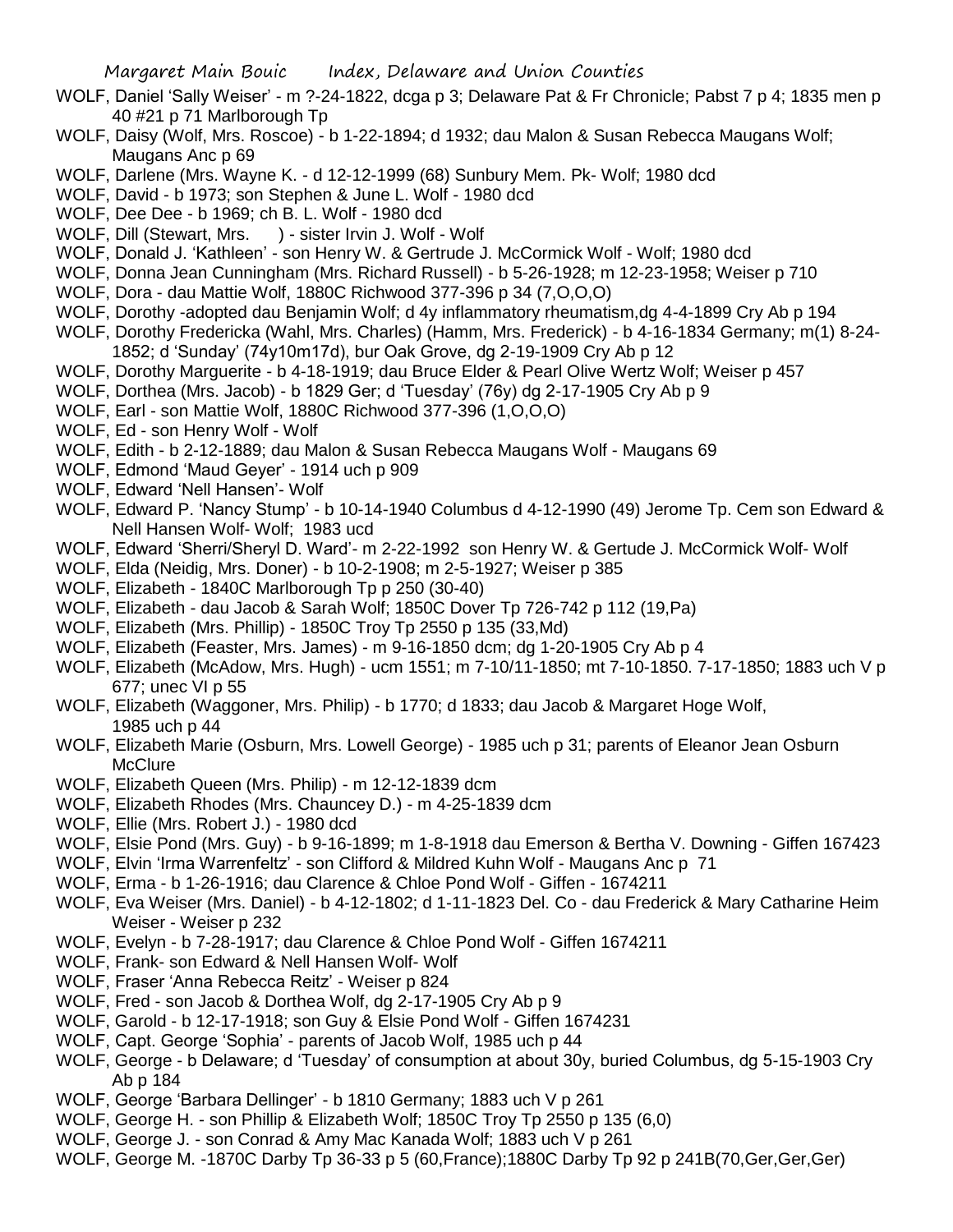WOLF, Daniel 'Sally Weiser' - m ?-24-1822, dcga p 3; Delaware Pat & Fr Chronicle; Pabst 7 p 4; 1835 men p 40 #21 p 71 Marlborough Tp

WOLF, Daisy (Wolf, Mrs. Roscoe) - b 1-22-1894; d 1932; dau Malon & Susan Rebecca Maugans Wolf; Maugans Anc p 69

WOLF, Darlene (Mrs. Wayne K. - d 12-12-1999 (68) Sunbury Mem. Pk- Wolf; 1980 dcd

WOLF, David - b 1973; son Stephen & June L. Wolf - 1980 dcd

WOLF, Dee Dee - b 1969; ch B. L. Wolf - 1980 dcd

WOLF, Dill (Stewart, Mrs. ) - sister Irvin J. Wolf - Wolf

WOLF, Donald J. 'Kathleen' - son Henry W. & Gertrude J. McCormick Wolf - Wolf; 1980 dcd

WOLF, Donna Jean Cunningham (Mrs. Richard Russell) - b 5-26-1928; m 12-23-1958; Weiser p 710

WOLF, Dora - dau Mattie Wolf, 1880C Richwood 377-396 p 34 (7,O,O,O)

WOLF, Dorothy -adopted dau Benjamin Wolf; d 4y inflammatory rheumatism,dg 4-4-1899 Cry Ab p 194

WOLF, Dorothy Fredericka (Wahl, Mrs. Charles) (Hamm, Mrs. Frederick) - b 4-16-1834 Germany; m(1) 8-24-1852; d 'Sunday' (74y10m17d), bur Oak Grove, dg 2-19-1909 Cry Ab p 12

WOLF, Dorothy Marguerite - b 4-18-1919; dau Bruce Elder & Pearl Olive Wertz Wolf; Weiser p 457

WOLF, Dorthea (Mrs. Jacob) - b 1829 Ger; d 'Tuesday' (76y) dg 2-17-1905 Cry Ab p 9

WOLF, Earl - son Mattie Wolf, 1880C Richwood 377-396 (1,O,O,O)

WOLF, Ed - son Henry Wolf - Wolf

WOLF, Edith - b 2-12-1889; dau Malon & Susan Rebecca Maugans Wolf - Maugans 69

WOLF, Edmond 'Maud Geyer' - 1914 uch p 909

WOLF, Edward 'Nell Hansen'- Wolf

WOLF, Edward P. 'Nancy Stump' - b 10-14-1940 Columbus d 4-12-1990 (49) Jerome Tp. Cem son Edward & Nell Hansen Wolf- Wolf; 1983 ucd

WOLF, Edward 'Sherri/Sheryl D. Ward'- m 2-22-1992 son Henry W. & Gertude J. McCormick Wolf- Wolf

WOLF, Elda (Neidig, Mrs. Doner) - b 10-2-1908; m 2-5-1927; Weiser p 385

WOLF, Elizabeth - 1840C Marlborough Tp p 250 (30-40)

WOLF, Elizabeth - dau Jacob & Sarah Wolf; 1850C Dover Tp 726-742 p 112 (19,Pa)

WOLF, Elizabeth (Mrs. Phillip) - 1850C Troy Tp 2550 p 135 (33,Md)

WOLF, Elizabeth (Feaster, Mrs. James) - m 9-16-1850 dcm; dg 1-20-1905 Cry Ab p 4

WOLF, Elizabeth (McAdow, Mrs. Hugh) - ucm 1551; m 7-10/11-1850; mt 7-10-1850. 7-17-1850; 1883 uch V p 677; unec VI p 55

WOLF, Elizabeth (Waggoner, Mrs. Philip) - b 1770; d 1833; dau Jacob & Margaret Hoge Wolf, 1985 uch p 44

WOLF, Elizabeth Marie (Osburn, Mrs. Lowell George) - 1985 uch p 31; parents of Eleanor Jean Osburn McClure

WOLF, Elizabeth Queen (Mrs. Philip) - m 12-12-1839 dcm

WOLF, Elizabeth Rhodes (Mrs. Chauncey D.) - m 4-25-1839 dcm

WOLF, Ellie (Mrs. Robert J.) - 1980 dcd

WOLF, Elsie Pond (Mrs. Guy) - b 9-16-1899; m 1-8-1918 dau Emerson & Bertha V. Downing - Giffen 167423

WOLF, Elvin 'Irma Warrenfeltz' - son Clifford & Mildred Kuhn Wolf - Maugans Anc p 71

WOLF, Erma - b 1-26-1916; dau Clarence & Chloe Pond Wolf - Giffen - 1674211

WOLF, Eva Weiser (Mrs. Daniel) - b 4-12-1802; d 1-11-1823 Del. Co - dau Frederick & Mary Catharine Heim Weiser - Weiser p 232

WOLF, Evelyn - b 7-28-1917; dau Clarence & Chloe Pond Wolf - Giffen 1674211

WOLF, Frank- son Edward & Nell Hansen Wolf- Wolf

WOLF, Fraser 'Anna Rebecca Reitz' - Weiser p 824

WOLF, Fred - son Jacob & Dorthea Wolf, dg 2-17-1905 Cry Ab p 9

WOLF, Garold - b 12-17-1918; son Guy & Elsie Pond Wolf - Giffen 1674231

WOLF, Capt. George 'Sophia' - parents of Jacob Wolf, 1985 uch p 44

WOLF, George - b Delaware; d 'Tuesday' of consumption at about 30y, buried Columbus, dg 5-15-1903 Cry Ab p 184

WOLF, George 'Barbara Dellinger' - b 1810 Germany; 1883 uch V p 261

WOLF, George H. - son Phillip & Elizabeth Wolf; 1850C Troy Tp 2550 p 135 (6,0)

WOLF, George J. - son Conrad & Amy Mac Kanada Wolf; 1883 uch V p 261

WOLF, George M. -1870C Darby Tp 36-33 p 5 (60,France);1880C Darby Tp 92 p 241B(70,Ger,Ger,Ger)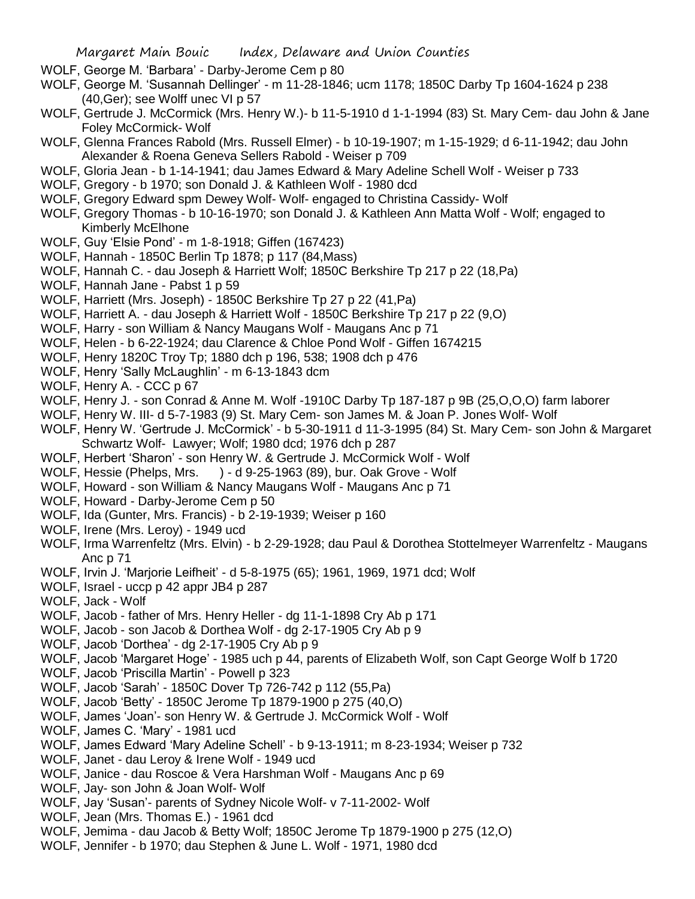WOLF, George M. 'Barbara' - Darby-Jerome Cem p 80

WOLF, George M. 'Susannah Dellinger' - m 11-28-1846; ucm 1178; 1850C Darby Tp 1604-1624 p 238 (40,Ger); see Wolff unec VI p 57

WOLF, Gertrude J. McCormick (Mrs. Henry W.)- b 11-5-1910 d 1-1-1994 (83) St. Mary Cem- dau John & Jane Foley McCormick- Wolf

WOLF, Glenna Frances Rabold (Mrs. Russell Elmer) - b 10-19-1907; m 1-15-1929; d 6-11-1942; dau John Alexander & Roena Geneva Sellers Rabold - Weiser p 709

WOLF, Gloria Jean - b 1-14-1941; dau James Edward & Mary Adeline Schell Wolf - Weiser p 733

WOLF, Gregory - b 1970; son Donald J. & Kathleen Wolf - 1980 dcd

WOLF, Gregory Edward spm Dewey Wolf- Wolf- engaged to Christina Cassidy- Wolf

WOLF, Gregory Thomas - b 10-16-1970; son Donald J. & Kathleen Ann Matta Wolf - Wolf; engaged to Kimberly McElhone

WOLF, Guy 'Elsie Pond' - m 1-8-1918; Giffen (167423)

WOLF, Hannah - 1850C Berlin Tp 1878; p 117 (84,Mass)

WOLF, Hannah C. - dau Joseph & Harriett Wolf; 1850C Berkshire Tp 217 p 22 (18,Pa)

WOLF, Hannah Jane - Pabst 1 p 59

WOLF, Harriett (Mrs. Joseph) - 1850C Berkshire Tp 27 p 22 (41,Pa)

WOLF, Harriett A. - dau Joseph & Harriett Wolf - 1850C Berkshire Tp 217 p 22 (9,O)

WOLF, Harry - son William & Nancy Maugans Wolf - Maugans Anc p 71

WOLF, Helen - b 6-22-1924; dau Clarence & Chloe Pond Wolf - Giffen 1674215

WOLF, Henry 1820C Troy Tp; 1880 dch p 196, 538; 1908 dch p 476

WOLF, Henry 'Sally McLaughlin' - m 6-13-1843 dcm

WOLF, Henry A. - CCC p 67

WOLF, Henry J. - son Conrad & Anne M. Wolf -1910C Darby Tp 187-187 p 9B (25,O,O,O) farm laborer

WOLF, Henry W. III- d 5-7-1983 (9) St. Mary Cem- son James M. & Joan P. Jones Wolf- Wolf

WOLF, Henry W. 'Gertrude J. McCormick' - b 5-30-1911 d 11-3-1995 (84) St. Mary Cem- son John & Margaret Schwartz Wolf- Lawyer; Wolf; 1980 dcd; 1976 dch p 287

WOLF, Herbert 'Sharon' - son Henry W. & Gertrude J. McCormick Wolf - Wolf

WOLF, Hessie (Phelps, Mrs. &nbsp;&nbsp;&nbsp;&nbsp;) - d 9-25-1963 (89), bur. Oak Grove - Wolf

WOLF, Howard - son William & Nancy Maugans Wolf - Maugans Anc p 71

WOLF, Howard - Darby-Jerome Cem p 50

WOLF, Ida (Gunter, Mrs. Francis) - b 2-19-1939; Weiser p 160

WOLF, Irene (Mrs. Leroy) - 1949 ucd

WOLF, Irma Warrenfeltz (Mrs. Elvin) - b 2-29-1928; dau Paul & Dorothea Stottelmeyer Warrenfeltz - Maugans Anc p 71

WOLF, Irvin J. 'Marjorie Leifheit' - d 5-8-1975 (65); 1961, 1969, 1971 dcd; Wolf

WOLF, Israel - uccp p 42 appr JB4 p 287

WOLF, Jack - Wolf

WOLF, Jacob - father of Mrs. Henry Heller - dg 11-1-1898 Cry Ab p 171

WOLF, Jacob - son Jacob & Dorthea Wolf - dg 2-17-1905 Cry Ab p 9

WOLF, Jacob 'Dorthea' - dg 2-17-1905 Cry Ab p 9

WOLF, Jacob 'Margaret Hoge' - 1985 uch p 44, parents of Elizabeth Wolf, son Capt George Wolf b 1720

WOLF, Jacob 'Priscilla Martin' - Powell p 323

WOLF, Jacob 'Sarah' - 1850C Dover Tp 726-742 p 112 (55,Pa)

WOLF, Jacob 'Betty' - 1850C Jerome Tp 1879-1900 p 275 (40,O)

WOLF, James 'Joan'- son Henry W. & Gertrude J. McCormick Wolf - Wolf

WOLF, James C. 'Mary' - 1981 ucd

WOLF, James Edward 'Mary Adeline Schell' - b 9-13-1911; m 8-23-1934; Weiser p 732

WOLF, Janet - dau Leroy & Irene Wolf - 1949 ucd

WOLF, Janice - dau Roscoe & Vera Harshman Wolf - Maugans Anc p 69

WOLF, Jay- son John & Joan Wolf- Wolf

WOLF, Jay 'Susan'- parents of Sydney Nicole Wolf- v 7-11-2002- Wolf

WOLF, Jean (Mrs. Thomas E.) - 1961 dcd

WOLF, Jemima - dau Jacob & Betty Wolf; 1850C Jerome Tp 1879-1900 p 275 (12,O)

WOLF, Jennifer - b 1970; dau Stephen & June L. Wolf - 1971, 1980 dcd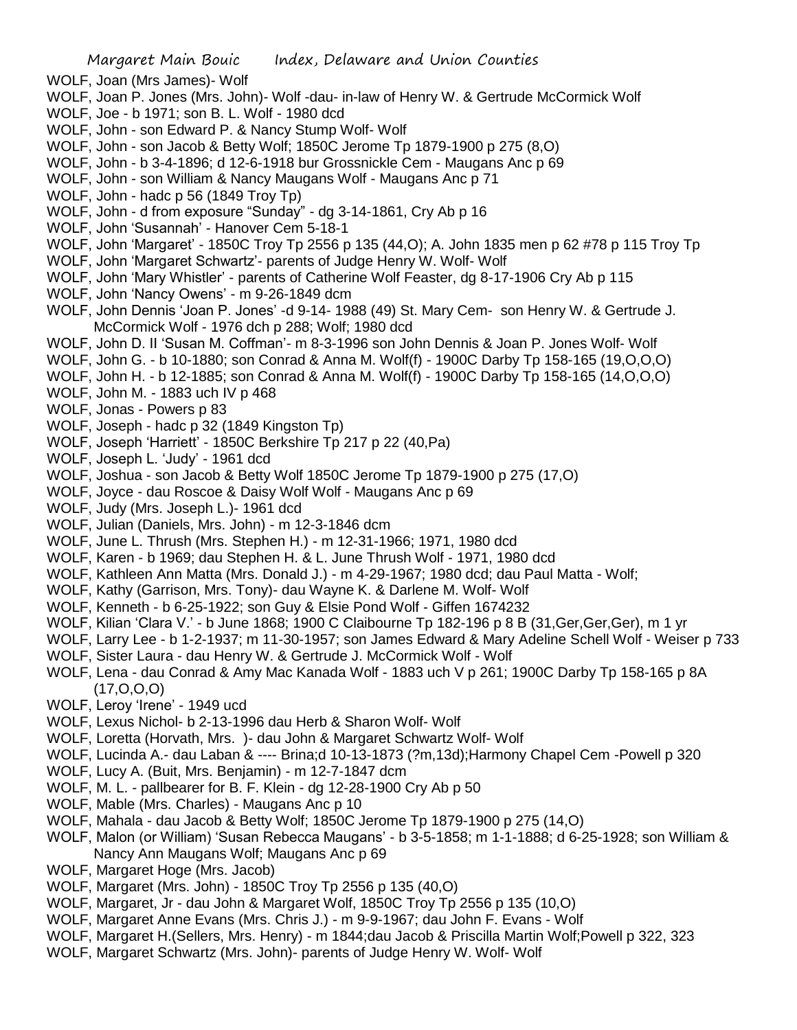WOLF, Joan (Mrs James)- Wolf

WOLF, Joan P. Jones (Mrs. John)- Wolf -dau- in-law of Henry W. & Gertrude McCormick Wolf

WOLF, Joe - b 1971; son B. L. Wolf - 1980 dcd

WOLF, John - son Edward P. & Nancy Stump Wolf- Wolf

WOLF, John - son Jacob & Betty Wolf; 1850C Jerome Tp 1879-1900 p 275 (8,O)

WOLF, John - b 3-4-1896; d 12-6-1918 bur Grossnickle Cem - Maugans Anc p 69

WOLF, John - son William & Nancy Maugans Wolf - Maugans Anc p 71

WOLF, John - hadc p 56 (1849 Troy Tp)

WOLF, John - d from exposure "Sunday" - dg 3-14-1861, Cry Ab p 16

WOLF, John 'Susannah' - Hanover Cem 5-18-1

WOLF, John 'Margaret' - 1850C Troy Tp 2556 p 135 (44,O); A. John 1835 men p 62 #78 p 115 Troy Tp

WOLF, John 'Margaret Schwartz'- parents of Judge Henry W. Wolf- Wolf

WOLF, John 'Mary Whistler' - parents of Catherine Wolf Feaster, dg 8-17-1906 Cry Ab p 115

WOLF, John 'Nancy Owens' - m 9-26-1849 dcm

WOLF, John Dennis 'Joan P. Jones' -d 9-14- 1988 (49) St. Mary Cem- son Henry W. & Gertrude J. McCormick Wolf - 1976 dch p 288; Wolf; 1980 dcd

WOLF, John D. II 'Susan M. Coffman'- m 8-3-1996 son John Dennis & Joan P. Jones Wolf- Wolf

WOLF, John G. - b 10-1880; son Conrad & Anna M. Wolf(f) - 1900C Darby Tp 158-165 (19,O,O,O)

WOLF, John H. - b 12-1885; son Conrad & Anna M. Wolf(f) - 1900C Darby Tp 158-165 (14,O,O,O)

WOLF, John M. - 1883 uch IV p 468

WOLF, Jonas - Powers p 83

WOLF, Joseph - hadc p 32 (1849 Kingston Tp)

WOLF, Joseph 'Harriett' - 1850C Berkshire Tp 217 p 22 (40,Pa)

WOLF, Joseph L. 'Judy' - 1961 dcd

WOLF, Joshua - son Jacob & Betty Wolf 1850C Jerome Tp 1879-1900 p 275 (17,O)

WOLF, Joyce - dau Roscoe & Daisy Wolf Wolf - Maugans Anc p 69

WOLF, Judy (Mrs. Joseph L.)- 1961 dcd

WOLF, Julian (Daniels, Mrs. John) - m 12-3-1846 dcm

WOLF, June L. Thrush (Mrs. Stephen H.) - m 12-31-1966; 1971, 1980 dcd

WOLF, Karen - b 1969; dau Stephen H. & L. June Thrush Wolf - 1971, 1980 dcd

WOLF, Kathleen Ann Matta (Mrs. Donald J.) - m 4-29-1967; 1980 dcd; dau Paul Matta - Wolf;

WOLF, Kathy (Garrison, Mrs. Tony)- dau Wayne K. & Darlene M. Wolf- Wolf

WOLF, Kenneth - b 6-25-1922; son Guy & Elsie Pond Wolf - Giffen 1674232

WOLF, Kilian 'Clara V.' - b June 1868; 1900 C Claibourne Tp 182-196 p 8 B (31,Ger,Ger,Ger), m 1 yr

WOLF, Larry Lee - b 1-2-1937; m 11-30-1957; son James Edward & Mary Adeline Schell Wolf - Weiser p 733

WOLF, Sister Laura - dau Henry W. & Gertrude J. McCormick Wolf - Wolf

WOLF, Lena - dau Conrad & Amy Mac Kanada Wolf - 1883 uch V p 261; 1900C Darby Tp 158-165 p 8A (17,O,O,O)

WOLF, Leroy 'Irene' - 1949 ucd

WOLF, Lexus Nichol- b 2-13-1996 dau Herb & Sharon Wolf- Wolf

WOLF, Loretta (Horvath, Mrs. )- dau John & Margaret Schwartz Wolf- Wolf

WOLF, Lucinda A.- dau Laban & ---- Brina;d 10-13-1873 (?m,13d);Harmony Chapel Cem -Powell p 320

WOLF, Lucy A. (Buit, Mrs. Benjamin) - m 12-7-1847 dcm

WOLF, M. L. - pallbearer for B. F. Klein - dg 12-28-1900 Cry Ab p 50

WOLF, Mable (Mrs. Charles) - Maugans Anc p 10

WOLF, Mahala - dau Jacob & Betty Wolf; 1850C Jerome Tp 1879-1900 p 275 (14,O)

WOLF, Malon (or William) 'Susan Rebecca Maugans' - b 3-5-1858; m 1-1-1888; d 6-25-1928; son William & Nancy Ann Maugans Wolf; Maugans Anc p 69

WOLF, Margaret Hoge (Mrs. Jacob)

WOLF, Margaret (Mrs. John) - 1850C Troy Tp 2556 p 135 (40,O)

WOLF, Margaret, Jr - dau John & Margaret Wolf, 1850C Troy Tp 2556 p 135 (10,O)

WOLF, Margaret Anne Evans (Mrs. Chris J.) - m 9-9-1967; dau John F. Evans - Wolf

WOLF, Margaret H.(Sellers, Mrs. Henry) - m 1844;dau Jacob & Priscilla Martin Wolf;Powell p 322, 323

WOLF, Margaret Schwartz (Mrs. John)- parents of Judge Henry W. Wolf- Wolf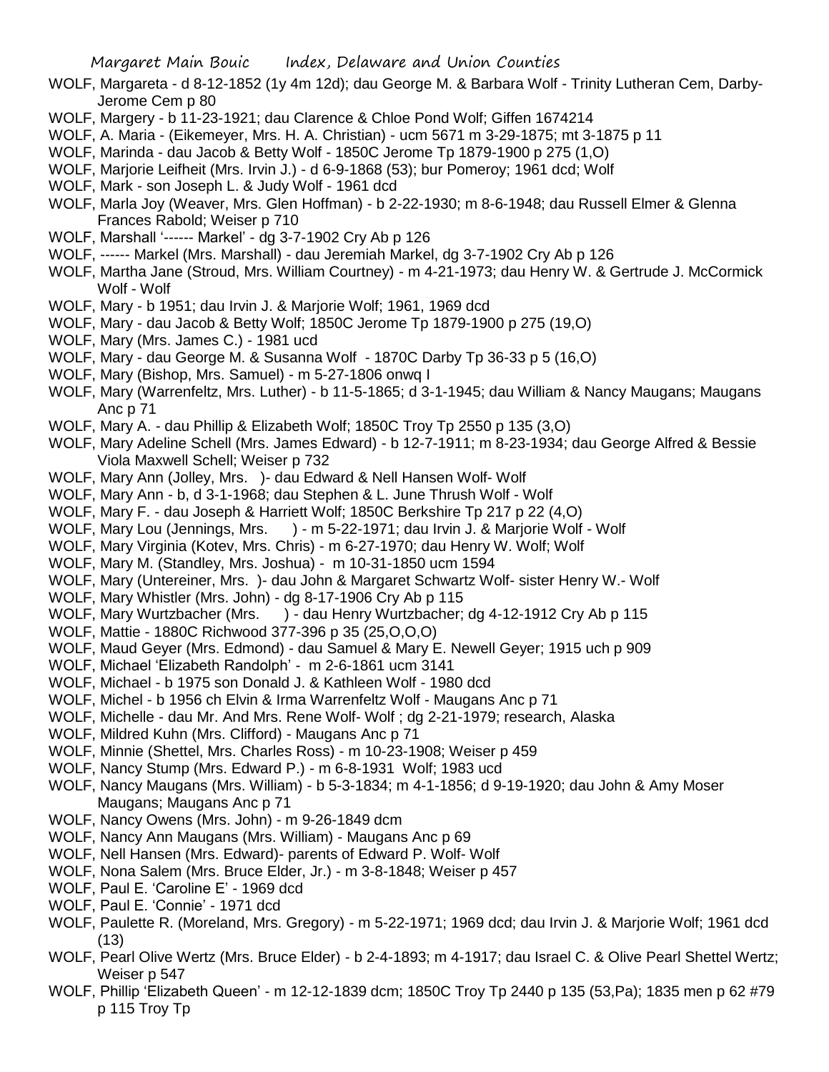WOLF, Margareta - d 8-12-1852 (1y 4m 12d); dau George M. & Barbara Wolf - Trinity Lutheran Cem, Darby-Jerome Cem p 80

WOLF, Margery - b 11-23-1921; dau Clarence & Chloe Pond Wolf; Giffen 1674214

WOLF, A. Maria - (Eikemeyer, Mrs. H. A. Christian) - ucm 5671 m 3-29-1875; mt 3-1875 p 11

WOLF, Marinda - dau Jacob & Betty Wolf - 1850C Jerome Tp 1879-1900 p 275 (1,O)

WOLF, Marjorie Leifheit (Mrs. Irvin J.) - d 6-9-1868 (53); bur Pomeroy; 1961 dcd; Wolf

WOLF, Mark - son Joseph L. & Judy Wolf - 1961 dcd

WOLF, Marla Joy (Weaver, Mrs. Glen Hoffman) - b 2-22-1930; m 8-6-1948; dau Russell Elmer & Glenna Frances Rabold; Weiser p 710

WOLF, Marshall '------ Markel' - dg 3-7-1902 Cry Ab p 126

WOLF, ------ Markel (Mrs. Marshall) - dau Jeremiah Markel, dg 3-7-1902 Cry Ab p 126

WOLF, Martha Jane (Stroud, Mrs. William Courtney) - m 4-21-1973; dau Henry W. & Gertrude J. McCormick Wolf - Wolf

WOLF, Mary - b 1951; dau Irvin J. & Marjorie Wolf; 1961, 1969 dcd

WOLF, Mary - dau Jacob & Betty Wolf; 1850C Jerome Tp 1879-1900 p 275 (19,O)

WOLF, Mary (Mrs. James C.) - 1981 ucd

WOLF, Mary - dau George M. & Susanna Wolf - 1870C Darby Tp 36-33 p 5 (16,O)

WOLF, Mary (Bishop, Mrs. Samuel) - m 5-27-1806 onwq I

WOLF, Mary (Warrenfeltz, Mrs. Luther) - b 11-5-1865; d 3-1-1945; dau William & Nancy Maugans; Maugans Anc p 71

WOLF, Mary A. - dau Phillip & Elizabeth Wolf; 1850C Troy Tp 2550 p 135 (3,O)

WOLF, Mary Adeline Schell (Mrs. James Edward) - b 12-7-1911; m 8-23-1934; dau George Alfred & Bessie Viola Maxwell Schell; Weiser p 732

WOLF, Mary Ann (Jolley, Mrs. )- dau Edward & Nell Hansen Wolf- Wolf

WOLF, Mary Ann - b, d 3-1-1968; dau Stephen & L. June Thrush Wolf - Wolf

WOLF, Mary F. - dau Joseph & Harriett Wolf; 1850C Berkshire Tp 217 p 22 (4,O)

WOLF, Mary Lou (Jennings, Mrs. ) - m 5-22-1971; dau Irvin J. & Marjorie Wolf - Wolf

WOLF, Mary Virginia (Kotev, Mrs. Chris) - m 6-27-1970; dau Henry W. Wolf; Wolf

WOLF, Mary M. (Standley, Mrs. Joshua) - m 10-31-1850 ucm 1594

WOLF, Mary (Untereiner, Mrs. )- dau John & Margaret Schwartz Wolf- sister Henry W.- Wolf

WOLF, Mary Whistler (Mrs. John) - dg 8-17-1906 Cry Ab p 115

WOLF, Mary Wurtzbacher (Mrs. ) - dau Henry Wurtzbacher; dg 4-12-1912 Cry Ab p 115

WOLF, Mattie - 1880C Richwood 377-396 p 35 (25,O,O,O)

WOLF, Maud Geyer (Mrs. Edmond) - dau Samuel & Mary E. Newell Geyer; 1915 uch p 909

WOLF, Michael 'Elizabeth Randolph' - m 2-6-1861 ucm 3141

WOLF, Michael - b 1975 son Donald J. & Kathleen Wolf - 1980 dcd

WOLF, Michel - b 1956 ch Elvin & Irma Warrenfeltz Wolf - Maugans Anc p 71

WOLF, Michelle - dau Mr. And Mrs. Rene Wolf- Wolf ; dg 2-21-1979; research, Alaska

WOLF, Mildred Kuhn (Mrs. Clifford) - Maugans Anc p 71

WOLF, Minnie (Shettel, Mrs. Charles Ross) - m 10-23-1908; Weiser p 459

WOLF, Nancy Stump (Mrs. Edward P.) - m 6-8-1931 Wolf; 1983 ucd

WOLF, Nancy Maugans (Mrs. William) - b 5-3-1834; m 4-1-1856; d 9-19-1920; dau John & Amy Moser Maugans; Maugans Anc p 71

WOLF, Nancy Owens (Mrs. John) - m 9-26-1849 dcm

WOLF, Nancy Ann Maugans (Mrs. William) - Maugans Anc p 69

WOLF, Nell Hansen (Mrs. Edward)- parents of Edward P. Wolf- Wolf

WOLF, Nona Salem (Mrs. Bruce Elder, Jr.) - m 3-8-1848; Weiser p 457

WOLF, Paul E. 'Caroline E' - 1969 dcd

WOLF, Paul E. 'Connie' - 1971 dcd

WOLF, Paulette R. (Moreland, Mrs. Gregory) - m 5-22-1971; 1969 dcd; dau Irvin J. & Marjorie Wolf; 1961 dcd (13)

WOLF, Pearl Olive Wertz (Mrs. Bruce Elder) - b 2-4-1893; m 4-1917; dau Israel C. & Olive Pearl Shettel Wertz; Weiser p 547

WOLF, Phillip 'Elizabeth Queen' - m 12-12-1839 dcm; 1850C Troy Tp 2440 p 135 (53,Pa); 1835 men p 62 #79 p 115 Troy Tp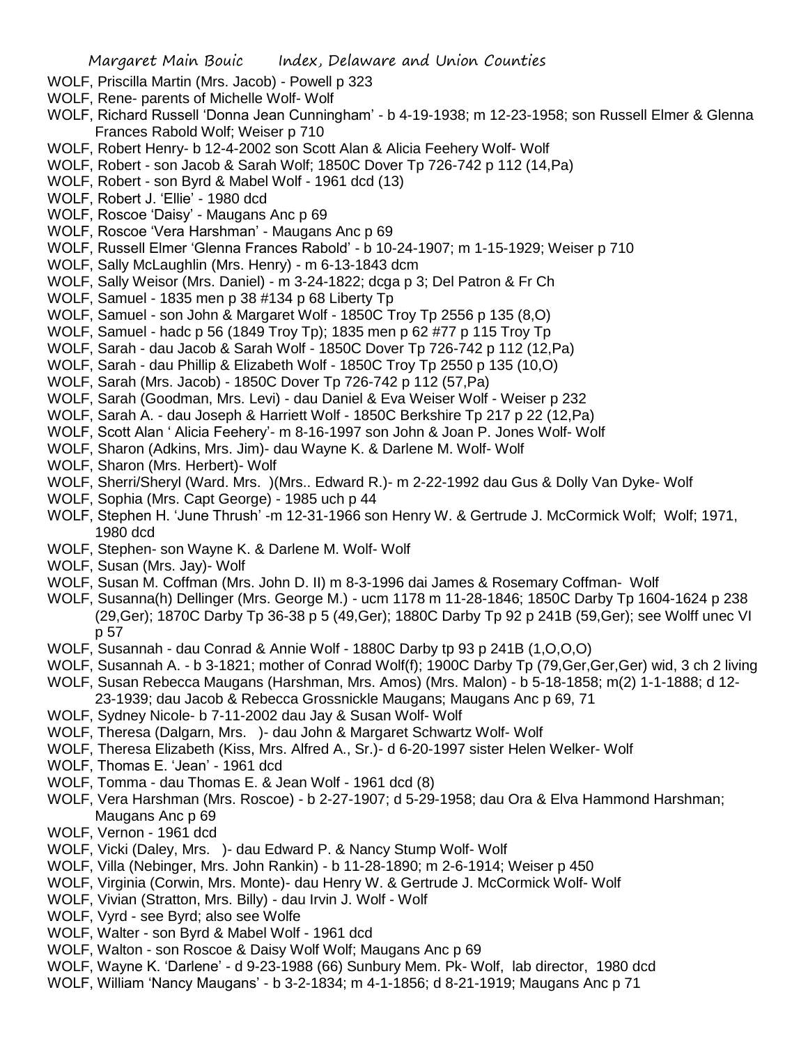WOLF, Priscilla Martin (Mrs. Jacob) - Powell p 323

WOLF, Rene- parents of Michelle Wolf- Wolf

WOLF, Richard Russell 'Donna Jean Cunningham' - b 4-19-1938; m 12-23-1958; son Russell Elmer & Glenna Frances Rabold Wolf; Weiser p 710

WOLF, Robert Henry- b 12-4-2002 son Scott Alan & Alicia Feehery Wolf- Wolf

WOLF, Robert - son Jacob & Sarah Wolf; 1850C Dover Tp 726-742 p 112 (14,Pa)

WOLF, Robert - son Byrd & Mabel Wolf - 1961 dcd (13)

WOLF, Robert J. 'Ellie' - 1980 dcd

WOLF, Roscoe 'Daisy' - Maugans Anc p 69

WOLF, Roscoe 'Vera Harshman' - Maugans Anc p 69

WOLF, Russell Elmer 'Glenna Frances Rabold' - b 10-24-1907; m 1-15-1929; Weiser p 710

WOLF, Sally McLaughlin (Mrs. Henry) - m 6-13-1843 dcm

WOLF, Sally Weisor (Mrs. Daniel) - m 3-24-1822; dcga p 3; Del Patron & Fr Ch

WOLF, Samuel - 1835 men p 38 #134 p 68 Liberty Tp

WOLF, Samuel - son John & Margaret Wolf - 1850C Troy Tp 2556 p 135 (8,O)

WOLF, Samuel - hadc p 56 (1849 Troy Tp); 1835 men p 62 #77 p 115 Troy Tp

WOLF, Sarah - dau Jacob & Sarah Wolf - 1850C Dover Tp 726-742 p 112 (12,Pa)

WOLF, Sarah - dau Phillip & Elizabeth Wolf - 1850C Troy Tp 2550 p 135 (10,O)

WOLF, Sarah (Mrs. Jacob) - 1850C Dover Tp 726-742 p 112 (57,Pa)

WOLF, Sarah (Goodman, Mrs. Levi) - dau Daniel & Eva Weiser Wolf - Weiser p 232

WOLF, Sarah A. - dau Joseph & Harriett Wolf - 1850C Berkshire Tp 217 p 22 (12,Pa)

WOLF, Scott Alan ' Alicia Feehery'- m 8-16-1997 son John & Joan P. Jones Wolf- Wolf

WOLF, Sharon (Adkins, Mrs. Jim)- dau Wayne K. & Darlene M. Wolf- Wolf

WOLF, Sharon (Mrs. Herbert)- Wolf

WOLF, Sherri/Sheryl (Ward. Mrs. )(Mrs.. Edward R.)- m 2-22-1992 dau Gus & Dolly Van Dyke- Wolf

WOLF, Sophia (Mrs. Capt George) - 1985 uch p 44

WOLF, Stephen H. 'June Thrush' -m 12-31-1966 son Henry W. & Gertrude J. McCormick Wolf; Wolf; 1971, 1980 dcd

WOLF, Stephen- son Wayne K. & Darlene M. Wolf- Wolf

WOLF, Susan (Mrs. Jay)- Wolf

WOLF, Susan M. Coffman (Mrs. John D. II) m 8-3-1996 dai James & Rosemary Coffman- Wolf

WOLF, Susanna(h) Dellinger (Mrs. George M.) - ucm 1178 m 11-28-1846; 1850C Darby Tp 1604-1624 p 238 (29,Ger); 1870C Darby Tp 36-38 p 5 (49,Ger); 1880C Darby Tp 92 p 241B (59,Ger); see Wolff unec VI p 57

WOLF, Susannah - dau Conrad & Annie Wolf - 1880C Darby tp 93 p 241B (1,O,O,O)

WOLF, Susannah A. - b 3-1821; mother of Conrad Wolf(f); 1900C Darby Tp (79,Ger,Ger,Ger) wid, 3 ch 2 living

WOLF, Susan Rebecca Maugans (Harshman, Mrs. Amos) (Mrs. Malon) - b 5-18-1858; m(2) 1-1-1888; d 12-23-1939; dau Jacob & Rebecca Grossnickle Maugans; Maugans Anc p 69, 71

WOLF, Sydney Nicole- b 7-11-2002 dau Jay & Susan Wolf- Wolf

WOLF, Theresa (Dalgarn, Mrs. )- dau John & Margaret Schwartz Wolf- Wolf

WOLF, Theresa Elizabeth (Kiss, Mrs. Alfred A., Sr.)- d 6-20-1997 sister Helen Welker- Wolf

WOLF, Thomas E. 'Jean' - 1961 dcd

WOLF, Tomma - dau Thomas E. & Jean Wolf - 1961 dcd (8)

WOLF, Vera Harshman (Mrs. Roscoe) - b 2-27-1907; d 5-29-1958; dau Ora & Elva Hammond Harshman; Maugans Anc p 69

WOLF, Vernon - 1961 dcd

WOLF, Vicki (Daley, Mrs. )- dau Edward P. & Nancy Stump Wolf- Wolf

WOLF, Villa (Nebinger, Mrs. John Rankin) - b 11-28-1890; m 2-6-1914; Weiser p 450

WOLF, Virginia (Corwin, Mrs. Monte)- dau Henry W. & Gertrude J. McCormick Wolf- Wolf

WOLF, Vivian (Stratton, Mrs. Billy) - dau Irvin J. Wolf - Wolf

WOLF, Vyrd - see Byrd; also see Wolfe

WOLF, Walter - son Byrd & Mabel Wolf - 1961 dcd

WOLF, Walton - son Roscoe & Daisy Wolf Wolf; Maugans Anc p 69

WOLF, Wayne K. 'Darlene' - d 9-23-1988 (66) Sunbury Mem. Pk- Wolf, lab director, 1980 dcd

WOLF, William 'Nancy Maugans' - b 3-2-1834; m 4-1-1856; d 8-21-1919; Maugans Anc p 71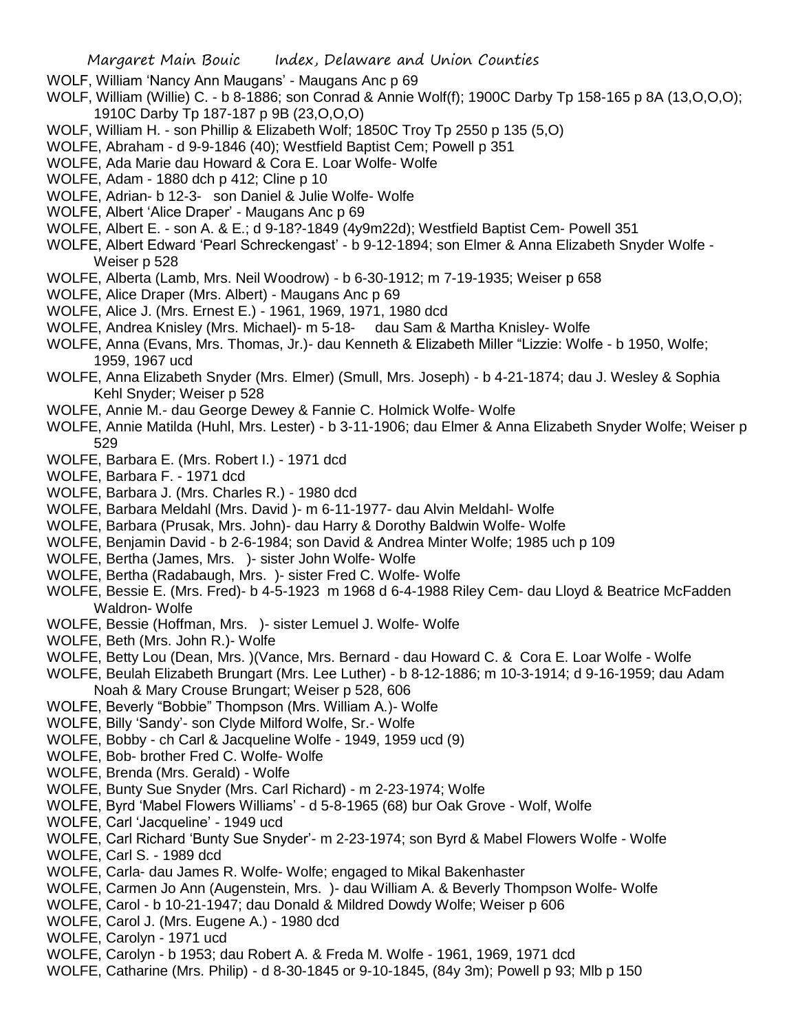WOLF, William 'Nancy Ann Maugans' - Maugans Anc p 69

WOLF, William (Willie) C. - b 8-1886; son Conrad & Annie Wolf(f); 1900C Darby Tp 158-165 p 8A (13,O,O,O); 1910C Darby Tp 187-187 p 9B (23,O,O,O)

WOLF, William H. - son Phillip & Elizabeth Wolf; 1850C Troy Tp 2550 p 135 (5,O)

WOLFE, Abraham - d 9-9-1846 (40); Westfield Baptist Cem; Powell p 351

WOLFE, Ada Marie dau Howard & Cora E. Loar Wolfe- Wolfe

WOLFE, Adam - 1880 dch p 412; Cline p 10

WOLFE, Adrian- b 12-3- son Daniel & Julie Wolfe- Wolfe

WOLFE, Albert 'Alice Draper' - Maugans Anc p 69

WOLFE, Albert E. - son A. & E.; d 9-18?-1849 (4y9m22d); Westfield Baptist Cem- Powell 351

WOLFE, Albert Edward 'Pearl Schreckengast' - b 9-12-1894; son Elmer & Anna Elizabeth Snyder Wolfe - Weiser p 528

WOLFE, Alberta (Lamb, Mrs. Neil Woodrow) - b 6-30-1912; m 7-19-1935; Weiser p 658

WOLFE, Alice Draper (Mrs. Albert) - Maugans Anc p 69

WOLFE, Alice J. (Mrs. Ernest E.) - 1961, 1969, 1971, 1980 dcd

WOLFE, Andrea Knisley (Mrs. Michael)- m 5-18- dau Sam & Martha Knisley- Wolfe

WOLFE, Anna (Evans, Mrs. Thomas, Jr.)- dau Kenneth & Elizabeth Miller "Lizzie: Wolfe - b 1950, Wolfe; 1959, 1967 ucd

WOLFE, Anna Elizabeth Snyder (Mrs. Elmer) (Smull, Mrs. Joseph) - b 4-21-1874; dau J. Wesley & Sophia Kehl Snyder; Weiser p 528

WOLFE, Annie M.- dau George Dewey & Fannie C. Holmick Wolfe- Wolfe

WOLFE, Annie Matilda (Huhl, Mrs. Lester) - b 3-11-1906; dau Elmer & Anna Elizabeth Snyder Wolfe; Weiser p 529

WOLFE, Barbara E. (Mrs. Robert I.) - 1971 dcd

WOLFE, Barbara F. - 1971 dcd

WOLFE, Barbara J. (Mrs. Charles R.) - 1980 dcd

WOLFE, Barbara Meldahl (Mrs. David )- m 6-11-1977- dau Alvin Meldahl- Wolfe

WOLFE, Barbara (Prusak, Mrs. John)- dau Harry & Dorothy Baldwin Wolfe- Wolfe

WOLFE, Benjamin David - b 2-6-1984; son David & Andrea Minter Wolfe; 1985 uch p 109

WOLFE, Bertha (James, Mrs. )- sister John Wolfe- Wolfe

WOLFE, Bertha (Radabaugh, Mrs. )- sister Fred C. Wolfe- Wolfe

WOLFE, Bessie E. (Mrs. Fred)- b 4-5-1923 m 1968 d 6-4-1988 Riley Cem- dau Lloyd & Beatrice McFadden Waldron- Wolfe

WOLFE, Bessie (Hoffman, Mrs. )- sister Lemuel J. Wolfe- Wolfe

WOLFE, Beth (Mrs. John R.)- Wolfe

WOLFE, Betty Lou (Dean, Mrs. )(Vance, Mrs. Bernard - dau Howard C. & Cora E. Loar Wolfe - Wolfe

WOLFE, Beulah Elizabeth Brungart (Mrs. Lee Luther) - b 8-12-1886; m 10-3-1914; d 9-16-1959; dau Adam Noah & Mary Crouse Brungart; Weiser p 528, 606

WOLFE, Beverly "Bobbie" Thompson (Mrs. William A.)- Wolfe

WOLFE, Billy 'Sandy'- son Clyde Milford Wolfe, Sr.- Wolfe

WOLFE, Bobby - ch Carl & Jacqueline Wolfe - 1949, 1959 ucd (9)

WOLFE, Bob- brother Fred C. Wolfe- Wolfe

WOLFE, Brenda (Mrs. Gerald) - Wolfe

WOLFE, Bunty Sue Snyder (Mrs. Carl Richard) - m 2-23-1974; Wolfe

WOLFE, Byrd 'Mabel Flowers Williams' - d 5-8-1965 (68) bur Oak Grove - Wolf, Wolfe

WOLFE, Carl 'Jacqueline' - 1949 ucd

WOLFE, Carl Richard 'Bunty Sue Snyder'- m 2-23-1974; son Byrd & Mabel Flowers Wolfe - Wolfe

WOLFE, Carl S. - 1989 dcd

WOLFE, Carla- dau James R. Wolfe- Wolfe; engaged to Mikal Bakenhaster

WOLFE, Carmen Jo Ann (Augenstein, Mrs. )- dau William A. & Beverly Thompson Wolfe- Wolfe

WOLFE, Carol - b 10-21-1947; dau Donald & Mildred Dowdy Wolfe; Weiser p 606

WOLFE, Carol J. (Mrs. Eugene A.) - 1980 dcd

WOLFE, Carolyn - 1971 ucd

WOLFE, Carolyn - b 1953; dau Robert A. & Freda M. Wolfe - 1961, 1969, 1971 dcd

WOLFE, Catharine (Mrs. Philip) - d 8-30-1845 or 9-10-1845, (84y 3m); Powell p 93; Mlb p 150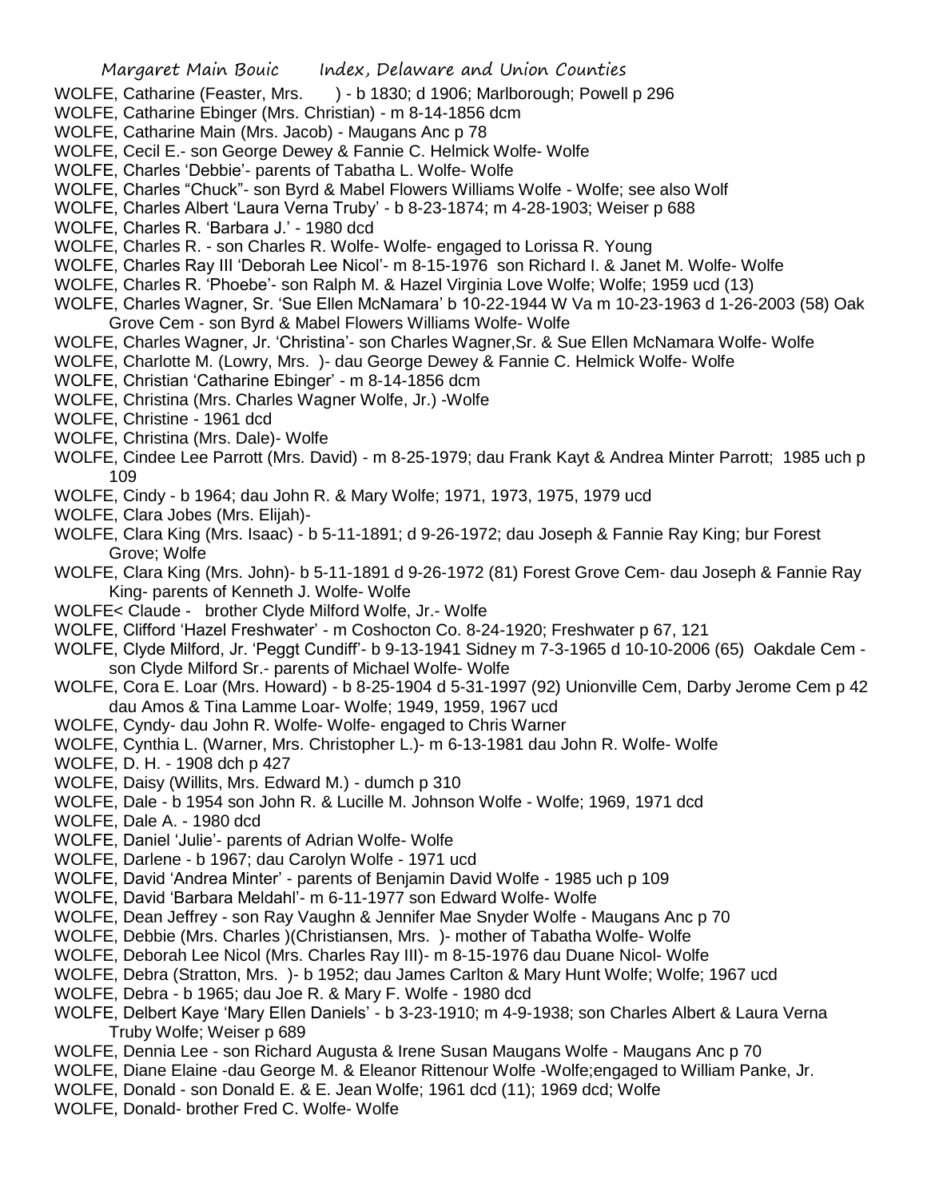WOLFE, Catharine (Feaster, Mrs. ) - b 1830; d 1906; Marlborough; Powell p 296

WOLFE, Catharine Ebinger (Mrs. Christian) - m 8-14-1856 dcm

WOLFE, Catharine Main (Mrs. Jacob) - Maugans Anc p 78

WOLFE, Cecil E.- son George Dewey & Fannie C. Helmick Wolfe- Wolfe

WOLFE, Charles 'Debbie'- parents of Tabatha L. Wolfe- Wolfe

WOLFE, Charles "Chuck"- son Byrd & Mabel Flowers Williams Wolfe - Wolfe; see also Wolf

WOLFE, Charles Albert 'Laura Verna Truby' - b 8-23-1874; m 4-28-1903; Weiser p 688

WOLFE, Charles R. 'Barbara J.' - 1980 dcd

WOLFE, Charles R. - son Charles R. Wolfe- Wolfe- engaged to Lorissa R. Young

WOLFE, Charles Ray III 'Deborah Lee Nicol'- m 8-15-1976 son Richard I. & Janet M. Wolfe- Wolfe

WOLFE, Charles R. 'Phoebe'- son Ralph M. & Hazel Virginia Love Wolfe; Wolfe; 1959 ucd (13)

WOLFE, Charles Wagner, Sr. 'Sue Ellen McNamara' b 10-22-1944 W Va m 10-23-1963 d 1-26-2003 (58) Oak Grove Cem - son Byrd & Mabel Flowers Williams Wolfe- Wolfe

WOLFE, Charles Wagner, Jr. 'Christina'- son Charles Wagner,Sr. & Sue Ellen McNamara Wolfe- Wolfe

WOLFE, Charlotte M. (Lowry, Mrs. )- dau George Dewey & Fannie C. Helmick Wolfe- Wolfe

WOLFE, Christian 'Catharine Ebinger' - m 8-14-1856 dcm

WOLFE, Christina (Mrs. Charles Wagner Wolfe, Jr.) -Wolfe

WOLFE, Christine - 1961 dcd

WOLFE, Christina (Mrs. Dale)- Wolfe

WOLFE, Cindee Lee Parrott (Mrs. David) - m 8-25-1979; dau Frank Kayt & Andrea Minter Parrott; 1985 uch p 109

WOLFE, Cindy - b 1964; dau John R. & Mary Wolfe; 1971, 1973, 1975, 1979 ucd

WOLFE, Clara Jobes (Mrs. Elijah)-

WOLFE, Clara King (Mrs. Isaac) - b 5-11-1891; d 9-26-1972; dau Joseph & Fannie Ray King; bur Forest Grove; Wolfe

WOLFE, Clara King (Mrs. John)- b 5-11-1891 d 9-26-1972 (81) Forest Grove Cem- dau Joseph & Fannie Ray King- parents of Kenneth J. Wolfe- Wolfe

WOLFE< Claude - brother Clyde Milford Wolfe, Jr.- Wolfe

WOLFE, Clifford 'Hazel Freshwater' - m Coshocton Co. 8-24-1920; Freshwater p 67, 121

WOLFE, Clyde Milford, Jr. 'Peggt Cundiff'- b 9-13-1941 Sidney m 7-3-1965 d 10-10-2006 (65) Oakdale Cem - son Clyde Milford Sr.- parents of Michael Wolfe- Wolfe

WOLFE, Cora E. Loar (Mrs. Howard) - b 8-25-1904 d 5-31-1997 (92) Unionville Cem, Darby Jerome Cem p 42 dau Amos & Tina Lamme Loar- Wolfe; 1949, 1959, 1967 ucd

WOLFE, Cyndy- dau John R. Wolfe- Wolfe- engaged to Chris Warner

WOLFE, Cynthia L. (Warner, Mrs. Christopher L.)- m 6-13-1981 dau John R. Wolfe- Wolfe

WOLFE, D. H. - 1908 dch p 427

WOLFE, Daisy (Willits, Mrs. Edward M.) - dumch p 310

WOLFE, Dale - b 1954 son John R. & Lucille M. Johnson Wolfe - Wolfe; 1969, 1971 dcd

WOLFE, Dale A. - 1980 dcd

WOLFE, Daniel 'Julie'- parents of Adrian Wolfe- Wolfe

WOLFE, Darlene - b 1967; dau Carolyn Wolfe - 1971 ucd

WOLFE, David 'Andrea Minter' - parents of Benjamin David Wolfe - 1985 uch p 109

WOLFE, David 'Barbara Meldahl'- m 6-11-1977 son Edward Wolfe- Wolfe

WOLFE, Dean Jeffrey - son Ray Vaughn & Jennifer Mae Snyder Wolfe - Maugans Anc p 70

WOLFE, Debbie (Mrs. Charles )(Christiansen, Mrs. )- mother of Tabatha Wolfe- Wolfe

WOLFE, Deborah Lee Nicol (Mrs. Charles Ray III)- m 8-15-1976 dau Duane Nicol- Wolfe

WOLFE, Debra (Stratton, Mrs. )- b 1952; dau James Carlton & Mary Hunt Wolfe; Wolfe; 1967 ucd

WOLFE, Debra - b 1965; dau Joe R. & Mary F. Wolfe - 1980 dcd

WOLFE, Delbert Kaye 'Mary Ellen Daniels' - b 3-23-1910; m 4-9-1938; son Charles Albert & Laura Verna Truby Wolfe; Weiser p 689

WOLFE, Dennia Lee - son Richard Augusta & Irene Susan Maugans Wolfe - Maugans Anc p 70

WOLFE, Diane Elaine -dau George M. & Eleanor Rittenour Wolfe -Wolfe;engaged to William Panke, Jr.

WOLFE, Donald - son Donald E. & E. Jean Wolfe; 1961 dcd (11); 1969 dcd; Wolfe

WOLFE, Donald- brother Fred C. Wolfe- Wolfe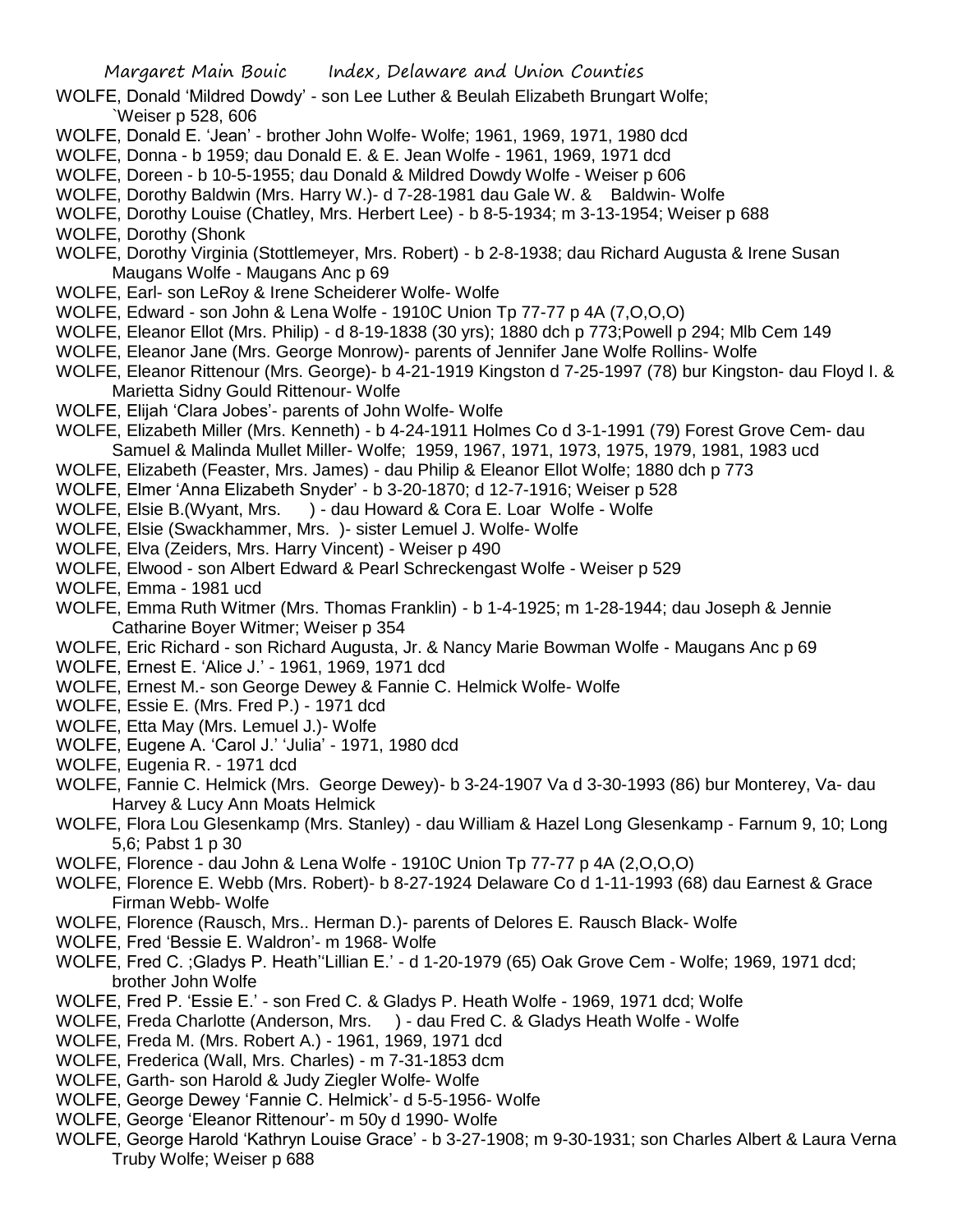WOLFE, Donald 'Mildred Dowdy' - son Lee Luther & Beulah Elizabeth Brungart Wolfe; `Weiser p 528, 606

WOLFE, Donald E. 'Jean' - brother John Wolfe- Wolfe; 1961, 1969, 1971, 1980 dcd

WOLFE, Donna - b 1959; dau Donald E. & E. Jean Wolfe - 1961, 1969, 1971 dcd

WOLFE, Doreen - b 10-5-1955; dau Donald & Mildred Dowdy Wolfe - Weiser p 606

WOLFE, Dorothy Baldwin (Mrs. Harry W.)- d 7-28-1981 dau Gale W. & Baldwin- Wolfe

WOLFE, Dorothy Louise (Chatley, Mrs. Herbert Lee) - b 8-5-1934; m 3-13-1954; Weiser p 688

WOLFE, Dorothy (Shonk

WOLFE, Dorothy Virginia (Stottlemeyer, Mrs. Robert) - b 2-8-1938; dau Richard Augusta & Irene Susan Maugans Wolfe - Maugans Anc p 69

WOLFE, Earl- son LeRoy & Irene Scheiderer Wolfe- Wolfe

WOLFE, Edward - son John & Lena Wolfe - 1910C Union Tp 77-77 p 4A (7,O,O,O)

WOLFE, Eleanor Ellot (Mrs. Philip) - d 8-19-1838 (30 yrs); 1880 dch p 773;Powell p 294; Mlb Cem 149

WOLFE, Eleanor Jane (Mrs. George Monrow)- parents of Jennifer Jane Wolfe Rollins- Wolfe

WOLFE, Eleanor Rittenour (Mrs. George)- b 4-21-1919 Kingston d 7-25-1997 (78) bur Kingston- dau Floyd I. & Marietta Sidny Gould Rittenour- Wolfe

WOLFE, Elijah 'Clara Jobes'- parents of John Wolfe- Wolfe

WOLFE, Elizabeth Miller (Mrs. Kenneth) - b 4-24-1911 Holmes Co d 3-1-1991 (79) Forest Grove Cem- dau Samuel & Malinda Mullet Miller- Wolfe; 1959, 1967, 1971, 1973, 1975, 1979, 1981, 1983 ucd

WOLFE, Elizabeth (Feaster, Mrs. James) - dau Philip & Eleanor Ellot Wolfe; 1880 dch p 773

WOLFE, Elmer 'Anna Elizabeth Snyder' - b 3-20-1870; d 12-7-1916; Weiser p 528

WOLFE, Elsie B.(Wyant, Mrs. ) - dau Howard & Cora E. Loar Wolfe - Wolfe

WOLFE, Elsie (Swackhammer, Mrs. )- sister Lemuel J. Wolfe- Wolfe

WOLFE, Elva (Zeiders, Mrs. Harry Vincent) - Weiser p 490

WOLFE, Elwood - son Albert Edward & Pearl Schreckengast Wolfe - Weiser p 529

WOLFE, Emma - 1981 ucd

WOLFE, Emma Ruth Witmer (Mrs. Thomas Franklin) - b 1-4-1925; m 1-28-1944; dau Joseph & Jennie Catharine Boyer Witmer; Weiser p 354

WOLFE, Eric Richard - son Richard Augusta, Jr. & Nancy Marie Bowman Wolfe - Maugans Anc p 69

WOLFE, Ernest E. 'Alice J.' - 1961, 1969, 1971 dcd

WOLFE, Ernest M.- son George Dewey & Fannie C. Helmick Wolfe- Wolfe

WOLFE, Essie E. (Mrs. Fred P.) - 1971 dcd

WOLFE, Etta May (Mrs. Lemuel J.)- Wolfe

WOLFE, Eugene A. 'Carol J.' 'Julia' - 1971, 1980 dcd

WOLFE, Eugenia R. - 1971 dcd

WOLFE, Fannie C. Helmick (Mrs. George Dewey)- b 3-24-1907 Va d 3-30-1993 (86) bur Monterey, Va- dau Harvey & Lucy Ann Moats Helmick

WOLFE, Flora Lou Glesenkamp (Mrs. Stanley) - dau William & Hazel Long Glesenkamp - Farnum 9, 10; Long 5,6; Pabst 1 p 30

WOLFE, Florence - dau John & Lena Wolfe - 1910C Union Tp 77-77 p 4A (2,O,O,O)

WOLFE, Florence E. Webb (Mrs. Robert)- b 8-27-1924 Delaware Co d 1-11-1993 (68) dau Earnest & Grace Firman Webb- Wolfe

WOLFE, Florence (Rausch, Mrs.. Herman D.)- parents of Delores E. Rausch Black- Wolfe

WOLFE, Fred 'Bessie E. Waldron'- m 1968- Wolfe

WOLFE, Fred C. ;Gladys P. Heath''Lillian E.' - d 1-20-1979 (65) Oak Grove Cem - Wolfe; 1969, 1971 dcd; brother John Wolfe

WOLFE, Fred P. 'Essie E.' - son Fred C. & Gladys P. Heath Wolfe - 1969, 1971 dcd; Wolfe

WOLFE, Freda Charlotte (Anderson, Mrs. ) - dau Fred C. & Gladys Heath Wolfe - Wolfe

WOLFE, Freda M. (Mrs. Robert A.) - 1961, 1969, 1971 dcd

WOLFE, Frederica (Wall, Mrs. Charles) - m 7-31-1853 dcm

WOLFE, Garth- son Harold & Judy Ziegler Wolfe- Wolfe

WOLFE, George Dewey 'Fannie C. Helmick'- d 5-5-1956- Wolfe

WOLFE, George 'Eleanor Rittenour'- m 50y d 1990- Wolfe

WOLFE, George Harold 'Kathryn Louise Grace' - b 3-27-1908; m 9-30-1931; son Charles Albert & Laura Verna Truby Wolfe; Weiser p 688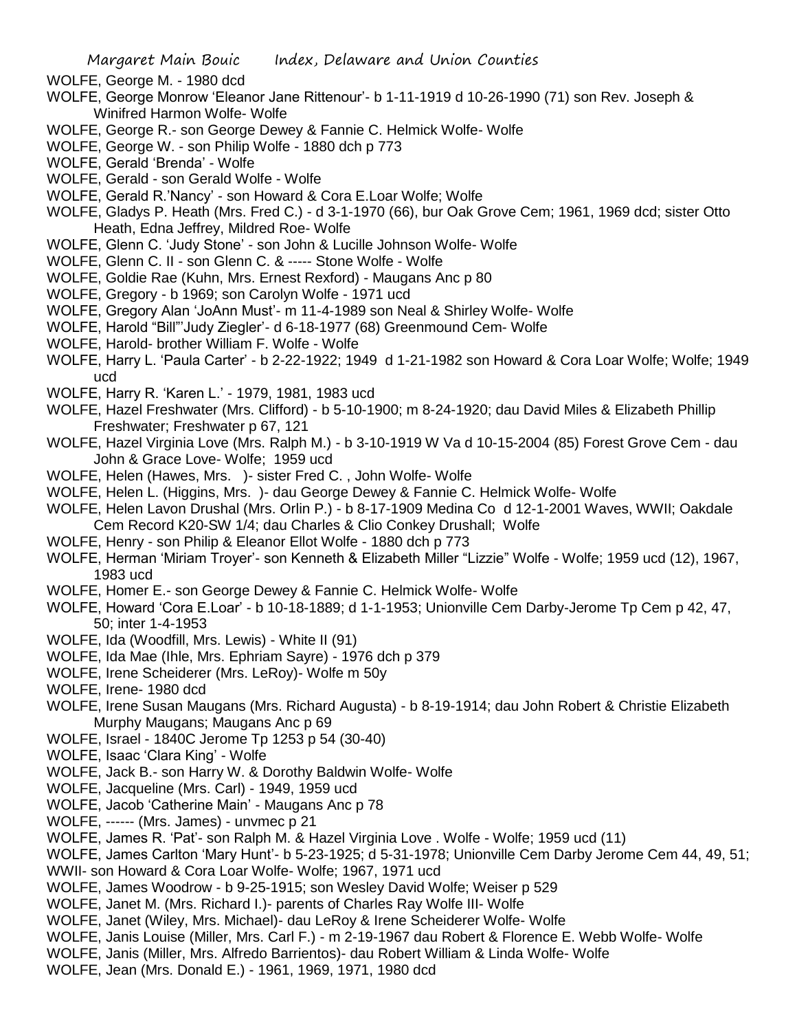WOLFE, George M. - 1980 dcd

WOLFE, George Monrow 'Eleanor Jane Rittenour'- b 1-11-1919 d 10-26-1990 (71) son Rev. Joseph & Winifred Harmon Wolfe- Wolfe

WOLFE, George R.- son George Dewey & Fannie C. Helmick Wolfe- Wolfe

WOLFE, George W. - son Philip Wolfe - 1880 dch p 773

WOLFE, Gerald 'Brenda' - Wolfe

WOLFE, Gerald - son Gerald Wolfe - Wolfe

WOLFE, Gerald R.'Nancy' - son Howard & Cora E.Loar Wolfe; Wolfe

WOLFE, Gladys P. Heath (Mrs. Fred C.) - d 3-1-1970 (66), bur Oak Grove Cem; 1961, 1969 dcd; sister Otto Heath, Edna Jeffrey, Mildred Roe- Wolfe

WOLFE, Glenn C. 'Judy Stone' - son John & Lucille Johnson Wolfe- Wolfe

WOLFE, Glenn C. II - son Glenn C. & ----- Stone Wolfe - Wolfe

WOLFE, Goldie Rae (Kuhn, Mrs. Ernest Rexford) - Maugans Anc p 80

WOLFE, Gregory - b 1969; son Carolyn Wolfe - 1971 ucd

WOLFE, Gregory Alan 'JoAnn Must'- m 11-4-1989 son Neal & Shirley Wolfe- Wolfe

WOLFE, Harold "Bill"'Judy Ziegler'- d 6-18-1977 (68) Greenmound Cem- Wolfe

WOLFE, Harold- brother William F. Wolfe - Wolfe

WOLFE, Harry L. 'Paula Carter' - b 2-22-1922; 1949 d 1-21-1982 son Howard & Cora Loar Wolfe; Wolfe; 1949 ucd

WOLFE, Harry R. 'Karen L.' - 1979, 1981, 1983 ucd

WOLFE, Hazel Freshwater (Mrs. Clifford) - b 5-10-1900; m 8-24-1920; dau David Miles & Elizabeth Phillip Freshwater; Freshwater p 67, 121

WOLFE, Hazel Virginia Love (Mrs. Ralph M.) - b 3-10-1919 W Va d 10-15-2004 (85) Forest Grove Cem - dau John & Grace Love- Wolfe; 1959 ucd

WOLFE, Helen (Hawes, Mrs. )- sister Fred C. , John Wolfe- Wolfe

WOLFE, Helen L. (Higgins, Mrs. )- dau George Dewey & Fannie C. Helmick Wolfe- Wolfe

WOLFE, Helen Lavon Drushal (Mrs. Orlin P.) - b 8-17-1909 Medina Co d 12-1-2001 Waves, WWII; Oakdale Cem Record K20-SW 1/4; dau Charles & Clio Conkey Drushall; Wolfe

WOLFE, Henry - son Philip & Eleanor Ellot Wolfe - 1880 dch p 773

WOLFE, Herman 'Miriam Troyer'- son Kenneth & Elizabeth Miller "Lizzie" Wolfe - Wolfe; 1959 ucd (12), 1967, 1983 ucd

WOLFE, Homer E.- son George Dewey & Fannie C. Helmick Wolfe- Wolfe

WOLFE, Howard 'Cora E.Loar' - b 10-18-1889; d 1-1-1953; Unionville Cem Darby-Jerome Tp Cem p 42, 47, 50; inter 1-4-1953

WOLFE, Ida (Woodfill, Mrs. Lewis) - White II (91)

WOLFE, Ida Mae (Ihle, Mrs. Ephriam Sayre) - 1976 dch p 379

WOLFE, Irene Scheiderer (Mrs. LeRoy)- Wolfe m 50y

WOLFE, Irene- 1980 dcd

WOLFE, Irene Susan Maugans (Mrs. Richard Augusta) - b 8-19-1914; dau John Robert & Christie Elizabeth Murphy Maugans; Maugans Anc p 69

WOLFE, Israel - 1840C Jerome Tp 1253 p 54 (30-40)

WOLFE, Isaac 'Clara King' - Wolfe

WOLFE, Jack B.- son Harry W. & Dorothy Baldwin Wolfe- Wolfe

WOLFE, Jacqueline (Mrs. Carl) - 1949, 1959 ucd

WOLFE, Jacob 'Catherine Main' - Maugans Anc p 78

WOLFE, ------ (Mrs. James) - unvmec p 21

WOLFE, James R. 'Pat'- son Ralph M. & Hazel Virginia Love . Wolfe - Wolfe; 1959 ucd (11)

WOLFE, James Carlton 'Mary Hunt'- b 5-23-1925; d 5-31-1978; Unionville Cem Darby Jerome Cem 44, 49, 51; WWII- son Howard & Cora Loar Wolfe- Wolfe; 1967, 1971 ucd

WOLFE, James Woodrow - b 9-25-1915; son Wesley David Wolfe; Weiser p 529

WOLFE, Janet M. (Mrs. Richard I.)- parents of Charles Ray Wolfe III- Wolfe

WOLFE, Janet (Wiley, Mrs. Michael)- dau LeRoy & Irene Scheiderer Wolfe- Wolfe

WOLFE, Janis Louise (Miller, Mrs. Carl F.) - m 2-19-1967 dau Robert & Florence E. Webb Wolfe- Wolfe

WOLFE, Janis (Miller, Mrs. Alfredo Barrientos)- dau Robert William & Linda Wolfe- Wolfe

WOLFE, Jean (Mrs. Donald E.) - 1961, 1969, 1971, 1980 dcd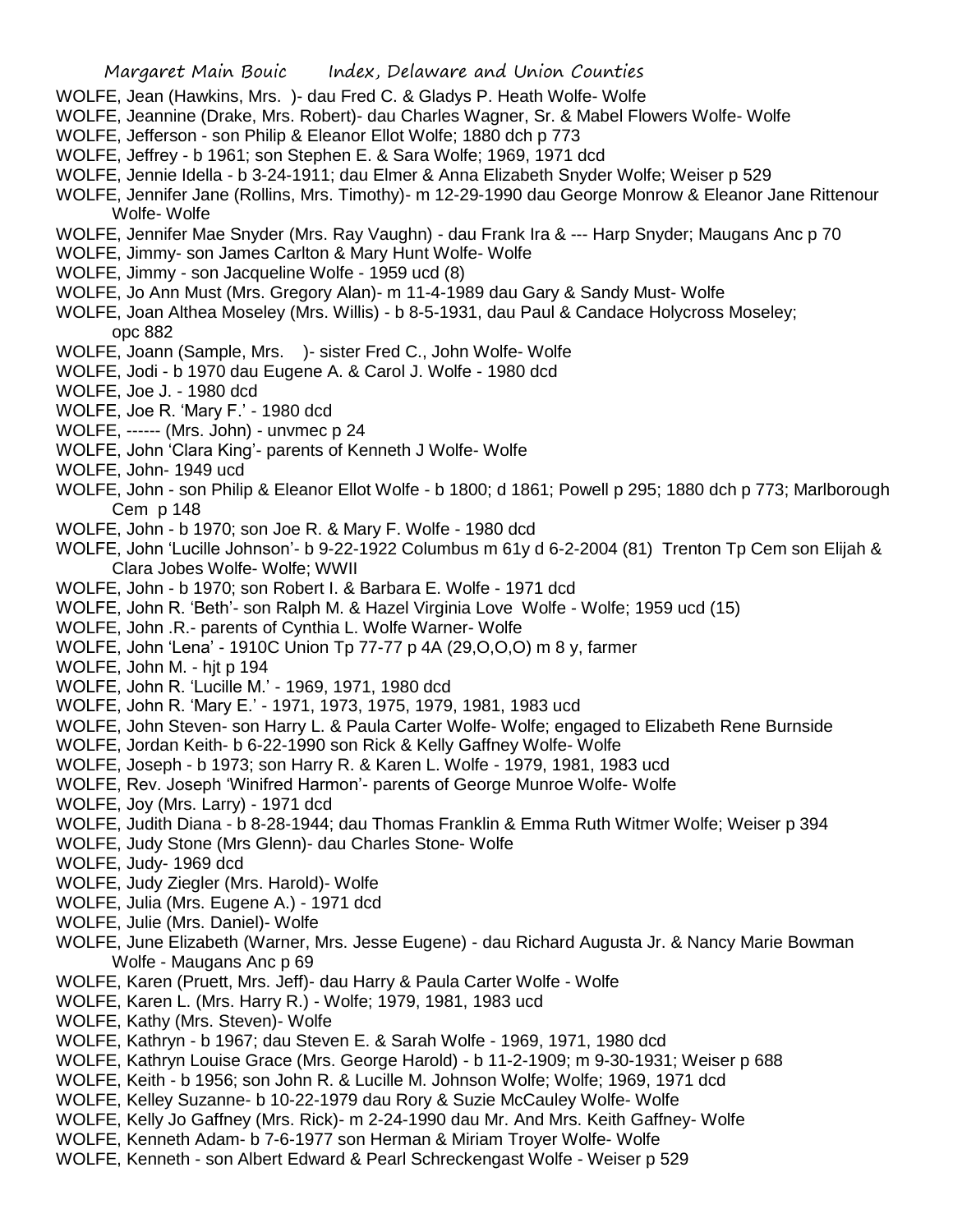WOLFE, Jean (Hawkins, Mrs. )- dau Fred C. & Gladys P. Heath Wolfe- Wolfe
WOLFE, Jeannine (Drake, Mrs. Robert)- dau Charles Wagner, Sr. & Mabel Flowers Wolfe- Wolfe
WOLFE, Jefferson - son Philip & Eleanor Ellot Wolfe; 1880 dch p 773
WOLFE, Jeffrey - b 1961; son Stephen E. & Sara Wolfe; 1969, 1971 dcd
WOLFE, Jennie Idella - b 3-24-1911; dau Elmer & Anna Elizabeth Snyder Wolfe; Weiser p 529
WOLFE, Jennifer Jane (Rollins, Mrs. Timothy)- m 12-29-1990 dau George Monrow & Eleanor Jane Rittenour Wolfe- Wolfe
WOLFE, Jennifer Mae Snyder (Mrs. Ray Vaughn) - dau Frank Ira & --- Harp Snyder; Maugans Anc p 70
WOLFE, Jimmy- son James Carlton & Mary Hunt Wolfe- Wolfe
WOLFE, Jimmy - son Jacqueline Wolfe - 1959 ucd (8)
WOLFE, Jo Ann Must (Mrs. Gregory Alan)- m 11-4-1989 dau Gary & Sandy Must- Wolfe
WOLFE, Joan Althea Moseley (Mrs. Willis) - b 8-5-1931, dau Paul & Candace Holycross Moseley; opc 882
WOLFE, Joann (Sample, Mrs. )- sister Fred C., John Wolfe- Wolfe
WOLFE, Jodi - b 1970 dau Eugene A. & Carol J. Wolfe - 1980 dcd
WOLFE, Joe J. - 1980 dcd
WOLFE, Joe R. 'Mary F.' - 1980 dcd
WOLFE, ------ (Mrs. John) - unvmec p 24
WOLFE, John 'Clara King'- parents of Kenneth J Wolfe- Wolfe
WOLFE, John- 1949 ucd
WOLFE, John - son Philip & Eleanor Ellot Wolfe - b 1800; d 1861; Powell p 295; 1880 dch p 773; Marlborough Cem p 148
WOLFE, John - b 1970; son Joe R. & Mary F. Wolfe - 1980 dcd
WOLFE, John 'Lucille Johnson'- b 9-22-1922 Columbus m 61y d 6-2-2004 (81) Trenton Tp Cem son Elijah & Clara Jobes Wolfe- Wolfe; WWII
WOLFE, John - b 1970; son Robert I. & Barbara E. Wolfe - 1971 dcd
WOLFE, John R. 'Beth'- son Ralph M. & Hazel Virginia Love Wolfe - Wolfe; 1959 ucd (15)
WOLFE, John .R.- parents of Cynthia L. Wolfe Warner- Wolfe
WOLFE, John 'Lena' - 1910C Union Tp 77-77 p 4A (29,O,O,O) m 8 y, farmer
WOLFE, John M. - hjt p 194
WOLFE, John R. 'Lucille M.' - 1969, 1971, 1980 dcd
WOLFE, John R. 'Mary E.' - 1971, 1973, 1975, 1979, 1981, 1983 ucd
WOLFE, John Steven- son Harry L. & Paula Carter Wolfe- Wolfe; engaged to Elizabeth Rene Burnside
WOLFE, Jordan Keith- b 6-22-1990 son Rick & Kelly Gaffney Wolfe- Wolfe
WOLFE, Joseph - b 1973; son Harry R. & Karen L. Wolfe - 1979, 1981, 1983 ucd
WOLFE, Rev. Joseph 'Winifred Harmon'- parents of George Munroe Wolfe- Wolfe
WOLFE, Joy (Mrs. Larry) - 1971 dcd
WOLFE, Judith Diana - b 8-28-1944; dau Thomas Franklin & Emma Ruth Witmer Wolfe; Weiser p 394
WOLFE, Judy Stone (Mrs Glenn)- dau Charles Stone- Wolfe
WOLFE, Judy- 1969 dcd
WOLFE, Judy Ziegler (Mrs. Harold)- Wolfe
WOLFE, Julia (Mrs. Eugene A.) - 1971 dcd
WOLFE, Julie (Mrs. Daniel)- Wolfe
WOLFE, June Elizabeth (Warner, Mrs. Jesse Eugene) - dau Richard Augusta Jr. & Nancy Marie Bowman Wolfe - Maugans Anc p 69
WOLFE, Karen (Pruett, Mrs. Jeff)- dau Harry & Paula Carter Wolfe - Wolfe
WOLFE, Karen L. (Mrs. Harry R.) - Wolfe; 1979, 1981, 1983 ucd
WOLFE, Kathy (Mrs. Steven)- Wolfe
WOLFE, Kathryn - b 1967; dau Steven E. & Sarah Wolfe - 1969, 1971, 1980 dcd
WOLFE, Kathryn Louise Grace (Mrs. George Harold) - b 11-2-1909; m 9-30-1931; Weiser p 688
WOLFE, Keith - b 1956; son John R. & Lucille M. Johnson Wolfe; Wolfe; 1969, 1971 dcd
WOLFE, Kelley Suzanne- b 10-22-1979 dau Rory & Suzie McCauley Wolfe- Wolfe
WOLFE, Kelly Jo Gaffney (Mrs. Rick)- m 2-24-1990 dau Mr. And Mrs. Keith Gaffney- Wolfe
WOLFE, Kenneth Adam- b 7-6-1977 son Herman & Miriam Troyer Wolfe- Wolfe
WOLFE, Kenneth - son Albert Edward & Pearl Schreckengast Wolfe - Weiser p 529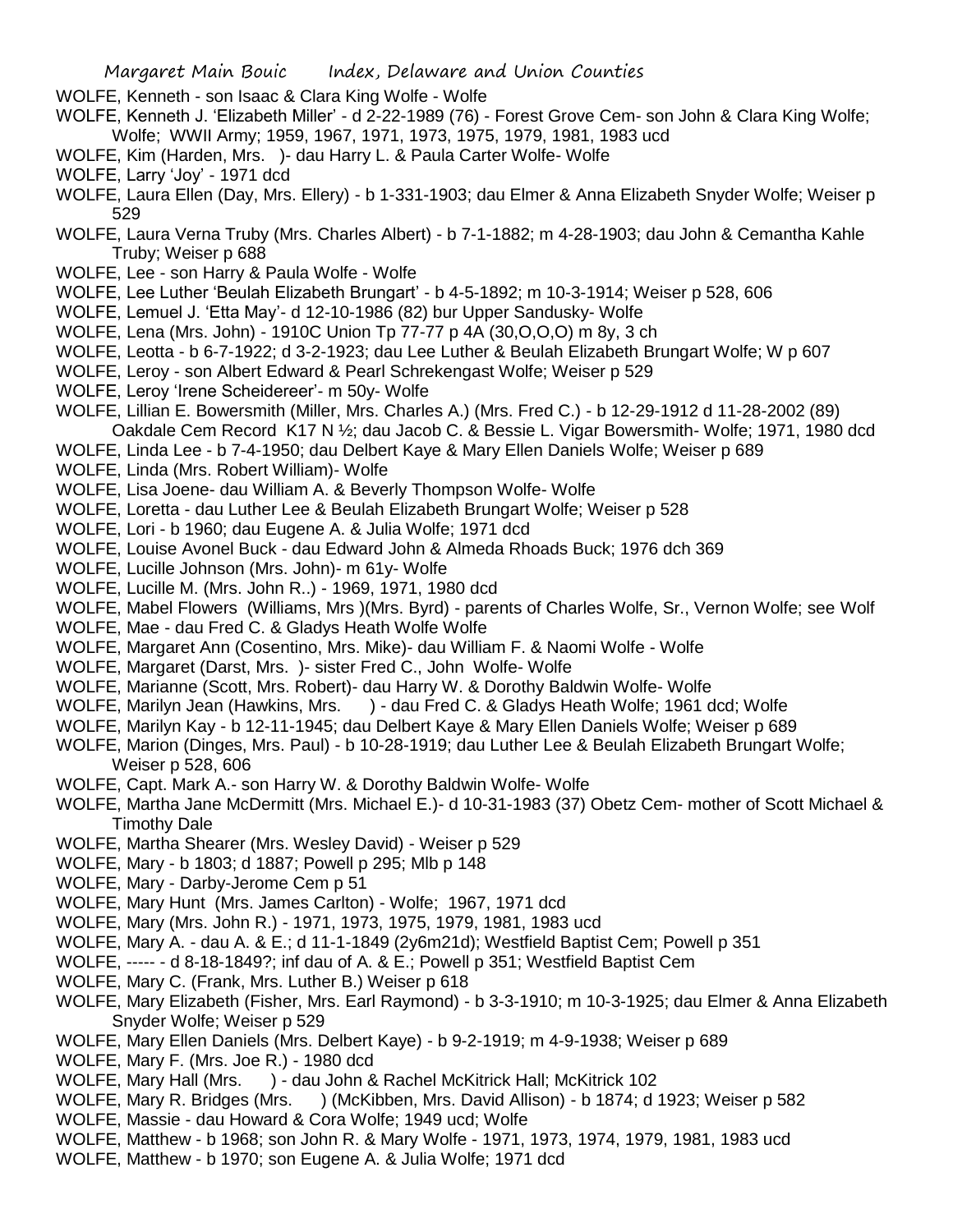WOLFE, Kenneth - son Isaac & Clara King Wolfe - Wolfe

WOLFE, Kenneth J. 'Elizabeth Miller' - d 2-22-1989 (76) - Forest Grove Cem- son John & Clara King Wolfe; Wolfe; WWII Army; 1959, 1967, 1971, 1973, 1975, 1979, 1981, 1983 ucd

WOLFE, Kim (Harden, Mrs. )- dau Harry L. & Paula Carter Wolfe- Wolfe

WOLFE, Larry 'Joy' - 1971 dcd

WOLFE, Laura Ellen (Day, Mrs. Ellery) - b 1-331-1903; dau Elmer & Anna Elizabeth Snyder Wolfe; Weiser p 529

WOLFE, Laura Verna Truby (Mrs. Charles Albert) - b 7-1-1882; m 4-28-1903; dau John & Cemantha Kahle Truby; Weiser p 688

WOLFE, Lee - son Harry & Paula Wolfe - Wolfe

WOLFE, Lee Luther 'Beulah Elizabeth Brungart' - b 4-5-1892; m 10-3-1914; Weiser p 528, 606

WOLFE, Lemuel J. 'Etta May'- d 12-10-1986 (82) bur Upper Sandusky- Wolfe

WOLFE, Lena (Mrs. John) - 1910C Union Tp 77-77 p 4A (30,O,O,O) m 8y, 3 ch

WOLFE, Leotta - b 6-7-1922; d 3-2-1923; dau Lee Luther & Beulah Elizabeth Brungart Wolfe; W p 607

WOLFE, Leroy - son Albert Edward & Pearl Schrekengast Wolfe; Weiser p 529

WOLFE, Leroy 'Irene Scheidereer'- m 50y- Wolfe

WOLFE, Lillian E. Bowersmith (Miller, Mrs. Charles A.) (Mrs. Fred C.) - b 12-29-1912 d 11-28-2002 (89) Oakdale Cem Record K17 N ½; dau Jacob C. & Bessie L. Vigar Bowersmith- Wolfe; 1971, 1980 dcd

WOLFE, Linda Lee - b 7-4-1950; dau Delbert Kaye & Mary Ellen Daniels Wolfe; Weiser p 689

WOLFE, Linda (Mrs. Robert William)- Wolfe

WOLFE, Lisa Joene- dau William A. & Beverly Thompson Wolfe- Wolfe

WOLFE, Loretta - dau Luther Lee & Beulah Elizabeth Brungart Wolfe; Weiser p 528

WOLFE, Lori - b 1960; dau Eugene A. & Julia Wolfe; 1971 dcd

WOLFE, Louise Avonel Buck - dau Edward John & Almeda Rhoads Buck; 1976 dch 369

WOLFE, Lucille Johnson (Mrs. John)- m 61y- Wolfe

WOLFE, Lucille M. (Mrs. John R..) - 1969, 1971, 1980 dcd

WOLFE, Mabel Flowers (Williams, Mrs )(Mrs. Byrd) - parents of Charles Wolfe, Sr., Vernon Wolfe; see Wolf

WOLFE, Mae - dau Fred C. & Gladys Heath Wolfe Wolfe

WOLFE, Margaret Ann (Cosentino, Mrs. Mike)- dau William F. & Naomi Wolfe - Wolfe

WOLFE, Margaret (Darst, Mrs. )- sister Fred C., John Wolfe- Wolfe

WOLFE, Marianne (Scott, Mrs. Robert)- dau Harry W. & Dorothy Baldwin Wolfe- Wolfe

WOLFE, Marilyn Jean (Hawkins, Mrs. ) - dau Fred C. & Gladys Heath Wolfe; 1961 dcd; Wolfe

WOLFE, Marilyn Kay - b 12-11-1945; dau Delbert Kaye & Mary Ellen Daniels Wolfe; Weiser p 689

WOLFE, Marion (Dinges, Mrs. Paul) - b 10-28-1919; dau Luther Lee & Beulah Elizabeth Brungart Wolfe; Weiser p 528, 606

WOLFE, Capt. Mark A.- son Harry W. & Dorothy Baldwin Wolfe- Wolfe

WOLFE, Martha Jane McDermitt (Mrs. Michael E.)- d 10-31-1983 (37) Obetz Cem- mother of Scott Michael & Timothy Dale

WOLFE, Martha Shearer (Mrs. Wesley David) - Weiser p 529

WOLFE, Mary - b 1803; d 1887; Powell p 295; Mlb p 148

WOLFE, Mary - Darby-Jerome Cem p 51

WOLFE, Mary Hunt (Mrs. James Carlton) - Wolfe; 1967, 1971 dcd

WOLFE, Mary (Mrs. John R.) - 1971, 1973, 1975, 1979, 1981, 1983 ucd

WOLFE, Mary A. - dau A. & E.; d 11-1-1849 (2y6m21d); Westfield Baptist Cem; Powell p 351

WOLFE, ----- - d 8-18-1849?; inf dau of A. & E.; Powell p 351; Westfield Baptist Cem

WOLFE, Mary C. (Frank, Mrs. Luther B.) Weiser p 618

WOLFE, Mary Elizabeth (Fisher, Mrs. Earl Raymond) - b 3-3-1910; m 10-3-1925; dau Elmer & Anna Elizabeth Snyder Wolfe; Weiser p 529

WOLFE, Mary Ellen Daniels (Mrs. Delbert Kaye) - b 9-2-1919; m 4-9-1938; Weiser p 689

WOLFE, Mary F. (Mrs. Joe R.) - 1980 dcd

WOLFE, Mary Hall (Mrs. ) - dau John & Rachel McKitrick Hall; McKitrick 102

WOLFE, Mary R. Bridges (Mrs. ) (McKibben, Mrs. David Allison) - b 1874; d 1923; Weiser p 582

WOLFE, Massie - dau Howard & Cora Wolfe; 1949 ucd; Wolfe

WOLFE, Matthew - b 1968; son John R. & Mary Wolfe - 1971, 1973, 1974, 1979, 1981, 1983 ucd

WOLFE, Matthew - b 1970; son Eugene A. & Julia Wolfe; 1971 dcd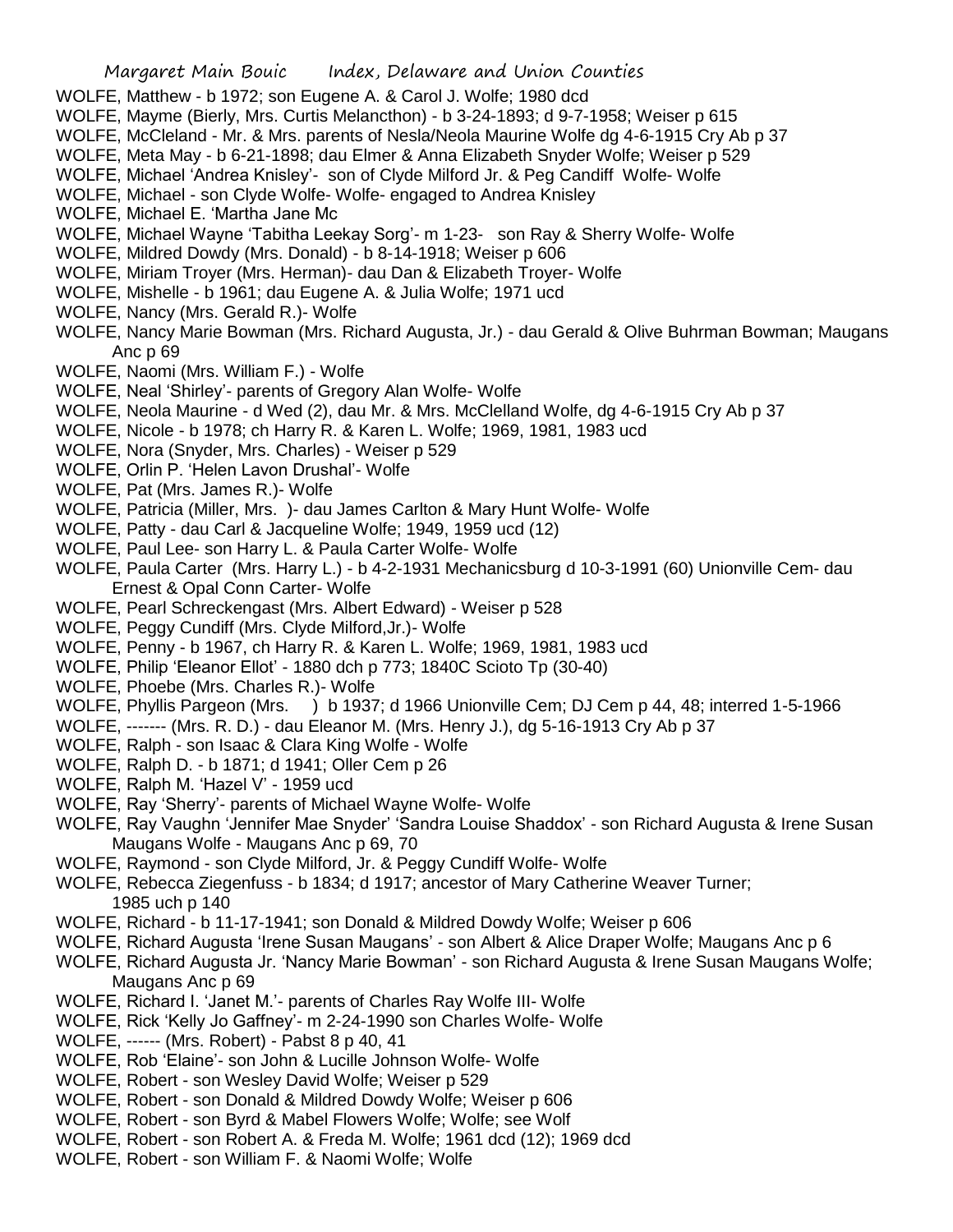WOLFE, Matthew - b 1972; son Eugene A. & Carol J. Wolfe; 1980 dcd

WOLFE, Mayme (Bierly, Mrs. Curtis Melancthon) - b 3-24-1893; d 9-7-1958; Weiser p 615

WOLFE, McCleland - Mr. & Mrs. parents of Nesla/Neola Maurine Wolfe dg 4-6-1915 Cry Ab p 37

WOLFE, Meta May - b 6-21-1898; dau Elmer & Anna Elizabeth Snyder Wolfe; Weiser p 529

WOLFE, Michael 'Andrea Knisley'- son of Clyde Milford Jr. & Peg Candiff Wolfe- Wolfe

WOLFE, Michael - son Clyde Wolfe- Wolfe- engaged to Andrea Knisley

WOLFE, Michael E. 'Martha Jane Mc

WOLFE, Michael Wayne 'Tabitha Leekay Sorg'- m 1-23- son Ray & Sherry Wolfe- Wolfe

WOLFE, Mildred Dowdy (Mrs. Donald) - b 8-14-1918; Weiser p 606

WOLFE, Miriam Troyer (Mrs. Herman)- dau Dan & Elizabeth Troyer- Wolfe

WOLFE, Mishelle - b 1961; dau Eugene A. & Julia Wolfe; 1971 ucd

WOLFE, Nancy (Mrs. Gerald R.)- Wolfe

WOLFE, Nancy Marie Bowman (Mrs. Richard Augusta, Jr.) - dau Gerald & Olive Buhrman Bowman; Maugans Anc p 69

WOLFE, Naomi (Mrs. William F.) - Wolfe

WOLFE, Neal 'Shirley'- parents of Gregory Alan Wolfe- Wolfe

WOLFE, Neola Maurine - d Wed (2), dau Mr. & Mrs. McClelland Wolfe, dg 4-6-1915 Cry Ab p 37

WOLFE, Nicole - b 1978; ch Harry R. & Karen L. Wolfe; 1969, 1981, 1983 ucd

WOLFE, Nora (Snyder, Mrs. Charles) - Weiser p 529

WOLFE, Orlin P. 'Helen Lavon Drushal'- Wolfe

WOLFE, Pat (Mrs. James R.)- Wolfe

WOLFE, Patricia (Miller, Mrs. )- dau James Carlton & Mary Hunt Wolfe- Wolfe

WOLFE, Patty - dau Carl & Jacqueline Wolfe; 1949, 1959 ucd (12)

WOLFE, Paul Lee- son Harry L. & Paula Carter Wolfe- Wolfe

WOLFE, Paula Carter (Mrs. Harry L.) - b 4-2-1931 Mechanicsburg d 10-3-1991 (60) Unionville Cem- dau Ernest & Opal Conn Carter- Wolfe

WOLFE, Pearl Schreckengast (Mrs. Albert Edward) - Weiser p 528

WOLFE, Peggy Cundiff (Mrs. Clyde Milford,Jr.)- Wolfe

WOLFE, Penny - b 1967, ch Harry R. & Karen L. Wolfe; 1969, 1981, 1983 ucd

WOLFE, Philip 'Eleanor Ellot' - 1880 dch p 773; 1840C Scioto Tp (30-40)

WOLFE, Phoebe (Mrs. Charles R.)- Wolfe

WOLFE, Phyllis Pargeon (Mrs. ) b 1937; d 1966 Unionville Cem; DJ Cem p 44, 48; interred 1-5-1966

WOLFE, ------- (Mrs. R. D.) - dau Eleanor M. (Mrs. Henry J.), dg 5-16-1913 Cry Ab p 37

WOLFE, Ralph - son Isaac & Clara King Wolfe - Wolfe

WOLFE, Ralph D. - b 1871; d 1941; Oller Cem p 26

WOLFE, Ralph M. 'Hazel V' - 1959 ucd

WOLFE, Ray 'Sherry'- parents of Michael Wayne Wolfe- Wolfe

WOLFE, Ray Vaughn 'Jennifer Mae Snyder' 'Sandra Louise Shaddox' - son Richard Augusta & Irene Susan Maugans Wolfe - Maugans Anc p 69, 70

WOLFE, Raymond - son Clyde Milford, Jr. & Peggy Cundiff Wolfe- Wolfe

WOLFE, Rebecca Ziegenfuss - b 1834; d 1917; ancestor of Mary Catherine Weaver Turner; 1985 uch p 140

WOLFE, Richard - b 11-17-1941; son Donald & Mildred Dowdy Wolfe; Weiser p 606

WOLFE, Richard Augusta 'Irene Susan Maugans' - son Albert & Alice Draper Wolfe; Maugans Anc p 6

WOLFE, Richard Augusta Jr. 'Nancy Marie Bowman' - son Richard Augusta & Irene Susan Maugans Wolfe; Maugans Anc p 69

WOLFE, Richard I. 'Janet M.'- parents of Charles Ray Wolfe III- Wolfe

WOLFE, Rick 'Kelly Jo Gaffney'- m 2-24-1990 son Charles Wolfe- Wolfe

WOLFE, ------ (Mrs. Robert) - Pabst 8 p 40, 41

WOLFE, Rob 'Elaine'- son John & Lucille Johnson Wolfe- Wolfe

WOLFE, Robert - son Wesley David Wolfe; Weiser p 529

WOLFE, Robert - son Donald & Mildred Dowdy Wolfe; Weiser p 606

WOLFE, Robert - son Byrd & Mabel Flowers Wolfe; Wolfe; see Wolf

WOLFE, Robert - son Robert A. & Freda M. Wolfe; 1961 dcd (12); 1969 dcd

WOLFE, Robert - son William F. & Naomi Wolfe; Wolfe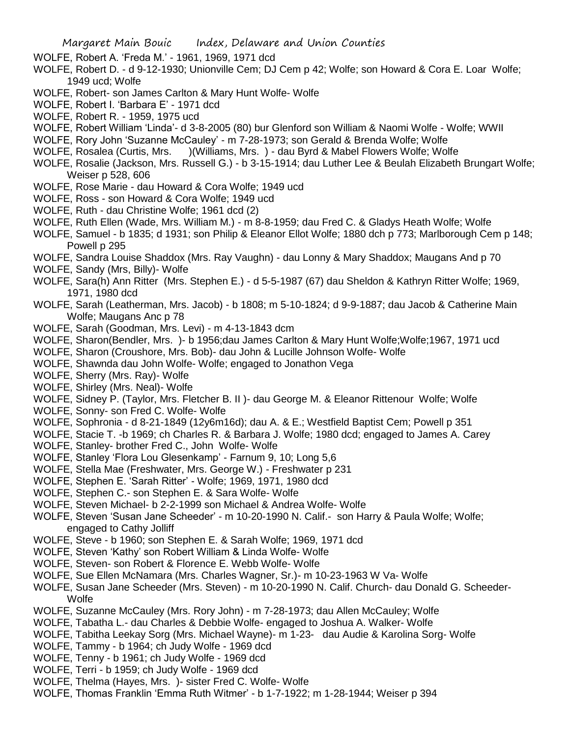WOLFE, Robert A. 'Freda M.' - 1961, 1969, 1971 dcd

WOLFE, Robert D. - d 9-12-1930; Unionville Cem; DJ Cem p 42; Wolfe; son Howard & Cora E. Loar Wolfe; 1949 ucd; Wolfe

WOLFE, Robert- son James Carlton & Mary Hunt Wolfe- Wolfe

WOLFE, Robert I. 'Barbara E' - 1971 dcd

WOLFE, Robert R. - 1959, 1975 ucd

WOLFE, Robert William 'Linda'- d 3-8-2005 (80) bur Glenford son William & Naomi Wolfe - Wolfe; WWII

WOLFE, Rory John 'Suzanne McCauley' - m 7-28-1973; son Gerald & Brenda Wolfe; Wolfe

WOLFE, Rosalea (Curtis, Mrs. )(Williams, Mrs. ) - dau Byrd & Mabel Flowers Wolfe; Wolfe

WOLFE, Rosalie (Jackson, Mrs. Russell G.) - b 3-15-1914; dau Luther Lee & Beulah Elizabeth Brungart Wolfe; Weiser p 528, 606

WOLFE, Rose Marie - dau Howard & Cora Wolfe; 1949 ucd

WOLFE, Ross - son Howard & Cora Wolfe; 1949 ucd

WOLFE, Ruth - dau Christine Wolfe; 1961 dcd (2)

WOLFE, Ruth Ellen (Wade, Mrs. William M.) - m 8-8-1959; dau Fred C. & Gladys Heath Wolfe; Wolfe

WOLFE, Samuel - b 1835; d 1931; son Philip & Eleanor Ellot Wolfe; 1880 dch p 773; Marlborough Cem p 148; Powell p 295

WOLFE, Sandra Louise Shaddox (Mrs. Ray Vaughn) - dau Lonny & Mary Shaddox; Maugans And p 70

WOLFE, Sandy (Mrs, Billy)- Wolfe

WOLFE, Sara(h) Ann Ritter (Mrs. Stephen E.) - d 5-5-1987 (67) dau Sheldon & Kathryn Ritter Wolfe; 1969, 1971, 1980 dcd

WOLFE, Sarah (Leatherman, Mrs. Jacob) - b 1808; m 5-10-1824; d 9-9-1887; dau Jacob & Catherine Main Wolfe; Maugans Anc p 78

WOLFE, Sarah (Goodman, Mrs. Levi) - m 4-13-1843 dcm

WOLFE, Sharon(Bendler, Mrs. )- b 1956;dau James Carlton & Mary Hunt Wolfe;Wolfe;1967, 1971 ucd

WOLFE, Sharon (Croushore, Mrs. Bob)- dau John & Lucille Johnson Wolfe- Wolfe

WOLFE, Shawnda dau John Wolfe- Wolfe; engaged to Jonathon Vega

WOLFE, Sherry (Mrs. Ray)- Wolfe

WOLFE, Shirley (Mrs. Neal)- Wolfe

WOLFE, Sidney P. (Taylor, Mrs. Fletcher B. II )- dau George M. & Eleanor Rittenour Wolfe; Wolfe

WOLFE, Sonny- son Fred C. Wolfe- Wolfe

WOLFE, Sophronia - d 8-21-1849 (12y6m16d); dau A. & E.; Westfield Baptist Cem; Powell p 351

WOLFE, Stacie T. -b 1969; ch Charles R. & Barbara J. Wolfe; 1980 dcd; engaged to James A. Carey

WOLFE, Stanley- brother Fred C., John Wolfe- Wolfe

WOLFE, Stanley 'Flora Lou Glesenkamp' - Farnum 9, 10; Long 5,6

WOLFE, Stella Mae (Freshwater, Mrs. George W.) - Freshwater p 231

WOLFE, Stephen E. 'Sarah Ritter' - Wolfe; 1969, 1971, 1980 dcd

WOLFE, Stephen C.- son Stephen E. & Sara Wolfe- Wolfe

WOLFE, Steven Michael- b 2-2-1999 son Michael & Andrea Wolfe- Wolfe

WOLFE, Steven 'Susan Jane Scheeder' - m 10-20-1990 N. Calif.- son Harry & Paula Wolfe; Wolfe; engaged to Cathy Jolliff

WOLFE, Steve - b 1960; son Stephen E. & Sarah Wolfe; 1969, 1971 dcd

WOLFE, Steven 'Kathy' son Robert William & Linda Wolfe- Wolfe

WOLFE, Steven- son Robert & Florence E. Webb Wolfe- Wolfe

WOLFE, Sue Ellen McNamara (Mrs. Charles Wagner, Sr.)- m 10-23-1963 W Va- Wolfe

WOLFE, Susan Jane Scheeder (Mrs. Steven) - m 10-20-1990 N. Calif. Church- dau Donald G. Scheeder- Wolfe

WOLFE, Suzanne McCauley (Mrs. Rory John) - m 7-28-1973; dau Allen McCauley; Wolfe

WOLFE, Tabatha L.- dau Charles & Debbie Wolfe- engaged to Joshua A. Walker- Wolfe

WOLFE, Tabitha Leekay Sorg (Mrs. Michael Wayne)- m 1-23- dau Audie & Karolina Sorg- Wolfe

WOLFE, Tammy - b 1964; ch Judy Wolfe - 1969 dcd

WOLFE, Tenny - b 1961; ch Judy Wolfe - 1969 dcd

WOLFE, Terri - b 1959; ch Judy Wolfe - 1969 dcd

WOLFE, Thelma (Hayes, Mrs. )- sister Fred C. Wolfe- Wolfe

WOLFE, Thomas Franklin 'Emma Ruth Witmer' - b 1-7-1922; m 1-28-1944; Weiser p 394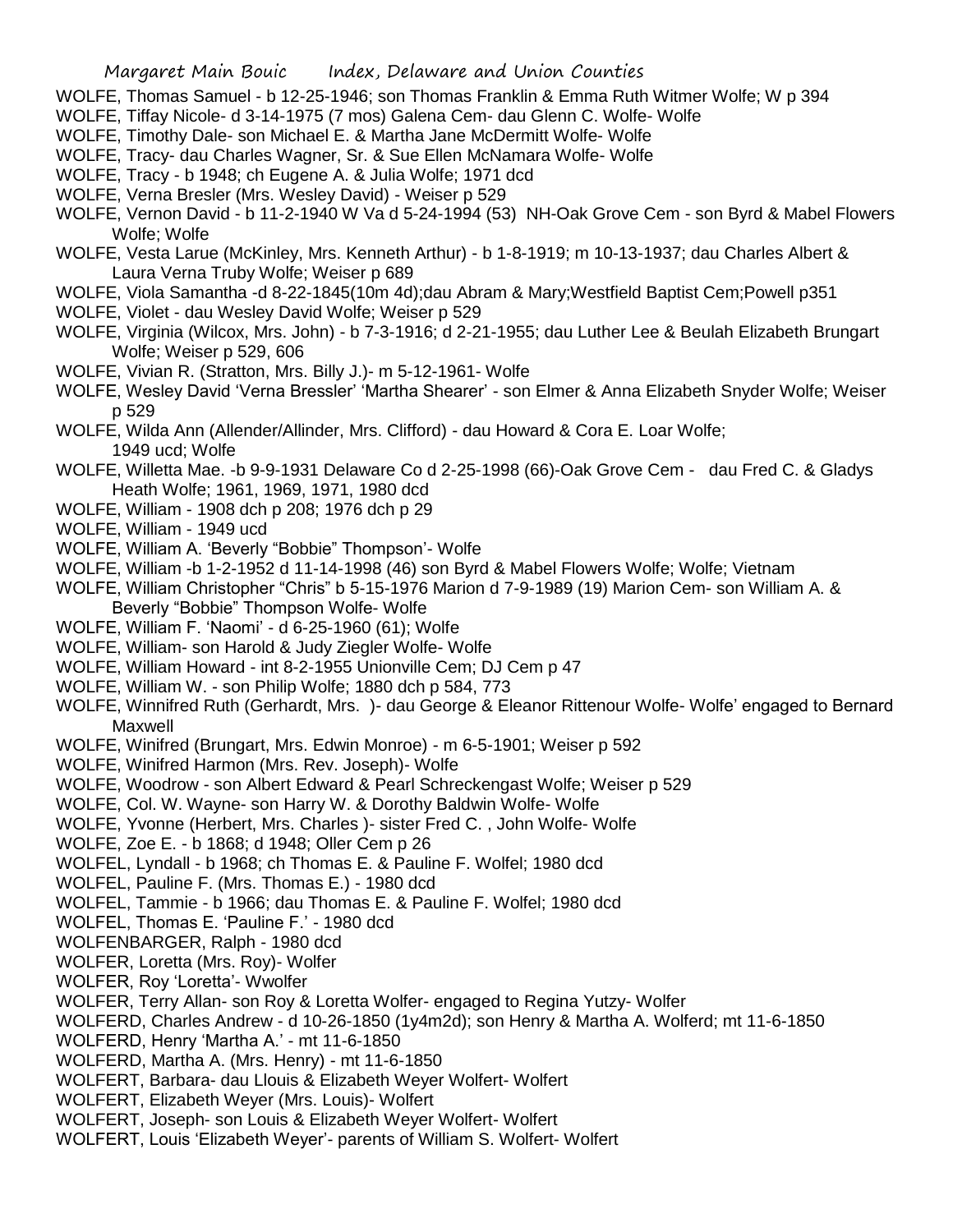WOLFE, Thomas Samuel - b 12-25-1946; son Thomas Franklin & Emma Ruth Witmer Wolfe; W p 394

WOLFE, Tiffay Nicole- d 3-14-1975 (7 mos) Galena Cem- dau Glenn C. Wolfe- Wolfe

WOLFE, Timothy Dale- son Michael E. & Martha Jane McDermitt Wolfe- Wolfe

WOLFE, Tracy- dau Charles Wagner, Sr. & Sue Ellen McNamara Wolfe- Wolfe

WOLFE, Tracy - b 1948; ch Eugene A. & Julia Wolfe; 1971 dcd

WOLFE, Verna Bresler (Mrs. Wesley David) - Weiser p 529

WOLFE, Vernon David - b 11-2-1940 W Va d 5-24-1994 (53) NH-Oak Grove Cem - son Byrd & Mabel Flowers Wolfe; Wolfe

WOLFE, Vesta Larue (McKinley, Mrs. Kenneth Arthur) - b 1-8-1919; m 10-13-1937; dau Charles Albert & Laura Verna Truby Wolfe; Weiser p 689

WOLFE, Viola Samantha -d 8-22-1845(10m 4d);dau Abram & Mary;Westfield Baptist Cem;Powell p351

WOLFE, Violet - dau Wesley David Wolfe; Weiser p 529

WOLFE, Virginia (Wilcox, Mrs. John) - b 7-3-1916; d 2-21-1955; dau Luther Lee & Beulah Elizabeth Brungart Wolfe; Weiser p 529, 606

WOLFE, Vivian R. (Stratton, Mrs. Billy J.)- m 5-12-1961- Wolfe

WOLFE, Wesley David 'Verna Bressler' 'Martha Shearer' - son Elmer & Anna Elizabeth Snyder Wolfe; Weiser p 529

WOLFE, Wilda Ann (Allender/Allinder, Mrs. Clifford) - dau Howard & Cora E. Loar Wolfe; 1949 ucd; Wolfe

WOLFE, Willetta Mae. -b 9-9-1931 Delaware Co d 2-25-1998 (66)-Oak Grove Cem - dau Fred C. & Gladys Heath Wolfe; 1961, 1969, 1971, 1980 dcd

WOLFE, William - 1908 dch p 208; 1976 dch p 29

WOLFE, William - 1949 ucd

WOLFE, William A. 'Beverly "Bobbie" Thompson'- Wolfe

WOLFE, William -b 1-2-1952 d 11-14-1998 (46) son Byrd & Mabel Flowers Wolfe; Wolfe; Vietnam

WOLFE, William Christopher "Chris" b 5-15-1976 Marion d 7-9-1989 (19) Marion Cem- son William A. & Beverly "Bobbie" Thompson Wolfe- Wolfe

WOLFE, William F. 'Naomi' - d 6-25-1960 (61); Wolfe

WOLFE, William- son Harold & Judy Ziegler Wolfe- Wolfe

WOLFE, William Howard - int 8-2-1955 Unionville Cem; DJ Cem p 47

WOLFE, William W. - son Philip Wolfe; 1880 dch p 584, 773

WOLFE, Winnifred Ruth (Gerhardt, Mrs. )- dau George & Eleanor Rittenour Wolfe- Wolfe' engaged to Bernard Maxwell

WOLFE, Winifred (Brungart, Mrs. Edwin Monroe) - m 6-5-1901; Weiser p 592

WOLFE, Winifred Harmon (Mrs. Rev. Joseph)- Wolfe

WOLFE, Woodrow - son Albert Edward & Pearl Schreckengast Wolfe; Weiser p 529

WOLFE, Col. W. Wayne- son Harry W. & Dorothy Baldwin Wolfe- Wolfe

WOLFE, Yvonne (Herbert, Mrs. Charles )- sister Fred C. , John Wolfe- Wolfe

WOLFE, Zoe E. - b 1868; d 1948; Oller Cem p 26

WOLFEL, Lyndall - b 1968; ch Thomas E. & Pauline F. Wolfel; 1980 dcd

WOLFEL, Pauline F. (Mrs. Thomas E.) - 1980 dcd

WOLFEL, Tammie - b 1966; dau Thomas E. & Pauline F. Wolfel; 1980 dcd

WOLFEL, Thomas E. 'Pauline F.' - 1980 dcd

WOLFENBARGER, Ralph - 1980 dcd

WOLFER, Loretta (Mrs. Roy)- Wolfer

WOLFER, Roy 'Loretta'- Wwolfer

WOLFER, Terry Allan- son Roy & Loretta Wolfer- engaged to Regina Yutzy- Wolfer

WOLFERD, Charles Andrew - d 10-26-1850 (1y4m2d); son Henry & Martha A. Wolferd; mt 11-6-1850

WOLFERD, Henry 'Martha A.' - mt 11-6-1850

WOLFERD, Martha A. (Mrs. Henry) - mt 11-6-1850

WOLFERT, Barbara- dau Llouis & Elizabeth Weyer Wolfert- Wolfert

WOLFERT, Elizabeth Weyer (Mrs. Louis)- Wolfert

WOLFERT, Joseph- son Louis & Elizabeth Weyer Wolfert- Wolfert

WOLFERT, Louis 'Elizabeth Weyer'- parents of William S. Wolfert- Wolfert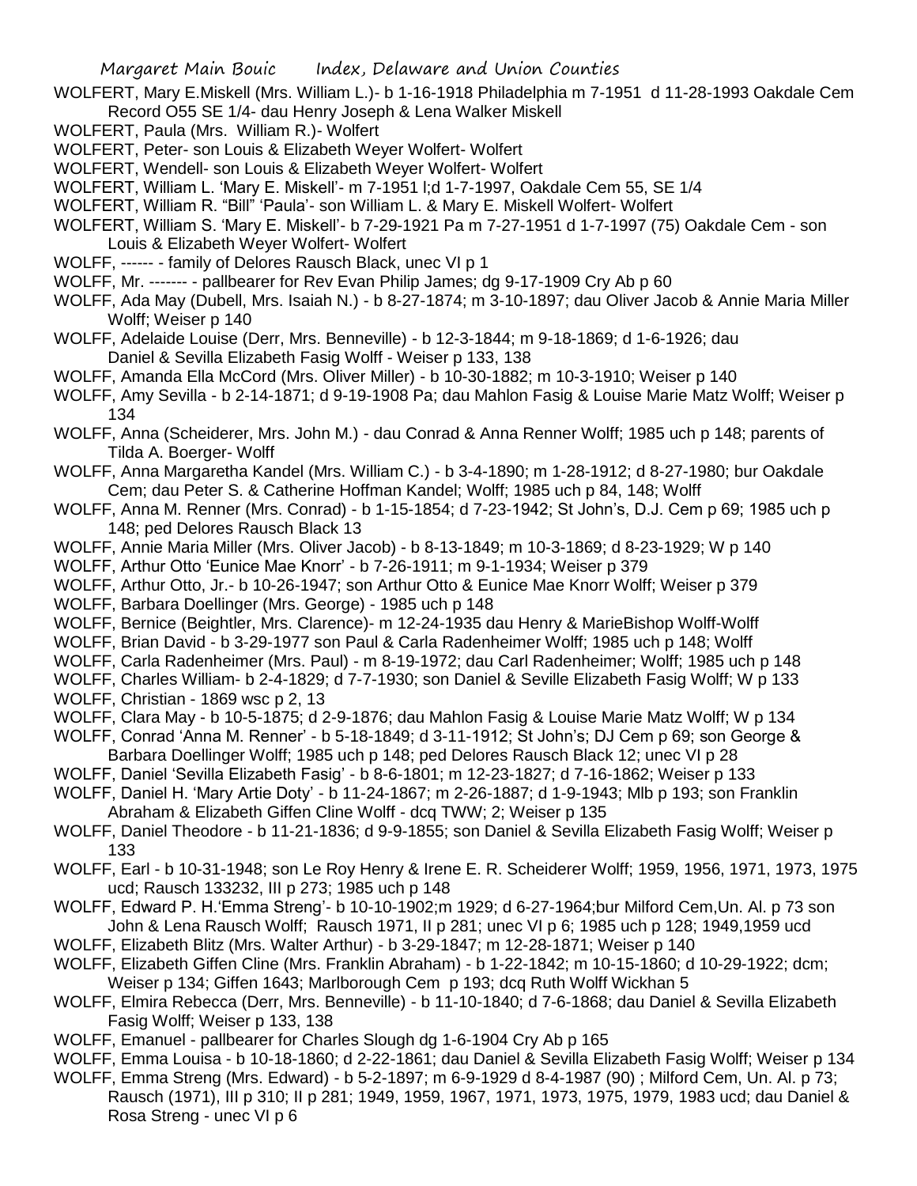WOLFERT, Mary E.Miskell (Mrs. William L.)- b 1-16-1918 Philadelphia m 7-1951 d 11-28-1993 Oakdale Cem Record O55 SE 1/4- dau Henry Joseph & Lena Walker Miskell

WOLFERT, Paula (Mrs. William R.)- Wolfert

WOLFERT, Peter- son Louis & Elizabeth Weyer Wolfert- Wolfert

WOLFERT, Wendell- son Louis & Elizabeth Weyer Wolfert- Wolfert

WOLFERT, William L. 'Mary E. Miskell'- m 7-1951 l;d 1-7-1997, Oakdale Cem 55, SE 1/4

WOLFERT, William R. "Bill" 'Paula'- son William L. & Mary E. Miskell Wolfert- Wolfert

WOLFERT, William S. 'Mary E. Miskell'- b 7-29-1921 Pa m 7-27-1951 d 1-7-1997 (75) Oakdale Cem - son Louis & Elizabeth Weyer Wolfert- Wolfert

WOLFF, ------ - family of Delores Rausch Black, unec VI p 1

WOLFF, Mr. ------- - pallbearer for Rev Evan Philip James; dg 9-17-1909 Cry Ab p 60

WOLFF, Ada May (Dubell, Mrs. Isaiah N.) - b 8-27-1874; m 3-10-1897; dau Oliver Jacob & Annie Maria Miller Wolff; Weiser p 140

WOLFF, Adelaide Louise (Derr, Mrs. Benneville) - b 12-3-1844; m 9-18-1869; d 1-6-1926; dau Daniel & Sevilla Elizabeth Fasig Wolff - Weiser p 133, 138

WOLFF, Amanda Ella McCord (Mrs. Oliver Miller) - b 10-30-1882; m 10-3-1910; Weiser p 140

WOLFF, Amy Sevilla - b 2-14-1871; d 9-19-1908 Pa; dau Mahlon Fasig & Louise Marie Matz Wolff; Weiser p 134

WOLFF, Anna (Scheiderer, Mrs. John M.) - dau Conrad & Anna Renner Wolff; 1985 uch p 148; parents of Tilda A. Boerger- Wolff

WOLFF, Anna Margaretha Kandel (Mrs. William C.) - b 3-4-1890; m 1-28-1912; d 8-27-1980; bur Oakdale Cem; dau Peter S. & Catherine Hoffman Kandel; Wolff; 1985 uch p 84, 148; Wolff

WOLFF, Anna M. Renner (Mrs. Conrad) - b 1-15-1854; d 7-23-1942; St John's, D.J. Cem p 69; 1985 uch p 148; ped Delores Rausch Black 13

WOLFF, Annie Maria Miller (Mrs. Oliver Jacob) - b 8-13-1849; m 10-3-1869; d 8-23-1929; W p 140

WOLFF, Arthur Otto 'Eunice Mae Knorr' - b 7-26-1911; m 9-1-1934; Weiser p 379

WOLFF, Arthur Otto, Jr.- b 10-26-1947; son Arthur Otto & Eunice Mae Knorr Wolff; Weiser p 379

WOLFF, Barbara Doellinger (Mrs. George) - 1985 uch p 148

WOLFF, Bernice (Beightler, Mrs. Clarence)- m 12-24-1935 dau Henry & MarieBishop Wolff-Wolff

WOLFF, Brian David - b 3-29-1977 son Paul & Carla Radenheimer Wolff; 1985 uch p 148; Wolff

WOLFF, Carla Radenheimer (Mrs. Paul) - m 8-19-1972; dau Carl Radenheimer; Wolff; 1985 uch p 148

WOLFF, Charles William- b 2-4-1829; d 7-7-1930; son Daniel & Seville Elizabeth Fasig Wolff; W p 133

WOLFF, Christian - 1869 wsc p 2, 13

WOLFF, Clara May - b 10-5-1875; d 2-9-1876; dau Mahlon Fasig & Louise Marie Matz Wolff; W p 134

WOLFF, Conrad 'Anna M. Renner' - b 5-18-1849; d 3-11-1912; St John's; DJ Cem p 69; son George & Barbara Doellinger Wolff; 1985 uch p 148; ped Delores Rausch Black 12; unec VI p 28

WOLFF, Daniel 'Sevilla Elizabeth Fasig' - b 8-6-1801; m 12-23-1827; d 7-16-1862; Weiser p 133

WOLFF, Daniel H. 'Mary Artie Doty' - b 11-24-1867; m 2-26-1887; d 1-9-1943; Mlb p 193; son Franklin Abraham & Elizabeth Giffen Cline Wolff - dcq TWW; 2; Weiser p 135

WOLFF, Daniel Theodore - b 11-21-1836; d 9-9-1855; son Daniel & Sevilla Elizabeth Fasig Wolff; Weiser p 133

WOLFF, Earl - b 10-31-1948; son Le Roy Henry & Irene E. R. Scheiderer Wolff; 1959, 1956, 1971, 1973, 1975 ucd; Rausch 133232, III p 273; 1985 uch p 148

WOLFF, Edward P. H.'Emma Streng'- b 10-10-1902;m 1929; d 6-27-1964;bur Milford Cem,Un. Al. p 73 son John & Lena Rausch Wolff; Rausch 1971, II p 281; unec VI p 6; 1985 uch p 128; 1949,1959 ucd

WOLFF, Elizabeth Blitz (Mrs. Walter Arthur) - b 3-29-1847; m 12-28-1871; Weiser p 140

WOLFF, Elizabeth Giffen Cline (Mrs. Franklin Abraham) - b 1-22-1842; m 10-15-1860; d 10-29-1922; dcm; Weiser p 134; Giffen 1643; Marlborough Cem p 193; dcq Ruth Wolff Wickhan 5

WOLFF, Elmira Rebecca (Derr, Mrs. Benneville) - b 11-10-1840; d 7-6-1868; dau Daniel & Sevilla Elizabeth Fasig Wolff; Weiser p 133, 138

WOLFF, Emanuel - pallbearer for Charles Slough dg 1-6-1904 Cry Ab p 165

WOLFF, Emma Louisa - b 10-18-1860; d 2-22-1861; dau Daniel & Sevilla Elizabeth Fasig Wolff; Weiser p 134

WOLFF, Emma Streng (Mrs. Edward) - b 5-2-1897; m 6-9-1929 d 8-4-1987 (90) ; Milford Cem, Un. Al. p 73; Rausch (1971), III p 310; II p 281; 1949, 1959, 1967, 1971, 1973, 1975, 1979, 1983 ucd; dau Daniel & Rosa Streng - unec VI p 6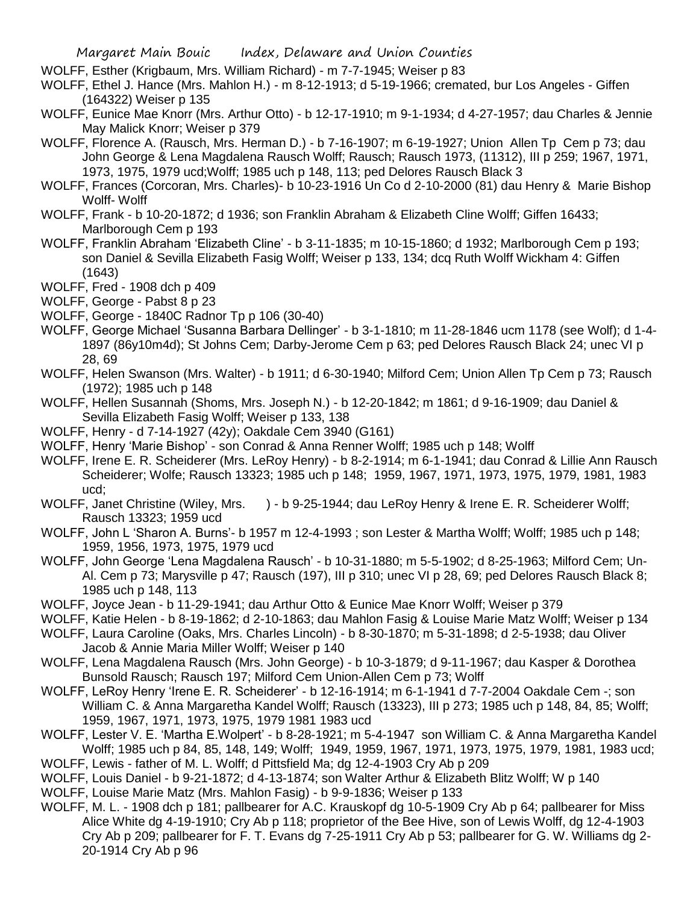WOLFF, Esther (Krigbaum, Mrs. William Richard) - m 7-7-1945; Weiser p 83

WOLFF, Ethel J. Hance (Mrs. Mahlon H.) - m 8-12-1913; d 5-19-1966; cremated, bur Los Angeles - Giffen (164322) Weiser p 135

WOLFF, Eunice Mae Knorr (Mrs. Arthur Otto) - b 12-17-1910; m 9-1-1934; d 4-27-1957; dau Charles & Jennie May Malick Knorr; Weiser p 379

WOLFF, Florence A. (Rausch, Mrs. Herman D.) - b 7-16-1907; m 6-19-1927; Union Allen Tp Cem p 73; dau John George & Lena Magdalena Rausch Wolff; Rausch; Rausch 1973, (11312), III p 259; 1967, 1971, 1973, 1975, 1979 ucd;Wolff; 1985 uch p 148, 113; ped Delores Rausch Black 3

WOLFF, Frances (Corcoran, Mrs. Charles)- b 10-23-1916 Un Co d 2-10-2000 (81) dau Henry & Marie Bishop Wolff- Wolff

WOLFF, Frank - b 10-20-1872; d 1936; son Franklin Abraham & Elizabeth Cline Wolff; Giffen 16433; Marlborough Cem p 193

WOLFF, Franklin Abraham 'Elizabeth Cline' - b 3-11-1835; m 10-15-1860; d 1932; Marlborough Cem p 193; son Daniel & Sevilla Elizabeth Fasig Wolff; Weiser p 133, 134; dcq Ruth Wolff Wickham 4: Giffen (1643)

WOLFF, Fred - 1908 dch p 409

WOLFF, George - Pabst 8 p 23

WOLFF, George - 1840C Radnor Tp p 106 (30-40)

WOLFF, George Michael 'Susanna Barbara Dellinger' - b 3-1-1810; m 11-28-1846 ucm 1178 (see Wolf); d 1-4-1897 (86y10m4d); St Johns Cem; Darby-Jerome Cem p 63; ped Delores Rausch Black 24; unec VI p 28, 69

WOLFF, Helen Swanson (Mrs. Walter) - b 1911; d 6-30-1940; Milford Cem; Union Allen Tp Cem p 73; Rausch (1972); 1985 uch p 148

WOLFF, Hellen Susannah (Shoms, Mrs. Joseph N.) - b 12-20-1842; m 1861; d 9-16-1909; dau Daniel & Sevilla Elizabeth Fasig Wolff; Weiser p 133, 138

WOLFF, Henry - d 7-14-1927 (42y); Oakdale Cem 3940 (G161)

WOLFF, Henry 'Marie Bishop' - son Conrad & Anna Renner Wolff; 1985 uch p 148; Wolff

WOLFF, Irene E. R. Scheiderer (Mrs. LeRoy Henry) - b 8-2-1914; m 6-1-1941; dau Conrad & Lillie Ann Rausch Scheiderer; Wolfe; Rausch 13323; 1985 uch p 148; 1959, 1967, 1971, 1973, 1975, 1979, 1981, 1983 ucd;

WOLFF, Janet Christine (Wiley, Mrs. ) - b 9-25-1944; dau LeRoy Henry & Irene E. R. Scheiderer Wolff; Rausch 13323; 1959 ucd

WOLFF, John L 'Sharon A. Burns'- b 1957 m 12-4-1993 ; son Lester & Martha Wolff; Wolff; 1985 uch p 148; 1959, 1956, 1973, 1975, 1979 ucd

WOLFF, John George 'Lena Magdalena Rausch' - b 10-31-1880; m 5-5-1902; d 8-25-1963; Milford Cem; Un-Al. Cem p 73; Marysville p 47; Rausch (197), III p 310; unec VI p 28, 69; ped Delores Rausch Black 8; 1985 uch p 148, 113

WOLFF, Joyce Jean - b 11-29-1941; dau Arthur Otto & Eunice Mae Knorr Wolff; Weiser p 379

WOLFF, Katie Helen - b 8-19-1862; d 2-10-1863; dau Mahlon Fasig & Louise Marie Matz Wolff; Weiser p 134

WOLFF, Laura Caroline (Oaks, Mrs. Charles Lincoln) - b 8-30-1870; m 5-31-1898; d 2-5-1938; dau Oliver Jacob & Annie Maria Miller Wolff; Weiser p 140

WOLFF, Lena Magdalena Rausch (Mrs. John George) - b 10-3-1879; d 9-11-1967; dau Kasper & Dorothea Bunsold Rausch; Rausch 197; Milford Cem Union-Allen Cem p 73; Wolff

WOLFF, LeRoy Henry 'Irene E. R. Scheiderer' - b 12-16-1914; m 6-1-1941 d 7-7-2004 Oakdale Cem -; son William C. & Anna Margaretha Kandel Wolff; Rausch (13323), III p 273; 1985 uch p 148, 84, 85; Wolff; 1959, 1967, 1971, 1973, 1975, 1979 1981 1983 ucd

WOLFF, Lester V. E. 'Martha E.Wolpert' - b 8-28-1921; m 5-4-1947 son William C. & Anna Margaretha Kandel Wolff; 1985 uch p 84, 85, 148, 149; Wolff; 1949, 1959, 1967, 1971, 1973, 1975, 1979, 1981, 1983 ucd;

WOLFF, Lewis - father of M. L. Wolff; d Pittsfield Ma; dg 12-4-1903 Cry Ab p 209

WOLFF, Louis Daniel - b 9-21-1872; d 4-13-1874; son Walter Arthur & Elizabeth Blitz Wolff; W p 140

WOLFF, Louise Marie Matz (Mrs. Mahlon Fasig) - b 9-9-1836; Weiser p 133

WOLFF, M. L. - 1908 dch p 181; pallbearer for A.C. Krauskopf dg 10-5-1909 Cry Ab p 64; pallbearer for Miss Alice White dg 4-19-1910; Cry Ab p 118; proprietor of the Bee Hive, son of Lewis Wolff, dg 12-4-1903 Cry Ab p 209; pallbearer for F. T. Evans dg 7-25-1911 Cry Ab p 53; pallbearer for G. W. Williams dg 2-20-1914 Cry Ab p 96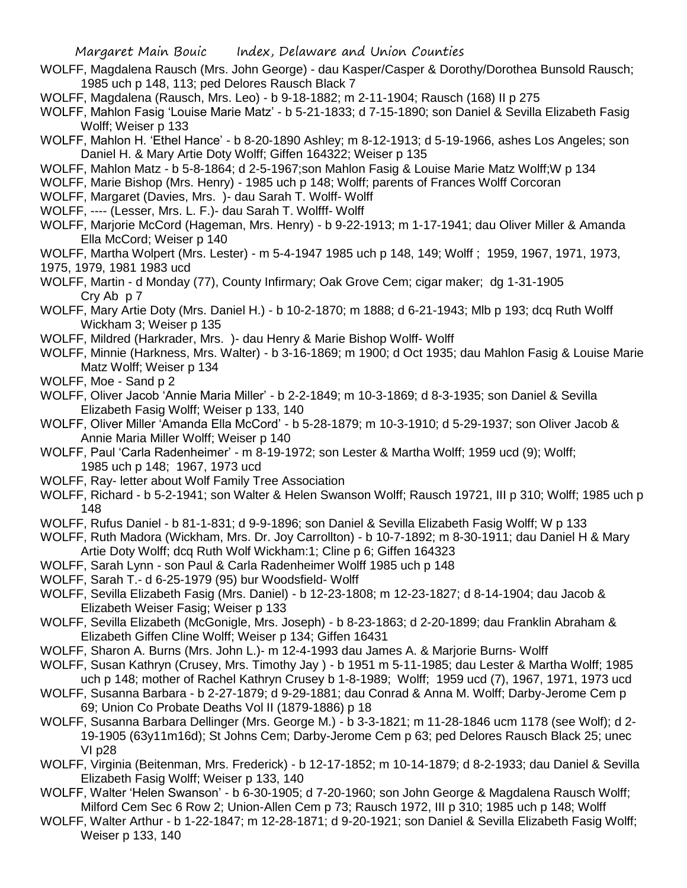WOLFF, Magdalena Rausch (Mrs. John George) - dau Kasper/Casper & Dorothy/Dorothea Bunsold Rausch; 1985 uch p 148, 113; ped Delores Rausch Black 7

WOLFF, Magdalena (Rausch, Mrs. Leo) - b 9-18-1882; m 2-11-1904; Rausch (168) II p 275

WOLFF, Mahlon Fasig 'Louise Marie Matz' - b 5-21-1833; d 7-15-1890; son Daniel & Sevilla Elizabeth Fasig Wolff; Weiser p 133

WOLFF, Mahlon H. 'Ethel Hance' - b 8-20-1890 Ashley; m 8-12-1913; d 5-19-1966, ashes Los Angeles; son Daniel H. & Mary Artie Doty Wolff; Giffen 164322; Weiser p 135

WOLFF, Mahlon Matz - b 5-8-1864; d 2-5-1967;son Mahlon Fasig & Louise Marie Matz Wolff;W p 134

WOLFF, Marie Bishop (Mrs. Henry) - 1985 uch p 148; Wolff; parents of Frances Wolff Corcoran

WOLFF, Margaret (Davies, Mrs. )- dau Sarah T. Wolff- Wolff

WOLFF, ---- (Lesser, Mrs. L. F.)- dau Sarah T. Wolfff- Wolff

WOLFF, Marjorie McCord (Hageman, Mrs. Henry) - b 9-22-1913; m 1-17-1941; dau Oliver Miller & Amanda Ella McCord; Weiser p 140

WOLFF, Martha Wolpert (Mrs. Lester) - m 5-4-1947 1985 uch p 148, 149; Wolff ; 1959, 1967, 1971, 1973, 1975, 1979, 1981 1983 ucd

WOLFF, Martin - d Monday (77), County Infirmary; Oak Grove Cem; cigar maker; dg 1-31-1905 Cry Ab p 7

WOLFF, Mary Artie Doty (Mrs. Daniel H.) - b 10-2-1870; m 1888; d 6-21-1943; Mlb p 193; dcq Ruth Wolff Wickham 3; Weiser p 135

WOLFF, Mildred (Harkrader, Mrs. )- dau Henry & Marie Bishop Wolff- Wolff

WOLFF, Minnie (Harkness, Mrs. Walter) - b 3-16-1869; m 1900; d Oct 1935; dau Mahlon Fasig & Louise Marie Matz Wolff; Weiser p 134

WOLFF, Moe - Sand p 2

WOLFF, Oliver Jacob 'Annie Maria Miller' - b 2-2-1849; m 10-3-1869; d 8-3-1935; son Daniel & Sevilla Elizabeth Fasig Wolff; Weiser p 133, 140

WOLFF, Oliver Miller 'Amanda Ella McCord' - b 5-28-1879; m 10-3-1910; d 5-29-1937; son Oliver Jacob & Annie Maria Miller Wolff; Weiser p 140

WOLFF, Paul 'Carla Radenheimer' - m 8-19-1972; son Lester & Martha Wolff; 1959 ucd (9); Wolff; 1985 uch p 148; 1967, 1973 ucd

WOLFF, Ray- letter about Wolf Family Tree Association

WOLFF, Richard - b 5-2-1941; son Walter & Helen Swanson Wolff; Rausch 19721, III p 310; Wolff; 1985 uch p 148

WOLFF, Rufus Daniel - b 81-1-831; d 9-9-1896; son Daniel & Sevilla Elizabeth Fasig Wolff; W p 133

WOLFF, Ruth Madora (Wickham, Mrs. Dr. Joy Carrollton) - b 10-7-1892; m 8-30-1911; dau Daniel H & Mary Artie Doty Wolff; dcq Ruth Wolf Wickham:1; Cline p 6; Giffen 164323

WOLFF, Sarah Lynn - son Paul & Carla Radenheimer Wolff 1985 uch p 148

WOLFF, Sarah T.- d 6-25-1979 (95) bur Woodsfield- Wolff

WOLFF, Sevilla Elizabeth Fasig (Mrs. Daniel) - b 12-23-1808; m 12-23-1827; d 8-14-1904; dau Jacob & Elizabeth Weiser Fasig; Weiser p 133

WOLFF, Sevilla Elizabeth (McGonigle, Mrs. Joseph) - b 8-23-1863; d 2-20-1899; dau Franklin Abraham & Elizabeth Giffen Cline Wolff; Weiser p 134; Giffen 16431

WOLFF, Sharon A. Burns (Mrs. John L.)- m 12-4-1993 dau James A. & Marjorie Burns- Wolff

WOLFF, Susan Kathryn (Crusey, Mrs. Timothy Jay ) - b 1951 m 5-11-1985; dau Lester & Martha Wolff; 1985 uch p 148; mother of Rachel Kathryn Crusey b 1-8-1989; Wolff; 1959 ucd (7), 1967, 1971, 1973 ucd

WOLFF, Susanna Barbara - b 2-27-1879; d 9-29-1881; dau Conrad & Anna M. Wolff; Darby-Jerome Cem p 69; Union Co Probate Deaths Vol II (1879-1886) p 18

WOLFF, Susanna Barbara Dellinger (Mrs. George M.) - b 3-3-1821; m 11-28-1846 ucm 1178 (see Wolf); d 2-19-1905 (63y11m16d); St Johns Cem; Darby-Jerome Cem p 63; ped Delores Rausch Black 25; unec VI p28

WOLFF, Virginia (Beitenman, Mrs. Frederick) - b 12-17-1852; m 10-14-1879; d 8-2-1933; dau Daniel & Sevilla Elizabeth Fasig Wolff; Weiser p 133, 140

WOLFF, Walter 'Helen Swanson' - b 6-30-1905; d 7-20-1960; son John George & Magdalena Rausch Wolff; Milford Cem Sec 6 Row 2; Union-Allen Cem p 73; Rausch 1972, III p 310; 1985 uch p 148; Wolff

WOLFF, Walter Arthur - b 1-22-1847; m 12-28-1871; d 9-20-1921; son Daniel & Sevilla Elizabeth Fasig Wolff; Weiser p 133, 140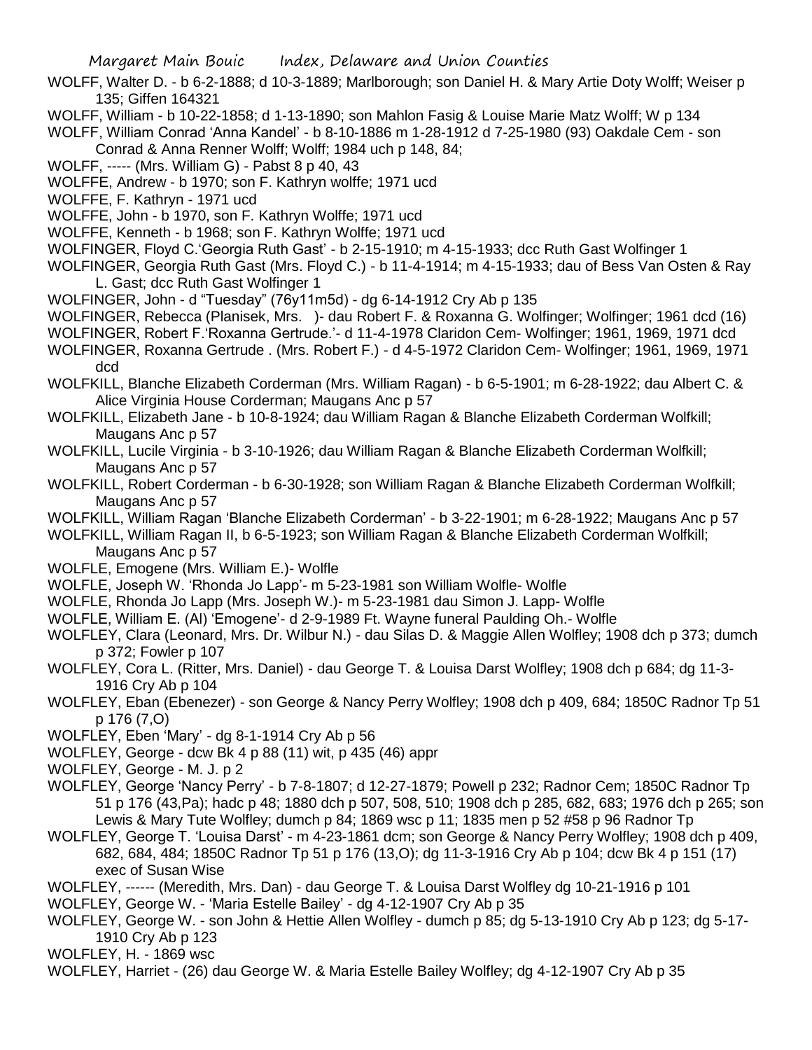WOLFF, Walter D. - b 6-2-1888; d 10-3-1889; Marlborough; son Daniel H. & Mary Artie Doty Wolff; Weiser p 135; Giffen 164321

WOLFF, William - b 10-22-1858; d 1-13-1890; son Mahlon Fasig & Louise Marie Matz Wolff; W p 134

WOLFF, William Conrad 'Anna Kandel' - b 8-10-1886 m 1-28-1912 d 7-25-1980 (93) Oakdale Cem - son Conrad & Anna Renner Wolff; Wolff; 1984 uch p 148, 84;

WOLFF, ----- (Mrs. William G) - Pabst 8 p 40, 43

WOLFFE, Andrew - b 1970; son F. Kathryn wolffe; 1971 ucd

WOLFFE, F. Kathryn - 1971 ucd

WOLFFE, John - b 1970, son F. Kathryn Wolffe; 1971 ucd

WOLFFE, Kenneth - b 1968; son F. Kathryn Wolffe; 1971 ucd

WOLFINGER, Floyd C.'Georgia Ruth Gast' - b 2-15-1910; m 4-15-1933; dcc Ruth Gast Wolfinger 1

WOLFINGER, Georgia Ruth Gast (Mrs. Floyd C.) - b 11-4-1914; m 4-15-1933; dau of Bess Van Osten & Ray L. Gast; dcc Ruth Gast Wolfinger 1

WOLFINGER, John - d "Tuesday" (76y11m5d) - dg 6-14-1912 Cry Ab p 135

WOLFINGER, Rebecca (Planisek, Mrs. )- dau Robert F. & Roxanna G. Wolfinger; Wolfinger; 1961 dcd (16)

WOLFINGER, Robert F.'Roxanna Gertrude.'- d 11-4-1978 Claridon Cem- Wolfinger; 1961, 1969, 1971 dcd

WOLFINGER, Roxanna Gertrude . (Mrs. Robert F.) - d 4-5-1972 Claridon Cem- Wolfinger; 1961, 1969, 1971 dcd

WOLFKILL, Blanche Elizabeth Corderman (Mrs. William Ragan) - b 6-5-1901; m 6-28-1922; dau Albert C. & Alice Virginia House Corderman; Maugans Anc p 57

WOLFKILL, Elizabeth Jane - b 10-8-1924; dau William Ragan & Blanche Elizabeth Corderman Wolfkill; Maugans Anc p 57

WOLFKILL, Lucile Virginia - b 3-10-1926; dau William Ragan & Blanche Elizabeth Corderman Wolfkill; Maugans Anc p 57

WOLFKILL, Robert Corderman - b 6-30-1928; son William Ragan & Blanche Elizabeth Corderman Wolfkill; Maugans Anc p 57

WOLFKILL, William Ragan 'Blanche Elizabeth Corderman' - b 3-22-1901; m 6-28-1922; Maugans Anc p 57

WOLFKILL, William Ragan II, b 6-5-1923; son William Ragan & Blanche Elizabeth Corderman Wolfkill; Maugans Anc p 57

WOLFLE, Emogene (Mrs. William E.)- Wolfle

WOLFLE, Joseph W. 'Rhonda Jo Lapp'- m 5-23-1981 son William Wolfle- Wolfle

WOLFLE, Rhonda Jo Lapp (Mrs. Joseph W.)- m 5-23-1981 dau Simon J. Lapp- Wolfle

WOLFLE, William E. (Al) 'Emogene'- d 2-9-1989 Ft. Wayne funeral Paulding Oh.- Wolfle

WOLFLEY, Clara (Leonard, Mrs. Dr. Wilbur N.) - dau Silas D. & Maggie Allen Wolfley; 1908 dch p 373; dumch p 372; Fowler p 107

WOLFLEY, Cora L. (Ritter, Mrs. Daniel) - dau George T. & Louisa Darst Wolfley; 1908 dch p 684; dg 11-3-1916 Cry Ab p 104

WOLFLEY, Eban (Ebenezer) - son George & Nancy Perry Wolfley; 1908 dch p 409, 684; 1850C Radnor Tp 51 p 176 (7,O)

WOLFLEY, Eben 'Mary' - dg 8-1-1914 Cry Ab p 56

WOLFLEY, George - dcw Bk 4 p 88 (11) wit, p 435 (46) appr

WOLFLEY, George - M. J. p 2

WOLFLEY, George 'Nancy Perry' - b 7-8-1807; d 12-27-1879; Powell p 232; Radnor Cem; 1850C Radnor Tp 51 p 176 (43,Pa); hadc p 48; 1880 dch p 507, 508, 510; 1908 dch p 285, 682, 683; 1976 dch p 265; son Lewis & Mary Tute Wolfley; dumch p 84; 1869 wsc p 11; 1835 men p 52 #58 p 96 Radnor Tp

WOLFLEY, George T. 'Louisa Darst' - m 4-23-1861 dcm; son George & Nancy Perry Wolfley; 1908 dch p 409, 682, 684, 484; 1850C Radnor Tp 51 p 176 (13,O); dg 11-3-1916 Cry Ab p 104; dcw Bk 4 p 151 (17) exec of Susan Wise

WOLFLEY, ------ (Meredith, Mrs. Dan) - dau George T. & Louisa Darst Wolfley dg 10-21-1916 p 101

WOLFLEY, George W. - 'Maria Estelle Bailey' - dg 4-12-1907 Cry Ab p 35

WOLFLEY, George W. - son John & Hettie Allen Wolfley - dumch p 85; dg 5-13-1910 Cry Ab p 123; dg 5-17-1910 Cry Ab p 123

WOLFLEY, H. - 1869 wsc

WOLFLEY, Harriet - (26) dau George W. & Maria Estelle Bailey Wolfley; dg 4-12-1907 Cry Ab p 35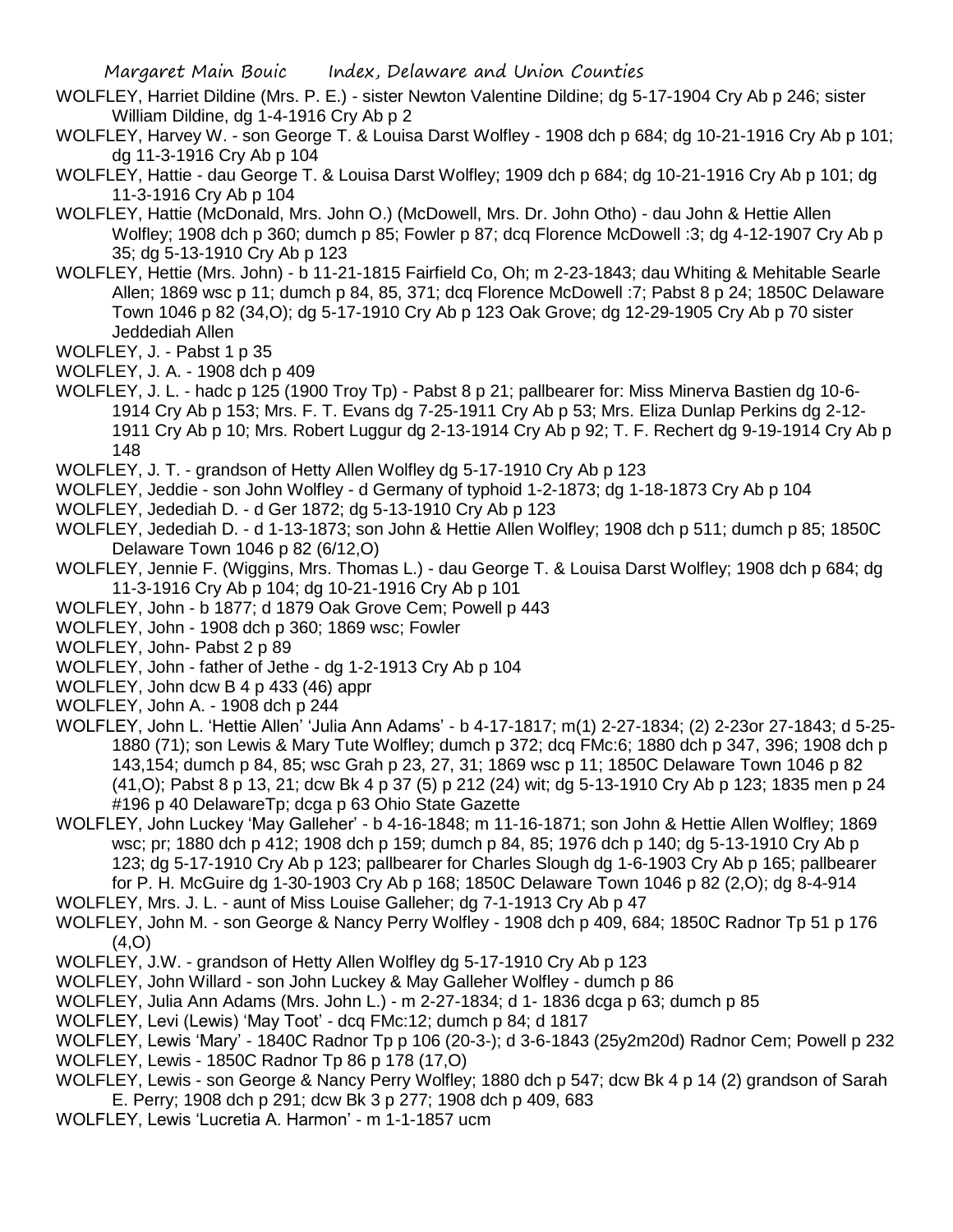WOLFLEY, Harriet Dildine (Mrs. P. E.) - sister Newton Valentine Dildine; dg 5-17-1904 Cry Ab p 246; sister William Dildine, dg 1-4-1916 Cry Ab p 2

WOLFLEY, Harvey W. - son George T. & Louisa Darst Wolfley - 1908 dch p 684; dg 10-21-1916 Cry Ab p 101; dg 11-3-1916 Cry Ab p 104

WOLFLEY, Hattie - dau George T. & Louisa Darst Wolfley; 1909 dch p 684; dg 10-21-1916 Cry Ab p 101; dg 11-3-1916 Cry Ab p 104

WOLFLEY, Hattie (McDonald, Mrs. John O.) (McDowell, Mrs. Dr. John Otho) - dau John & Hettie Allen Wolfley; 1908 dch p 360; dumch p 85; Fowler p 87; dcq Florence McDowell :3; dg 4-12-1907 Cry Ab p 35; dg 5-13-1910 Cry Ab p 123

WOLFLEY, Hettie (Mrs. John) - b 11-21-1815 Fairfield Co, Oh; m 2-23-1843; dau Whiting & Mehitable Searle Allen; 1869 wsc p 11; dumch p 84, 85, 371; dcq Florence McDowell :7; Pabst 8 p 24; 1850C Delaware Town 1046 p 82 (34,O); dg 5-17-1910 Cry Ab p 123 Oak Grove; dg 12-29-1905 Cry Ab p 70 sister Jeddediah Allen

WOLFLEY, J. - Pabst 1 p 35

WOLFLEY, J. A. - 1908 dch p 409

WOLFLEY, J. L. - hadc p 125 (1900 Troy Tp) - Pabst 8 p 21; pallbearer for: Miss Minerva Bastien dg 10-6-1914 Cry Ab p 153; Mrs. F. T. Evans dg 7-25-1911 Cry Ab p 53; Mrs. Eliza Dunlap Perkins dg 2-12-1911 Cry Ab p 10; Mrs. Robert Luggur dg 2-13-1914 Cry Ab p 92; T. F. Rechert dg 9-19-1914 Cry Ab p 148

WOLFLEY, J. T. - grandson of Hetty Allen Wolfley dg 5-17-1910 Cry Ab p 123

WOLFLEY, Jeddie - son John Wolfley - d Germany of typhoid 1-2-1873; dg 1-18-1873 Cry Ab p 104

WOLFLEY, Jedediah D. - d Ger 1872; dg 5-13-1910 Cry Ab p 123

WOLFLEY, Jedediah D. - d 1-13-1873; son John & Hettie Allen Wolfley; 1908 dch p 511; dumch p 85; 1850C Delaware Town 1046 p 82 (6/12,O)

WOLFLEY, Jennie F. (Wiggins, Mrs. Thomas L.) - dau George T. & Louisa Darst Wolfley; 1908 dch p 684; dg 11-3-1916 Cry Ab p 104; dg 10-21-1916 Cry Ab p 101

WOLFLEY, John - b 1877; d 1879 Oak Grove Cem; Powell p 443

WOLFLEY, John - 1908 dch p 360; 1869 wsc; Fowler

WOLFLEY, John- Pabst 2 p 89

WOLFLEY, John - father of Jethe - dg 1-2-1913 Cry Ab p 104

WOLFLEY, John dcw B 4 p 433 (46) appr

WOLFLEY, John A. - 1908 dch p 244

WOLFLEY, John L. 'Hettie Allen' 'Julia Ann Adams' - b 4-17-1817; m(1) 2-27-1834; (2) 2-23or 27-1843; d 5-25-1880 (71); son Lewis & Mary Tute Wolfley; dumch p 372; dcq FMc:6; 1880 dch p 347, 396; 1908 dch p 143,154; dumch p 84, 85; wsc Grah p 23, 27, 31; 1869 wsc p 11; 1850C Delaware Town 1046 p 82 (41,O); Pabst 8 p 13, 21; dcw Bk 4 p 37 (5) p 212 (24) wit; dg 5-13-1910 Cry Ab p 123; 1835 men p 24 #196 p 40 DelawareTp; dcga p 63 Ohio State Gazette

WOLFLEY, John Luckey 'May Galleher' - b 4-16-1848; m 11-16-1871; son John & Hettie Allen Wolfley; 1869 wsc; pr; 1880 dch p 412; 1908 dch p 159; dumch p 84, 85; 1976 dch p 140; dg 5-13-1910 Cry Ab p 123; dg 5-17-1910 Cry Ab p 123; pallbearer for Charles Slough dg 1-6-1903 Cry Ab p 165; pallbearer for P. H. McGuire dg 1-30-1903 Cry Ab p 168; 1850C Delaware Town 1046 p 82 (2,O); dg 8-4-914

WOLFLEY, Mrs. J. L. - aunt of Miss Louise Galleher; dg 7-1-1913 Cry Ab p 47

WOLFLEY, John M. - son George & Nancy Perry Wolfley - 1908 dch p 409, 684; 1850C Radnor Tp 51 p 176 (4,O)

WOLFLEY, J.W. - grandson of Hetty Allen Wolfley dg 5-17-1910 Cry Ab p 123

WOLFLEY, John Willard - son John Luckey & May Galleher Wolfley - dumch p 86

WOLFLEY, Julia Ann Adams (Mrs. John L.) - m 2-27-1834; d 1- 1836 dcga p 63; dumch p 85

WOLFLEY, Levi (Lewis) 'May Toot' - dcq FMc:12; dumch p 84; d 1817

WOLFLEY, Lewis 'Mary' - 1840C Radnor Tp p 106 (20-3-); d 3-6-1843 (25y2m20d) Radnor Cem; Powell p 232

WOLFLEY, Lewis - 1850C Radnor Tp 86 p 178 (17,O)

WOLFLEY, Lewis - son George & Nancy Perry Wolfley; 1880 dch p 547; dcw Bk 4 p 14 (2) grandson of Sarah E. Perry; 1908 dch p 291; dcw Bk 3 p 277; 1908 dch p 409, 683

WOLFLEY, Lewis 'Lucretia A. Harmon' - m 1-1-1857 ucm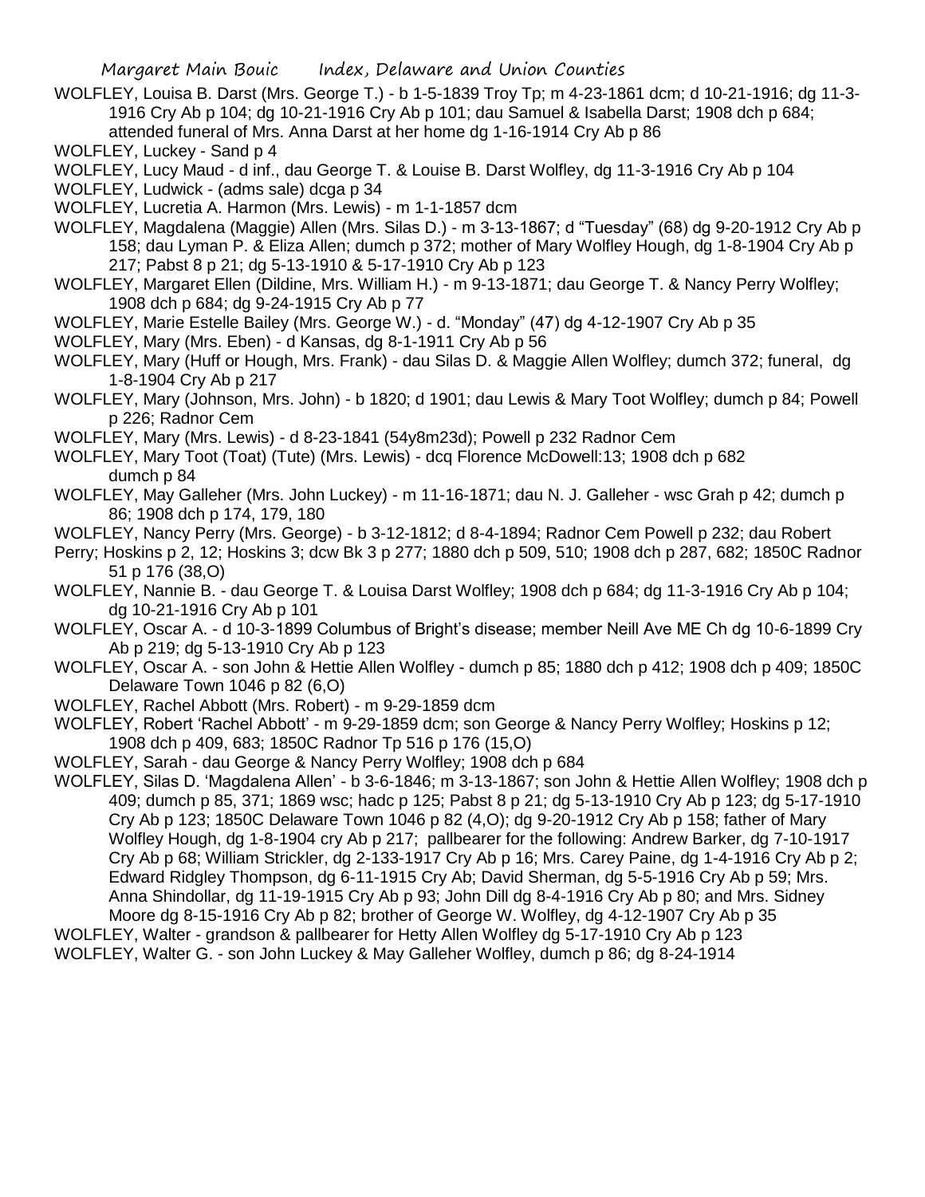WOLFLEY, Louisa B. Darst (Mrs. George T.) - b 1-5-1839 Troy Tp; m 4-23-1861 dcm; d 10-21-1916; dg 11-3-1916 Cry Ab p 104; dg 10-21-1916 Cry Ab p 101; dau Samuel & Isabella Darst; 1908 dch p 684; attended funeral of Mrs. Anna Darst at her home dg 1-16-1914 Cry Ab p 86

WOLFLEY, Luckey - Sand p 4

WOLFLEY, Lucy Maud - d inf., dau George T. & Louise B. Darst Wolfley, dg 11-3-1916 Cry Ab p 104

WOLFLEY, Ludwick - (adms sale) dcga p 34

WOLFLEY, Lucretia A. Harmon (Mrs. Lewis) - m 1-1-1857 dcm

WOLFLEY, Magdalena (Maggie) Allen (Mrs. Silas D.) - m 3-13-1867; d "Tuesday" (68) dg 9-20-1912 Cry Ab p 158; dau Lyman P. & Eliza Allen; dumch p 372; mother of Mary Wolfley Hough, dg 1-8-1904 Cry Ab p 217; Pabst 8 p 21; dg 5-13-1910 & 5-17-1910 Cry Ab p 123

WOLFLEY, Margaret Ellen (Dildine, Mrs. William H.) - m 9-13-1871; dau George T. & Nancy Perry Wolfley; 1908 dch p 684; dg 9-24-1915 Cry Ab p 77

WOLFLEY, Marie Estelle Bailey (Mrs. George W.) - d. "Monday" (47) dg 4-12-1907 Cry Ab p 35

WOLFLEY, Mary (Mrs. Eben) - d Kansas, dg 8-1-1911 Cry Ab p 56

WOLFLEY, Mary (Huff or Hough, Mrs. Frank) - dau Silas D. & Maggie Allen Wolfley; dumch 372; funeral, dg 1-8-1904 Cry Ab p 217

WOLFLEY, Mary (Johnson, Mrs. John) - b 1820; d 1901; dau Lewis & Mary Toot Wolfley; dumch p 84; Powell p 226; Radnor Cem

WOLFLEY, Mary (Mrs. Lewis) - d 8-23-1841 (54y8m23d); Powell p 232 Radnor Cem

WOLFLEY, Mary Toot (Toat) (Tute) (Mrs. Lewis) - dcq Florence McDowell:13; 1908 dch p 682 dumch p 84

WOLFLEY, May Galleher (Mrs. John Luckey) - m 11-16-1871; dau N. J. Galleher - wsc Grah p 42; dumch p 86; 1908 dch p 174, 179, 180

WOLFLEY, Nancy Perry (Mrs. George) - b 3-12-1812; d 8-4-1894; Radnor Cem Powell p 232; dau Robert Perry; Hoskins p 2, 12; Hoskins 3; dcw Bk 3 p 277; 1880 dch p 509, 510; 1908 dch p 287, 682; 1850C Radnor 51 p 176 (38,O)

WOLFLEY, Nannie B. - dau George T. & Louisa Darst Wolfley; 1908 dch p 684; dg 11-3-1916 Cry Ab p 104; dg 10-21-1916 Cry Ab p 101

WOLFLEY, Oscar A. - d 10-3-1899 Columbus of Bright's disease; member Neill Ave ME Ch dg 10-6-1899 Cry Ab p 219; dg 5-13-1910 Cry Ab p 123

WOLFLEY, Oscar A. - son John & Hettie Allen Wolfley - dumch p 85; 1880 dch p 412; 1908 dch p 409; 1850C Delaware Town 1046 p 82 (6,O)

WOLFLEY, Rachel Abbott (Mrs. Robert) - m 9-29-1859 dcm

WOLFLEY, Robert 'Rachel Abbott' - m 9-29-1859 dcm; son George & Nancy Perry Wolfley; Hoskins p 12; 1908 dch p 409, 683; 1850C Radnor Tp 516 p 176 (15,O)

WOLFLEY, Sarah - dau George & Nancy Perry Wolfley; 1908 dch p 684

WOLFLEY, Silas D. 'Magdalena Allen' - b 3-6-1846; m 3-13-1867; son John & Hettie Allen Wolfley; 1908 dch p 409; dumch p 85, 371; 1869 wsc; hadc p 125; Pabst 8 p 21; dg 5-13-1910 Cry Ab p 123; dg 5-17-1910 Cry Ab p 123; 1850C Delaware Town 1046 p 82 (4,O); dg 9-20-1912 Cry Ab p 158; father of Mary Wolfley Hough, dg 1-8-1904 cry Ab p 217; pallbearer for the following: Andrew Barker, dg 7-10-1917 Cry Ab p 68; William Strickler, dg 2-133-1917 Cry Ab p 16; Mrs. Carey Paine, dg 1-4-1916 Cry Ab p 2; Edward Ridgley Thompson, dg 6-11-1915 Cry Ab; David Sherman, dg 5-5-1916 Cry Ab p 59; Mrs. Anna Shindollar, dg 11-19-1915 Cry Ab p 93; John Dill dg 8-4-1916 Cry Ab p 80; and Mrs. Sidney Moore dg 8-15-1916 Cry Ab p 82; brother of George W. Wolfley, dg 4-12-1907 Cry Ab p 35

WOLFLEY, Walter - grandson & pallbearer for Hetty Allen Wolfley dg 5-17-1910 Cry Ab p 123

WOLFLEY, Walter G. - son John Luckey & May Galleher Wolfley, dumch p 86; dg 8-24-1914